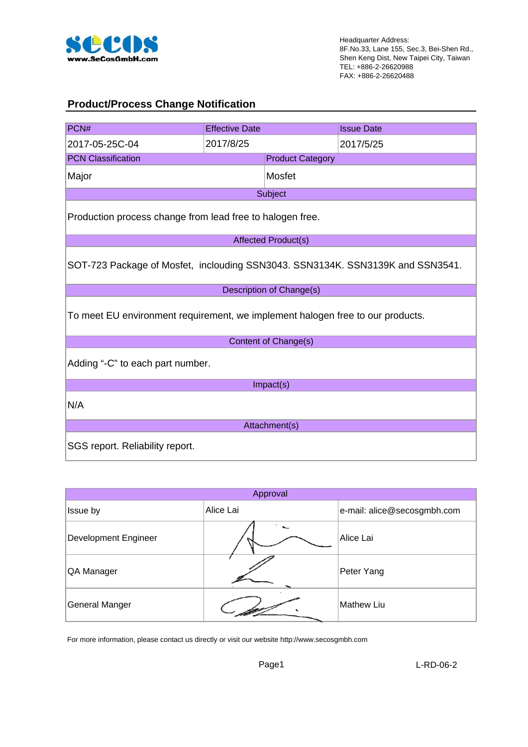Headquarter Address:
8F.No.33, Lane 155, Sec.3, Bei-Shen Rd.,
Shen Keng Dist, New Taipei City, Taiwan
TEL: +886-2-26620988
FAX: +886-2-26620488

## Product/Process Change Notification

| PCN# | Effective Date | Issue Date |
|---|---|---|
| 2017-05-25C-04 | 2017/8/25 | 2017/5/25 |

| PCN Classification | Product Category |
|---|---|
| Major | Mosfet |

**Subject**

Production process change from lead free to halogen free.

**Affected Product(s)**

SOT-723 Package of Mosfet, inclouding SSN3043. SSN3134K. SSN3139K and SSN3541.

**Description of Change(s)**

To meet EU environment requirement, we implement halogen free to our products.

**Content of Change(s)**

Adding "-C" to each part number.

**Impact(s)**

N/A

**Attachment(s)**

SGS report. Reliability report.

| Approval | | |
|---|---|---|
| Issue by | Alice Lai | e-mail: alice@secosgmbh.com |
| Development Engineer | | Alice Lai |
| QA Manager | | Peter Yang |
| General Manger | | Mathew Liu |

For more information, please contact us directly or visit our website http://www.secosgmbh.com

L-RD-06-2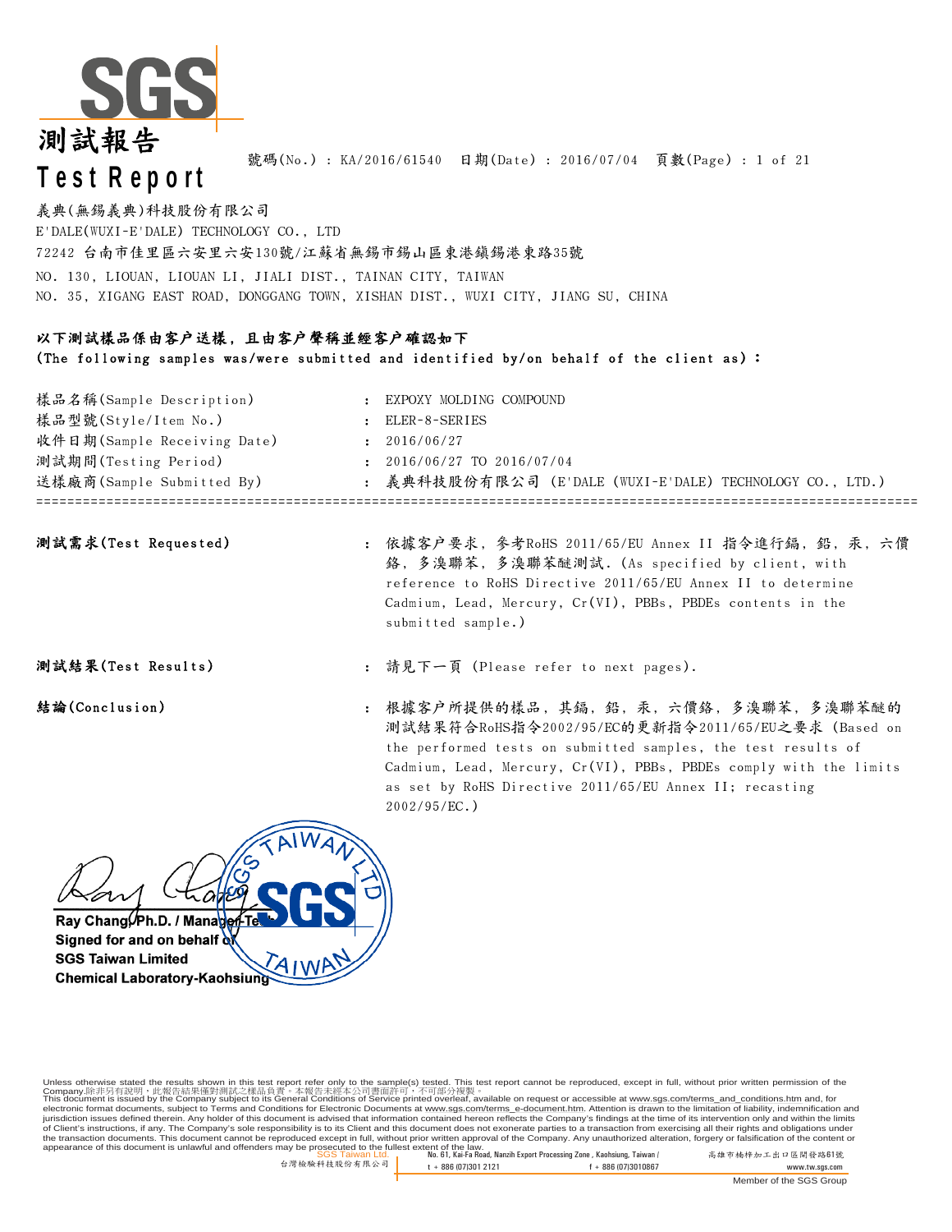# 測試報告
# Test Report

號碼(No.) : KA/2016/61540　日期(Date) : 2016/07/04　頁數(Page) : 1 of 21

義典(無錫義典)科技股份有限公司
E'DALE(WUXI-E'DALE) TECHNOLOGY CO., LTD
72242 台南市佳里區六安里六安130號/江蘇省無錫市錫山區東港鎮錫港東路35號
NO. 130, LIOUAN, LIOUAN LI, JIALI DIST., TAINAN CITY, TAIWAN
NO. 35, XIGANG EAST ROAD, DONGGANG TOWN, XISHAN DIST., WUXI CITY, JIANG SU, CHINA

**以下測試樣品係由客戶送樣，且由客戶聲稱並經客戶確認如下**
**(The following samples was/were submitted and identified by/on behalf of the client as):**

| | | |
|---|---|---|
| 樣品名稱(Sample Description) | : | EXPOXY MOLDING COMPOUND |
| 樣品型號(Style/Item No.) | : | ELER-8-SERIES |
| 收件日期(Sample Receiving Date) | : | 2016/06/27 |
| 測試期間(Testing Period) | : | 2016/06/27 TO 2016/07/04 |
| 送樣廠商(Sample Submitted By) | : | 義典科技股份有限公司 (E'DALE (WUXI-E'DALE) TECHNOLOGY CO., LTD.) |

---

**測試需求(Test Requested)** : 依據客户要求，參考RoHS 2011/65/EU Annex II 指令進行鎘，鉛，汞，六價鉻，多溴聯苯，多溴聯苯醚測試. (As specified by client, with reference to RoHS Directive 2011/65/EU Annex II to determine Cadmium, Lead, Mercury, Cr(VI), PBBs, PBDEs contents in the submitted sample.)

**測試結果(Test Results)** : 請見下一頁 (Please refer to next pages).

**結論(Conclusion)** : 根據客户所提供的樣品，其鎘，鉛，汞，六價鉻，多溴聯苯，多溴聯苯醚的測試結果符合RoHS指令2002/95/EC的更新指令2011/65/EU之要求 (Based on the performed tests on submitted samples, the test results of Cadmium, Lead, Mercury, Cr(VI), PBBs, PBDEs comply with the limits as set by RoHS Directive 2011/65/EU Annex II; recasting 2002/95/EC.)

**Ray Chang, Ph.D. / Manager-Tech**
**Signed for and on behalf of**
**SGS Taiwan Limited**
**Chemical Laboratory-Kaohsiung**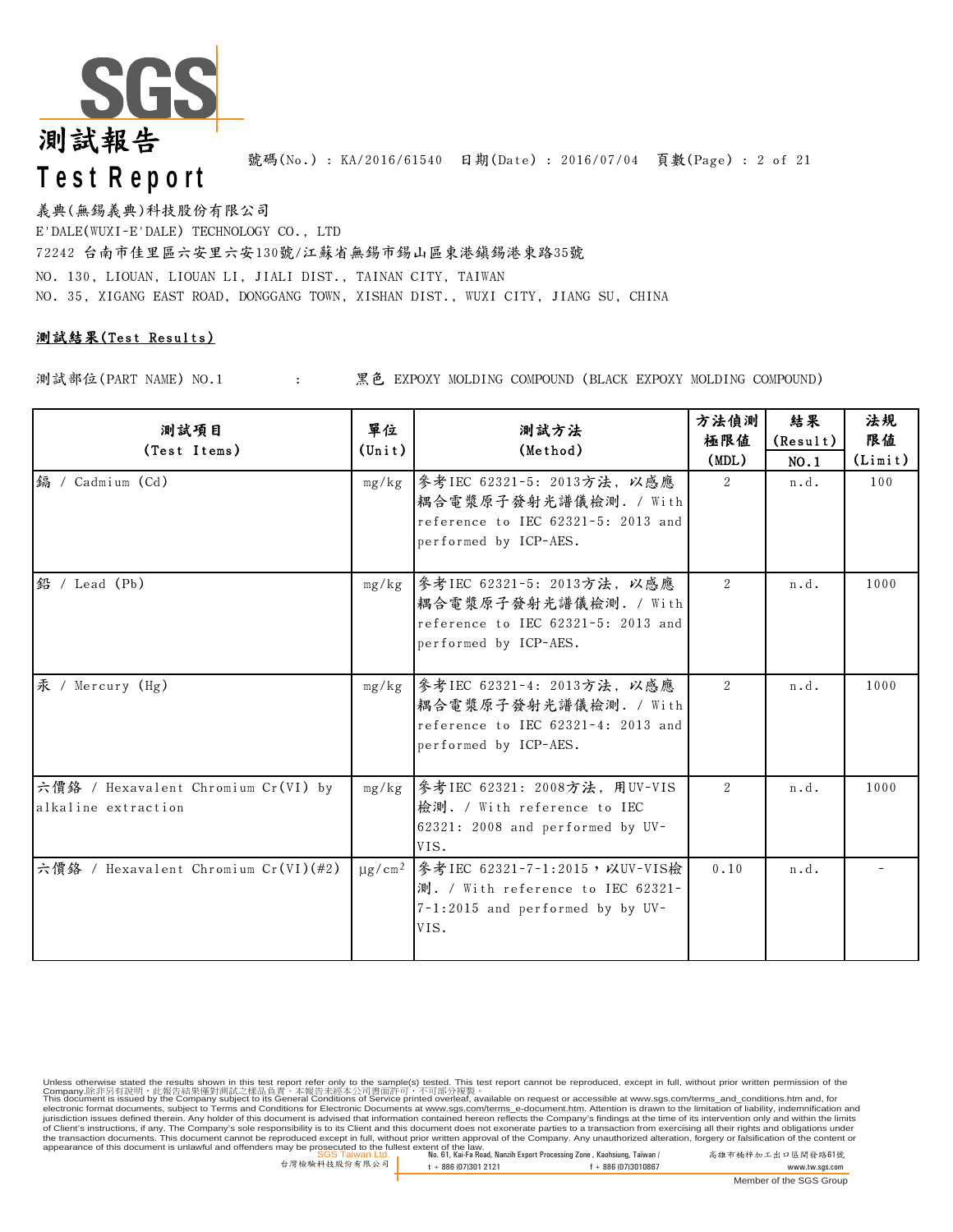# 測試報告
# Test Report

號碼(No.) : KA/2016/61540 日期(Date) : 2016/07/04

義典(無錫義典)科技股份有限公司
E'DALE(WUXI-E'DALE) TECHNOLOGY CO., LTD
72242 台南市佳里區六安里六安130號/江蘇省無錫市錫山區東港鎮錫港東路35號
NO. 130, LIOUAN, LIOUAN LI, JIALI DIST., TAINAN CITY, TAIWAN
NO. 35, XIGANG EAST ROAD, DONGGANG TOWN, XISHAN DIST., WUXI CITY, JIANG SU, CHINA

## 測試結果(Test Results)

測試部位(PART NAME) NO.1 : 黑色 EXPOXY MOLDING COMPOUND (BLACK EXPOXY MOLDING COMPOUND)

| 測試項目 (Test Items) | 單位 (Unit) | 測試方法 (Method) | 方法偵測極限值 (MDL) | 結果 (Result) NO.1 | 法規限值 (Limit) |
|---|---|---|---|---|---|
| 鎘 / Cadmium (Cd) | mg/kg | 參考IEC 62321-5: 2013方法, 以感應耦合電漿原子發射光譜儀檢測. / With reference to IEC 62321-5: 2013 and performed by ICP-AES. | 2 | n.d. | 100 |
| 鉛 / Lead (Pb) | mg/kg | 參考IEC 62321-5: 2013方法, 以感應耦合電漿原子發射光譜儀檢測. / With reference to IEC 62321-5: 2013 and performed by ICP-AES. | 2 | n.d. | 1000 |
| 汞 / Mercury (Hg) | mg/kg | 參考IEC 62321-4: 2013方法, 以感應耦合電漿原子發射光譜儀檢測. / With reference to IEC 62321-4: 2013 and performed by ICP-AES. | 2 | n.d. | 1000 |
| 六價鉻 / Hexavalent Chromium Cr(VI) by alkaline extraction | mg/kg | 參考IEC 62321: 2008方法, 用UV-VIS檢測. / With reference to IEC 62321: 2008 and performed by UV-VIS. | 2 | n.d. | 1000 |
| 六價鉻 / Hexavalent Chromium Cr(VI)(#2) | μg/cm² | 參考IEC 62321-7-1:2015，以UV-VIS檢測. / With reference to IEC 62321-7-1:2015 and performed by by UV-VIS. | 0.10 | n.d. | - |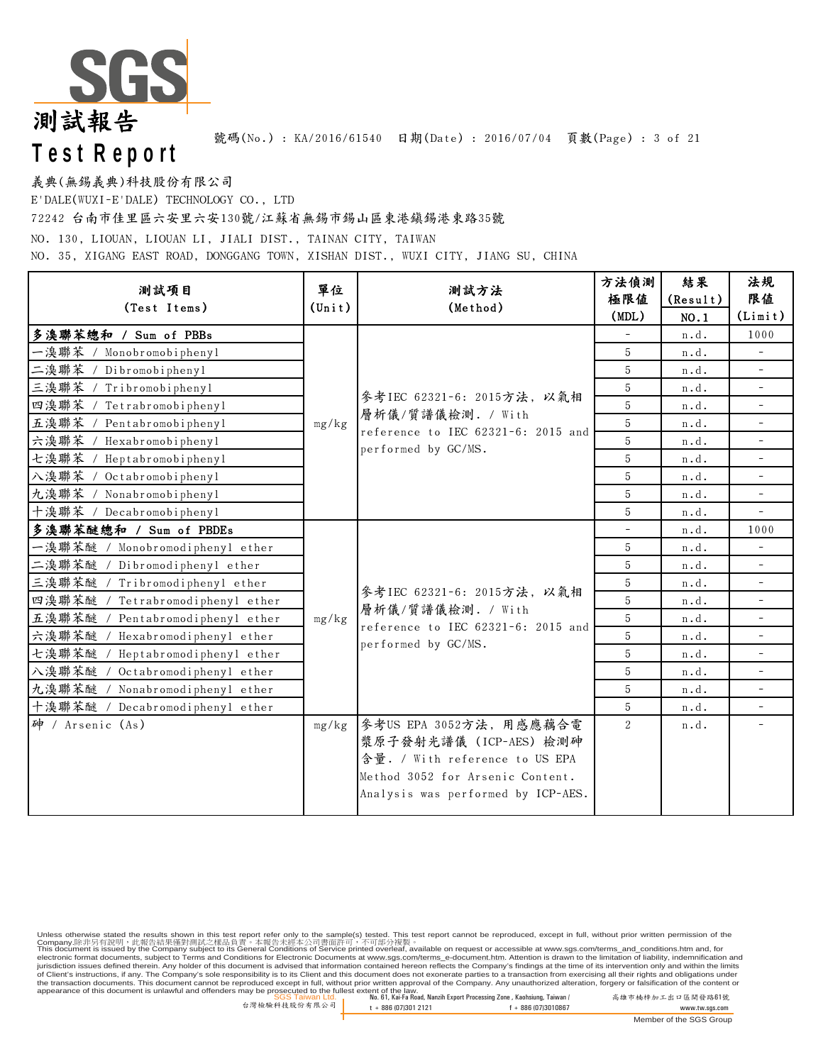號碼(No.) : KA/2016/61540　日期(Date) : 2016/07/04

義典(無錫義典)科技股份有限公司
E'DALE(WUXI-E'DALE) TECHNOLOGY CO., LTD
72242 台南市佳里區六安里六安130號/江蘇省無錫市錫山區東港鎮錫港東路35號
NO. 130, LIOUAN, LIOUAN LI, JIALI DIST., TAINAN CITY, TAIWAN
NO. 35, XIGANG EAST ROAD, DONGGANG TOWN, XISHAN DIST., WUXI CITY, JIANG SU, CHINA

| 測試項目 (Test Items) | 單位 (Unit) | 測試方法 (Method) | 方法偵測極限值 (MDL) | 結果 (Result) NO.1 | 法規限值 (Limit) |
|---|---|---|---|---|---|
| **多溴聯苯總和 / Sum of PBBs** | mg/kg | 參考IEC 62321-6: 2015方法, 以氣相層析儀/質譜儀檢測. / With reference to IEC 62321-6: 2015 and performed by GC/MS. | - | n.d. | 1000 |
| 一溴聯苯 / Monobromobiphenyl | | | 5 | n.d. | - |
| 二溴聯苯 / Dibromobiphenyl | | | 5 | n.d. | - |
| 三溴聯苯 / Tribromobiphenyl | | | 5 | n.d. | - |
| 四溴聯苯 / Tetrabromobiphenyl | | | 5 | n.d. | - |
| 五溴聯苯 / Pentabromobiphenyl | | | 5 | n.d. | - |
| 六溴聯苯 / Hexabromobiphenyl | | | 5 | n.d. | - |
| 七溴聯苯 / Heptabromobiphenyl | | | 5 | n.d. | - |
| 八溴聯苯 / Octabromobiphenyl | | | 5 | n.d. | - |
| 九溴聯苯 / Nonabromobiphenyl | | | 5 | n.d. | - |
| 十溴聯苯 / Decabromobiphenyl | | | 5 | n.d. | - |
| **多溴聯苯醚總和 / Sum of PBDEs** | mg/kg | 參考IEC 62321-6: 2015方法, 以氣相層析儀/質譜儀檢測. / With reference to IEC 62321-6: 2015 and performed by GC/MS. | - | n.d. | 1000 |
| 一溴聯苯醚 / Monobromodiphenyl ether | | | 5 | n.d. | - |
| 二溴聯苯醚 / Dibromodiphenyl ether | | | 5 | n.d. | - |
| 三溴聯苯醚 / Tribromodiphenyl ether | | | 5 | n.d. | - |
| 四溴聯苯醚 / Tetrabromodiphenyl ether | | | 5 | n.d. | - |
| 五溴聯苯醚 / Pentabromodiphenyl ether | | | 5 | n.d. | - |
| 六溴聯苯醚 / Hexabromodiphenyl ether | | | 5 | n.d. | - |
| 七溴聯苯醚 / Heptabromodiphenyl ether | | | 5 | n.d. | - |
| 八溴聯苯醚 / Octabromodiphenyl ether | | | 5 | n.d. | - |
| 九溴聯苯醚 / Nonabromodiphenyl ether | | | 5 | n.d. | - |
| 十溴聯苯醚 / Decabromodiphenyl ether | | | 5 | n.d. | - |
| 砷 / Arsenic (As) | mg/kg | 參考US EPA 3052方法, 用感應耦合電漿原子發射光譜儀 (ICP-AES) 檢測砷含量. / With reference to US EPA Method 3052 for Arsenic Content. Analysis was performed by ICP-AES. | 2 | n.d. | - |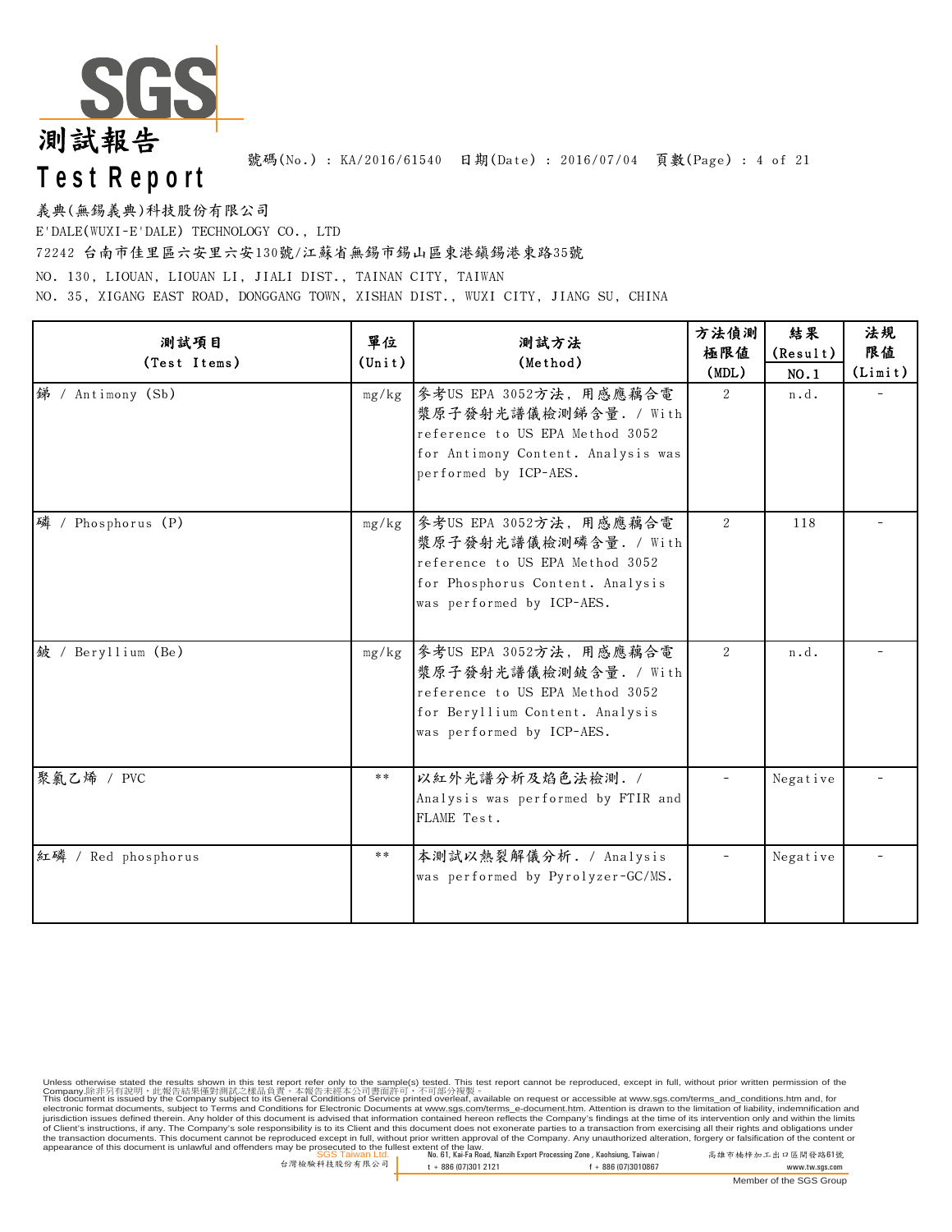# 測試報告
# Test Report

號碼(No.) : KA/2016/61540　日期(Date) : 2016/07/04　頁數(Page) : 4 of 21

義典(無錫義典)科技股份有限公司
E'DALE(WUXI-E'DALE) TECHNOLOGY CO., LTD
72242 台南市佳里區六安里六安130號/江蘇省無錫市錫山區東港鎮錫港東路35號
NO. 130, LIOUAN, LIOUAN LI, JIALI DIST., TAINAN CITY, TAIWAN
NO. 35, XIGANG EAST ROAD, DONGGANG TOWN, XISHAN DIST., WUXI CITY, JIANG SU, CHINA

| 測試項目 (Test Items) | 單位 (Unit) | 測試方法 (Method) | 方法偵測極限值 (MDL) | 結果 (Result) NO.1 | 法規限值 (Limit) |
|---|---|---|---|---|---|
| 銻 / Antimony (Sb) | mg/kg | 參考US EPA 3052方法, 用感應耦合電漿原子發射光譜儀檢測銻含量. / With reference to US EPA Method 3052 for Antimony Content. Analysis was performed by ICP-AES. | 2 | n.d. | - |
| 磷 / Phosphorus (P) | mg/kg | 參考US EPA 3052方法, 用感應耦合電漿原子發射光譜儀檢測磷含量. / With reference to US EPA Method 3052 for Phosphorus Content. Analysis was performed by ICP-AES. | 2 | 118 | - |
| 鈹 / Beryllium (Be) | mg/kg | 參考US EPA 3052方法, 用感應耦合電漿原子發射光譜儀檢測鈹含量. / With reference to US EPA Method 3052 for Beryllium Content. Analysis was performed by ICP-AES. | 2 | n.d. | - |
| 聚氯乙烯 / PVC | ** | 以紅外光譜分析及焰色法檢測. / Analysis was performed by FTIR and FLAME Test. | - | Negative | - |
| 紅磷 / Red phosphorus | ** | 本測試以熱裂解儀分析. / Analysis was performed by Pyrolyzer-GC/MS. | - | Negative | - |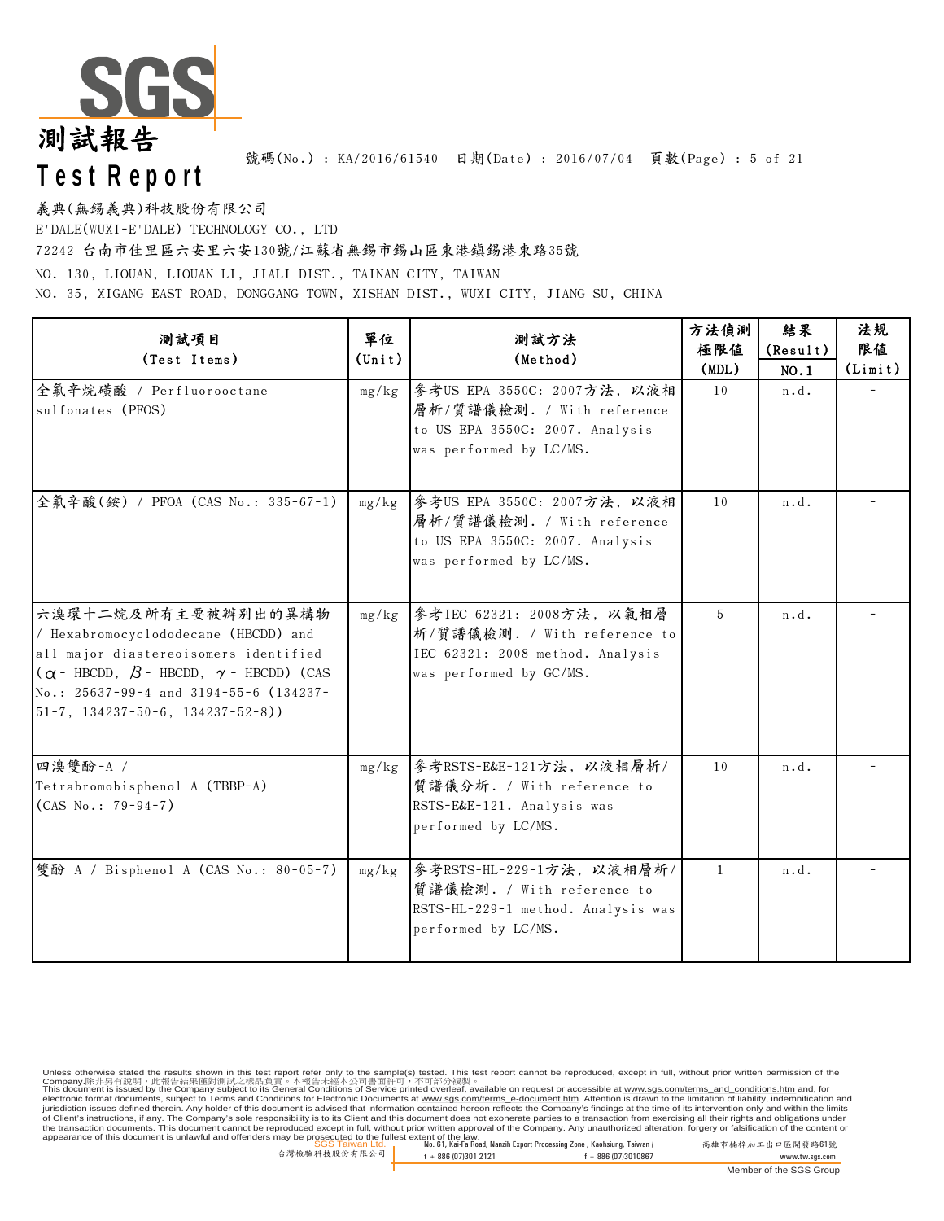# 測試報告
# Test Report

號碼(No.) : KA/2016/61540　日期(Date) : 2016/07/04

義典(無錫義典)科技股份有限公司

E'DALE(WUXI-E'DALE) TECHNOLOGY CO., LTD

72242 台南市佳里區六安里六安130號/江蘇省無錫市錫山區東港鎮錫港東路35號

NO. 130, LIOUAN, LIOUAN LI, JIALI DIST., TAINAN CITY, TAIWAN

NO. 35, XIGANG EAST ROAD, DONGGANG TOWN, XISHAN DIST., WUXI CITY, JIANG SU, CHINA

| 測試項目 (Test Items) | 單位 (Unit) | 測試方法 (Method) | 方法偵測極限值 (MDL) | 結果 (Result) NO.1 | 法規限值 (Limit) |
|---|---|---|---|---|---|
| 全氟辛烷磺酸 / Perfluorooctane sulfonates (PFOS) | mg/kg | 參考US EPA 3550C: 2007方法, 以液相層析/質譜儀檢測. / With reference to US EPA 3550C: 2007. Analysis was performed by LC/MS. | 10 | n.d. | - |
| 全氟辛酸(銨) / PFOA (CAS No.: 335-67-1) | mg/kg | 參考US EPA 3550C: 2007方法, 以液相層析/質譜儀檢測. / With reference to US EPA 3550C: 2007. Analysis was performed by LC/MS. | 10 | n.d. | - |
| 六溴環十二烷及所有主要被辨別出的異構物 / Hexabromocyclododecane (HBCDD) and all major diastereoisomers identified ($\alpha$- HBCDD, $\beta$- HBCDD, $\gamma$- HBCDD) (CAS No.: 25637-99-4 and 3194-55-6 (134237-51-7, 134237-50-6, 134237-52-8)) | mg/kg | 參考IEC 62321: 2008方法, 以氣相層析/質譜儀檢測. / With reference to IEC 62321: 2008 method. Analysis was performed by GC/MS. | 5 | n.d. | - |
| 四溴雙酚-A / Tetrabromobisphenol A (TBBP-A) (CAS No.: 79-94-7) | mg/kg | 參考RSTS-E&E-121方法, 以液相層析/質譜儀分析. / With reference to RSTS-E&E-121. Analysis was performed by LC/MS. | 10 | n.d. | - |
| 雙酚 A / Bisphenol A (CAS No.: 80-05-7) | mg/kg | 參考RSTS-HL-229-1方法, 以液相層析/質譜儀檢測. / With reference to RSTS-HL-229-1 method. Analysis was performed by LC/MS. | 1 | n.d. | - |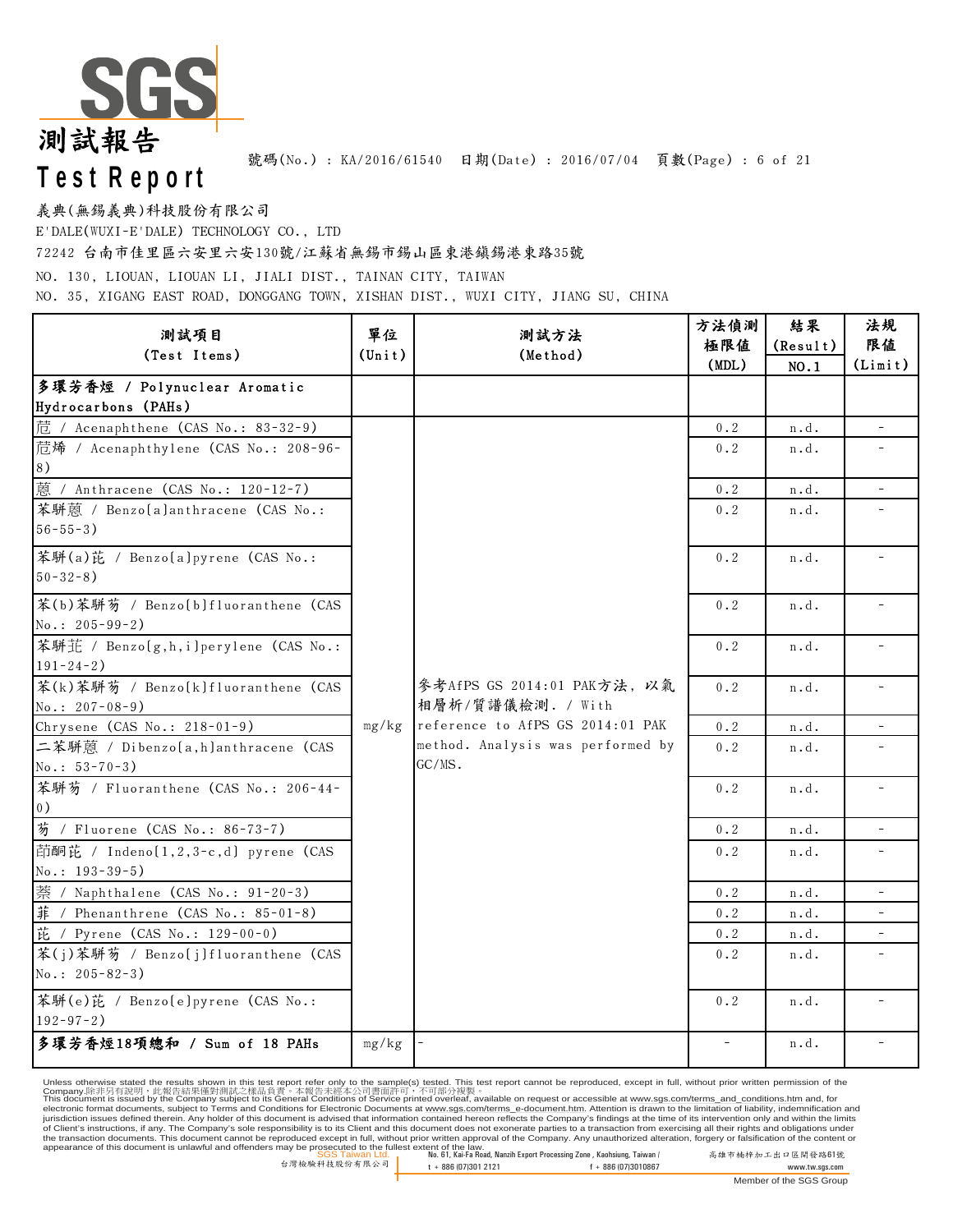# 測試報告
# Test Report

號碼(No.) : KA/2016/61540　日期(Date) : 2016/07/04

義典(無錫義典)科技股份有限公司

E'DALE(WUXI-E'DALE) TECHNOLOGY CO., LTD

72242 台南市佳里區六安里六安130號/江蘇省無錫市錫山區東港鎮錫港東路35號

NO. 130, LIOUAN, LIOUAN LI, JIALI DIST., TAINAN CITY, TAIWAN

NO. 35, XIGANG EAST ROAD, DONGGANG TOWN, XISHAN DIST., WUXI CITY, JIANG SU, CHINA

| 測試項目 (Test Items) | 單位 (Unit) | 測試方法 (Method) | 方法偵測極限值 (MDL) | 結果 (Result) NO.1 | 法規限值 (Limit) |
|---|---|---|---|---|---|
| **多環芳香烴 / Polynuclear Aromatic Hydrocarbons (PAHs)** | | | | | |
| 苊 / Acenaphthene (CAS No.: 83-32-9) | mg/kg | 參考AfPS GS 2014:01 PAK方法，以氣相層析/質譜儀檢測. / With reference to AfPS GS 2014:01 PAK method. Analysis was performed by GC/MS. | 0.2 | n.d. | - |
| 苊烯 / Acenaphthylene (CAS No.: 208-96-8) | mg/kg | | 0.2 | n.d. | - |
| 蒽 / Anthracene (CAS No.: 120-12-7) | mg/kg | | 0.2 | n.d. | - |
| 苯駢蒽 / Benzo[a]anthracene (CAS No.: 56-55-3) | mg/kg | | 0.2 | n.d. | - |
| 苯駢(a)芘 / Benzo[a]pyrene (CAS No.: 50-32-8) | mg/kg | | 0.2 | n.d. | - |
| 苯(b)苯駢芴 / Benzo[b]fluoranthene (CAS No.: 205-99-2) | mg/kg | | 0.2 | n.d. | - |
| 苯駢苝 / Benzo[g,h,i]perylene (CAS No.: 191-24-2) | mg/kg | | 0.2 | n.d. | - |
| 苯(k)苯駢芴 / Benzo[k]fluoranthene (CAS No.: 207-08-9) | mg/kg | | 0.2 | n.d. | - |
| Chrysene (CAS No.: 218-01-9) | mg/kg | | 0.2 | n.d. | - |
| 二苯駢蒽 / Dibenzo[a,h]anthracene (CAS No.: 53-70-3) | mg/kg | | 0.2 | n.d. | - |
| 苯駢芴 / Fluoranthene (CAS No.: 206-44-0) | mg/kg | | 0.2 | n.d. | - |
| 芴 / Fluorene (CAS No.: 86-73-7) | mg/kg | | 0.2 | n.d. | - |
| 茚酮芘 / Indeno[1,2,3-c,d] pyrene (CAS No.: 193-39-5) | mg/kg | | 0.2 | n.d. | - |
| 萘 / Naphthalene (CAS No.: 91-20-3) | mg/kg | | 0.2 | n.d. | - |
| 菲 / Phenanthrene (CAS No.: 85-01-8) | mg/kg | | 0.2 | n.d. | - |
| 芘 / Pyrene (CAS No.: 129-00-0) | mg/kg | | 0.2 | n.d. | - |
| 苯(j)苯駢芴 / Benzo[j]fluoranthene (CAS No.: 205-82-3) | mg/kg | | 0.2 | n.d. | - |
| 苯駢(e)芘 / Benzo[e]pyrene (CAS No.: 192-97-2) | mg/kg | | 0.2 | n.d. | - |
| **多環芳香烴18項總和 / Sum of 18 PAHs** | mg/kg | - | - | n.d. | - |

Unless otherwise stated the results shown in this test report refer only to the sample(s) tested. This test report cannot be reproduced, except in full, without prior written permission of the Company.除非另有說明，此報告結果僅對測試之樣品負責。本報告未經本公司書面許可，不可部分複製。
This document is issued by the Company subject to its General Conditions of Service printed overleaf, available on request or accessible at www.sgs.com/terms_and_conditions.htm and, for electronic format documents, subject to Terms and Conditions for Electronic Documents at www.sgs.com/terms_e-document.htm. Attention is drawn to the limitation of liability, indemnification and jurisdiction issues defined therein. Any holder of this document is advised that information contained hereon reflects the Company's findings at the time of its intervention only and within the limits of Client's instructions, if any. The Company's sole responsibility is to its Client and this document does not exonerate parties to a transaction from exercising all their rights and obligations under the transaction documents. This document cannot be reproduced except in full, without prior written approval of the Company. Any unauthorized alteration, forgery or falsification of the content or appearance of this document is unlawful and offenders may be prosecuted to the fullest extent of the law.

SGS Taiwan Ltd. 台灣檢驗科技股份有限公司 | No. 61, Kai-Fa Road, Nanzih Export Processing Zone, Kaohsiung, Taiwan / 高雄市楠梓加工出口區開發路61號 | t + 886 (07)301 2121 | f + 886 (07)3010867 | www.tw.sgs.com

Member of the SGS Group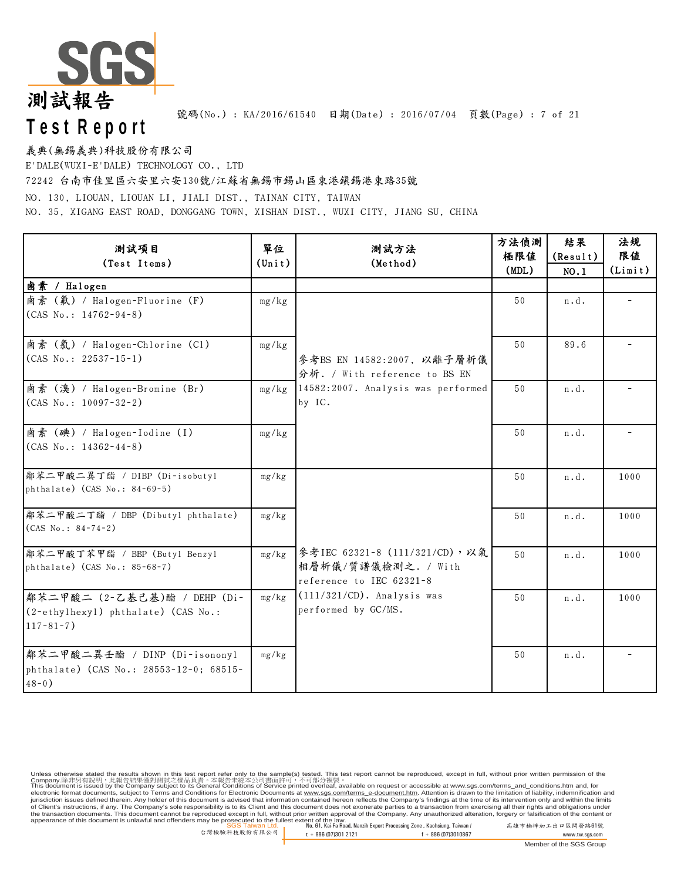# 測試報告

# Test Report

號碼(No.) : KA/2016/61540　日期(Date) : 2016/07/04　頁數(Page) : 7 of 21

義典(無錫義典)科技股份有限公司

E'DALE(WUXI-E'DALE) TECHNOLOGY CO., LTD

72242 台南市佳里區六安里六安130號/江蘇省無錫市錫山區東港鎮錫港東路35號

NO. 130, LIOUAN, LIOUAN LI, JIALI DIST., TAINAN CITY, TAIWAN

NO. 35, XIGANG EAST ROAD, DONGGANG TOWN, XISHAN DIST., WUXI CITY, JIANG SU, CHINA

| 測試項目 (Test Items) | 單位 (Unit) | 測試方法 (Method) | 方法偵測極限值 (MDL) | 結果 (Result) NO.1 | 法規限值 (Limit) |
|---|---|---|---|---|---|
| **鹵素 / Halogen** | | | | | |
| 鹵素 (氟) / Halogen-Fluorine (F) (CAS No.: 14762-94-8) | mg/kg | 參考BS EN 14582:2007, 以離子層析儀分析. / With reference to BS EN 14582:2007. Analysis was performed by IC. | 50 | n.d. | - |
| 鹵素 (氯) / Halogen-Chlorine (Cl) (CAS No.: 22537-15-1) | mg/kg | | 50 | 89.6 | - |
| 鹵素 (溴) / Halogen-Bromine (Br) (CAS No.: 10097-32-2) | mg/kg | | 50 | n.d. | - |
| 鹵素 (碘) / Halogen-Iodine (I) (CAS No.: 14362-44-8) | mg/kg | | 50 | n.d. | - |
| 鄰苯二甲酸二異丁酯 / DIBP (Di-isobutyl phthalate) (CAS No.: 84-69-5) | mg/kg | 參考IEC 62321-8 (111/321/CD)，以氣相層析儀/質譜儀檢測之. / With reference to IEC 62321-8 (111/321/CD). Analysis was performed by GC/MS. | 50 | n.d. | 1000 |
| 鄰苯二甲酸二丁酯 / DBP (Dibutyl phthalate) (CAS No.: 84-74-2) | mg/kg | | 50 | n.d. | 1000 |
| 鄰苯二甲酸丁苯甲酯 / BBP (Butyl Benzyl phthalate) (CAS No.: 85-68-7) | mg/kg | | 50 | n.d. | 1000 |
| 鄰苯二甲酸二 (2-乙基己基)酯 / DEHP (Di-(2-ethylhexyl) phthalate) (CAS No.: 117-81-7) | mg/kg | | 50 | n.d. | 1000 |
| 鄰苯二甲酸二異壬酯 / DINP (Di-isononyl phthalate) (CAS No.: 28553-12-0; 68515-48-0) | mg/kg | | 50 | n.d. | - |

Unless otherwise stated the results shown in this test report refer only to the sample(s) tested. This test report cannot be reproduced, except in full, without prior written permission of the Company.除非另有說明，此報告結果僅對測試之樣品負責。本報告未經本公司書面許可，不可部分複製。
This document is issued by the Company subject to its General Conditions of Service printed overleaf, available on request or accessible at www.sgs.com/terms_and_conditions.htm and, for electronic format documents, subject to Terms and Conditions for Electronic Documents at www.sgs.com/terms_e-document.htm. Attention is drawn to the limitation of liability, indemnification and jurisdiction issues defined therein. Any holder of this document is advised that information contained hereon reflects the Company's findings at the time of its intervention only and within the limits of Client's instructions, if any. The Company's sole responsibility is to its Client and this document does not exonerate parties to a transaction from exercising all their rights and obligations under the transaction documents. This document cannot be reproduced except in full, without prior written approval of the Company. Any unauthorized alteration, forgery or falsification of the content or appearance of this document is unlawful and offenders may be prosecuted to the fullest extent of the law.

SGS Taiwan Ltd. 台灣檢驗科技股份有限公司 | No. 61, Kai-Fa Road, Nanzih Export Processing Zone, Kaohsiung, Taiwan / 高雄市楠梓加工出口區開發路61號 | t + 886 (07)301 2121 | f + 886 (07)3010867 | www.tw.sgs.com

Member of the SGS Group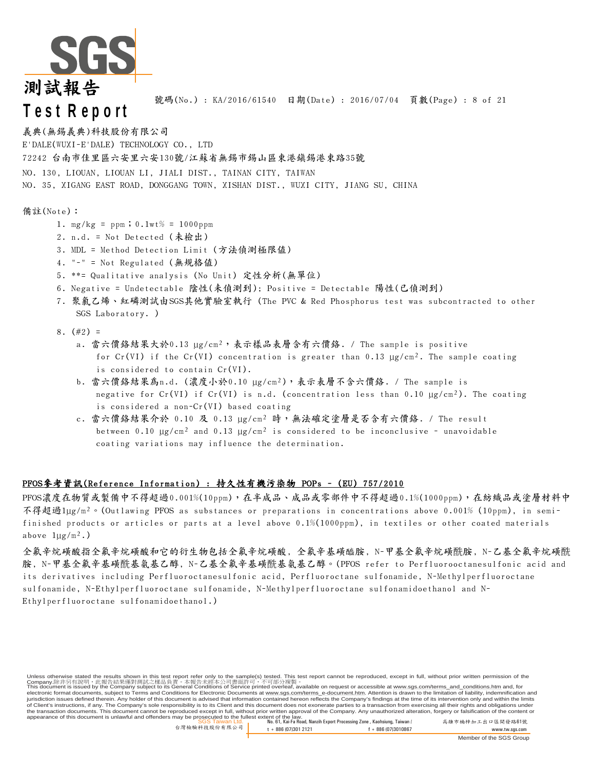# 測試報告

# Test Report

號碼(No.) : KA/2016/61540 日期(Date) : 2016/07/04

義典(無錫義典)科技股份有限公司

E'DALE(WUXI-E'DALE) TECHNOLOGY CO., LTD

72242 台南市佳里區六安里六安130號/江蘇省無錫市錫山區東港鎮錫港東路35號

NO. 130, LIOUAN, LIOUAN LI, JIALI DIST., TAINAN CITY, TAIWAN

NO. 35, XIGANG EAST ROAD, DONGGANG TOWN, XISHAN DIST., WUXI CITY, JIANG SU, CHINA

備註(Note)：

1. mg/kg = ppm；0.1wt% = 1000ppm
2. n.d. = Not Detected (未檢出)
3. MDL = Method Detection Limit (方法偵測極限值)
4. "-" = Not Regulated (無規格值)
5. **= Qualitative analysis (No Unit) 定性分析(無單位)
6. Negative = Undetectable 陰性(未偵測到); Positive = Detectable 陽性(已偵測到)
7. 聚氯乙烯、紅磷測試由SGS其他實驗室執行 (The PVC & Red Phosphorus test was subcontracted to other SGS Laboratory. )
8. (#2) =
   a. 當六價鉻結果大於0.13 μg/cm²，表示樣品表層含有六價鉻. / The sample is positive for Cr(VI) if the Cr(VI) concentration is greater than 0.13 μg/cm². The sample coating is considered to contain Cr(VI).
   b. 當六價鉻結果爲n.d. (濃度小於0.10 μg/cm²)，表示表層不含六價鉻. / The sample is negative for Cr(VI) if Cr(VI) is n.d. (concentration less than 0.10 μg/cm²). The coating is considered a non-Cr(VI) based coating
   c. 當六價鉻結果介於 0.10 及 0.13 μg/cm² 時，無法確定塗層是否含有六價鉻. / The result between 0.10 μg/cm² and 0.13 μg/cm² is considered to be inconclusive - unavoidable coating variations may influence the determination.

**PFOS參考資訊(Reference Information) : 持久性有機污染物 POPs - (EU) 757/2010**

PFOS濃度在物質或製備中不得超過0.001%(10ppm)，在半成品、成品或零部件中不得超過0.1%(1000ppm)，在紡織品或塗層材料中不得超過1μg/m²。(Outlawing PFOS as substances or preparations in concentrations above 0.001% (10ppm), in semi-finished products or articles or parts at a level above 0.1%(1000ppm), in textiles or other coated materials above 1μg/m².)

全氟辛烷磺酸指全氟辛烷磺酸和它的衍生物包括全氟辛烷磺酸，全氟辛基磺醯胺，N-甲基全氟辛烷磺醯胺，N-乙基全氟辛烷磺醯胺，N-甲基全氟辛基磺醯基氨基乙醇，N-乙基全氟辛基磺醯基氨基乙醇。(PFOS refer to Perfluorooctanesulfonic acid and its derivatives including Perfluoroctanesulfonic acid, Perfluoroctane sulfonamide, N-Methylperfluoroctane sulfonamide, N-Ethylperfluoroctane sulfonamide, N-Methylperfluoroctane sulfonamidoethanol and N-Ethylperfluoroctane sulfonamidoethanol.)

Unless otherwise stated the results shown in this test report refer only to the sample(s) tested. This test report cannot be reproduced, except in full, without prior written permission of the Company.除非另有說明，此報告結果僅對測試之樣品負責。本報告未經本公司書面許可，不可部分複製。
This document is issued by the Company subject to its General Conditions of Service printed overleaf, available on request or accessible at www.sgs.com/terms_and_conditions.htm and, for electronic format documents, subject to Terms and Conditions for Electronic Documents at www.sgs.com/terms_e-document.htm. Attention is drawn to the limitation of liability, indemnification and jurisdiction issues defined therein. Any holder of this document is advised that information contained hereon reflects the Company's findings at the time of its intervention only and within the limits of Client's instructions, if any. The Company's sole responsibility is to its Client and this document does not exonerate parties to a transaction from exercising all their rights and obligations under the transaction documents. This document cannot be reproduced except in full, without prior written approval of the Company. Any unauthorized alteration, forgery or falsification of the content or appearance of this document is unlawful and offenders may be prosecuted to the fullest extent of the law.

SGS Taiwan Ltd. 台灣檢驗科技股份有限公司 | No. 61, Kai-Fa Road, Nanzih Export Processing Zone, Kaohsiung, Taiwan / 高雄市楠梓加工出口區開發路61號 | t + 886 (07)301 2121 | f + 886 (07)3010867 | www.tw.sgs.com

Member of the SGS Group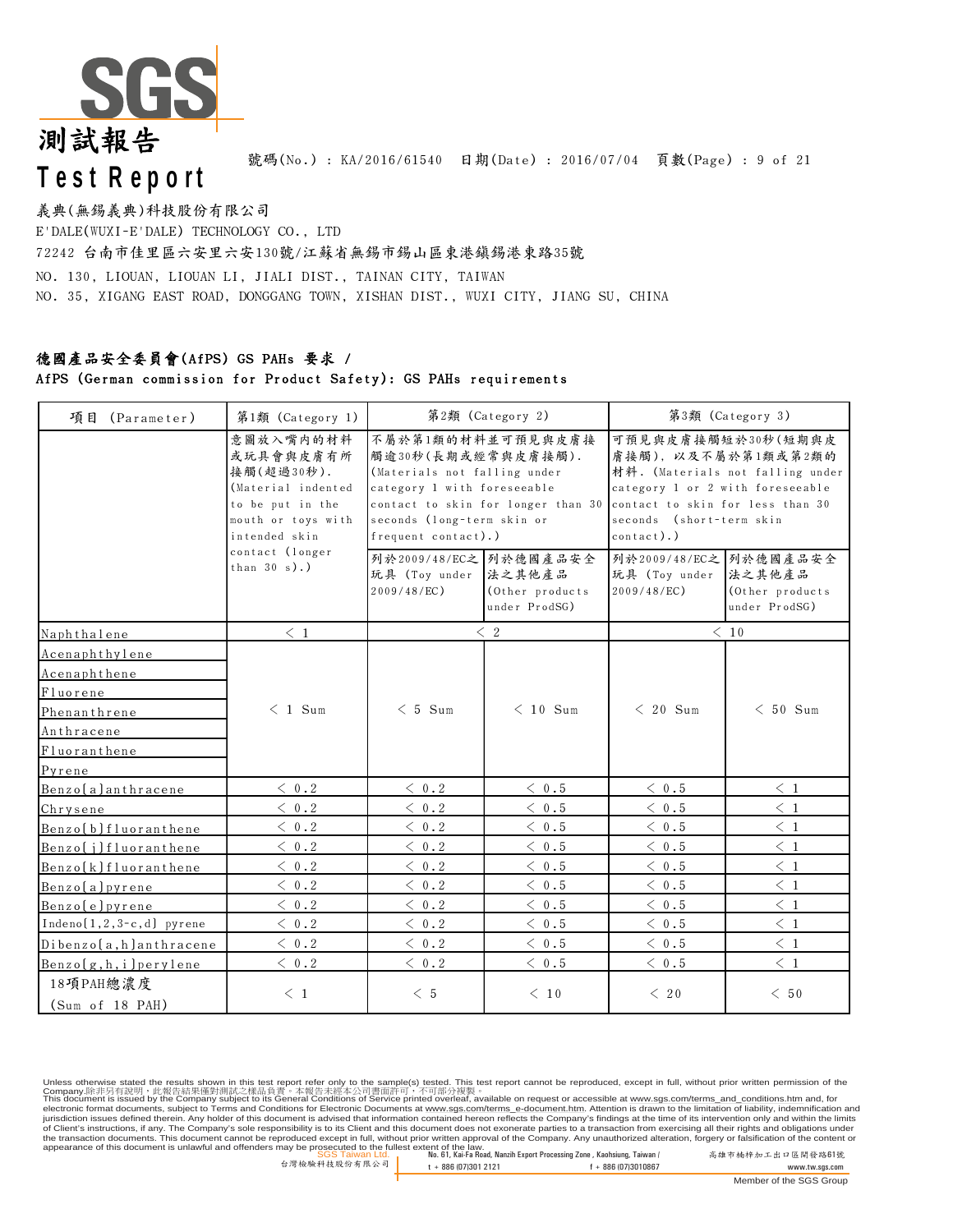# 測試報告
# Test Report

號碼(No.) : KA/2016/61540　日期(Date) : 2016/07/04

義典(無錫義典)科技股份有限公司
E'DALE(WUXI-E'DALE) TECHNOLOGY CO., LTD
72242 台南市佳里區六安里六安130號/江蘇省無錫市錫山區東港鎮錫港東路35號
NO. 130, LIOUAN, LIOUAN LI, JIALI DIST., TAINAN CITY, TAIWAN
NO. 35, XIGANG EAST ROAD, DONGGANG TOWN, XISHAN DIST., WUXI CITY, JIANG SU, CHINA

**德國產品安全委員會(AfPS) GS PAHs 要求 /**
**AfPS (German commission for Product Safety): GS PAHs requirements**

| 項目 (Parameter) | 第1類 (Category 1) | 第2類 (Category 2) | | 第3類 (Category 3) | |
|---|---|---|---|---|---|
| | 意圖放入嘴內的材料或玩具會與皮膚有所接觸(超過30秒). (Material indented to be put in the mouth or toys with intended skin contact (longer than 30 s).) | 不屬於第1類的材料並可預見與皮膚接觸逾30秒(長期或經常與皮膚接觸). (Materials not falling under category 1 with foreseeable contact to skin for longer than 30 seconds (long-term skin or frequent contact).) | | 可預見與皮膚接觸短於30秒(短期與皮膚接觸), 以及不屬於第1類或第2類的材料. (Materials not falling under category 1 or 2 with foreseeable contact to skin for less than 30 seconds (short-term skin contact).) | |
| | | 列於2009/48/EC之玩具 (Toy under 2009/48/EC) | 列於德國產品安全法之其他產品 (Other products under ProdSG) | 列於2009/48/EC之玩具 (Toy under 2009/48/EC) | 列於德國產品安全法之其他產品 (Other products under ProdSG) |
| Naphthalene | < 1 | < 2 | | < 10 | |
| Acenaphthylene | < 1 Sum | < 5 Sum | < 10 Sum | < 20 Sum | < 50 Sum |
| Acenaphthene | | | | | |
| Fluorene | | | | | |
| Phenanthrene | | | | | |
| Anthracene | | | | | |
| Fluoranthene | | | | | |
| Pyrene | | | | | |
| Benzo[a]anthracene | < 0.2 | < 0.2 | < 0.5 | < 0.5 | < 1 |
| Chrysene | < 0.2 | < 0.2 | < 0.5 | < 0.5 | < 1 |
| Benzo[b]fluoranthene | < 0.2 | < 0.2 | < 0.5 | < 0.5 | < 1 |
| Benzo[j]fluoranthene | < 0.2 | < 0.2 | < 0.5 | < 0.5 | < 1 |
| Benzo[k]fluoranthene | < 0.2 | < 0.2 | < 0.5 | < 0.5 | < 1 |
| Benzo[a]pyrene | < 0.2 | < 0.2 | < 0.5 | < 0.5 | < 1 |
| Benzo[e]pyrene | < 0.2 | < 0.2 | < 0.5 | < 0.5 | < 1 |
| Indeno[1,2,3-c,d] pyrene | < 0.2 | < 0.2 | < 0.5 | < 0.5 | < 1 |
| Dibenzo[a,h]anthracene | < 0.2 | < 0.2 | < 0.5 | < 0.5 | < 1 |
| Benzo[g,h,i]perylene | < 0.2 | < 0.2 | < 0.5 | < 0.5 | < 1 |
| 18項PAH總濃度 (Sum of 18 PAH) | < 1 | < 5 | < 10 | < 20 | < 50 |

Unless otherwise stated the results shown in this test report refer only to the sample(s) tested. This test report cannot be reproduced, except in full, without prior written permission of the Company.除非另有說明，此報告結果僅對測試之樣品負責。本報告未經本公司書面許可，不可部分複製。
This document is issued by the Company subject to its General Conditions of Service printed overleaf, available on request or accessible at www.sgs.com/terms_and_conditions.htm and, for electronic format documents, subject to Terms and Conditions for Electronic Documents at www.sgs.com/terms_e-document.htm. Attention is drawn to the limitation of liability, indemnification and jurisdiction issues defined therein. Any holder of this document is advised that information contained hereon reflects the Company's findings at the time of its intervention only and within the limits of Client's instructions, if any. The Company's sole responsibility is to its Client and this document does not exonerate parties to a transaction from exercising all their rights and obligations under the transaction documents. This document cannot be reproduced except in full, without prior written approval of the Company. Any unauthorized alteration, forgery or falsification of the content or appearance of this document is unlawful and offenders may be prosecuted to the fullest extent of the law.

SGS Taiwan Ltd. 台灣檢驗科技股份有限公司 | No. 61, Kai-Fa Road, Nanzih Export Processing Zone, Kaohsiung, Taiwan / 高雄市楠梓加工出口區開發路61號 | t + 886 (07)301 2121 | f + 886 (07)3010867 | www.tw.sgs.com

Member of the SGS Group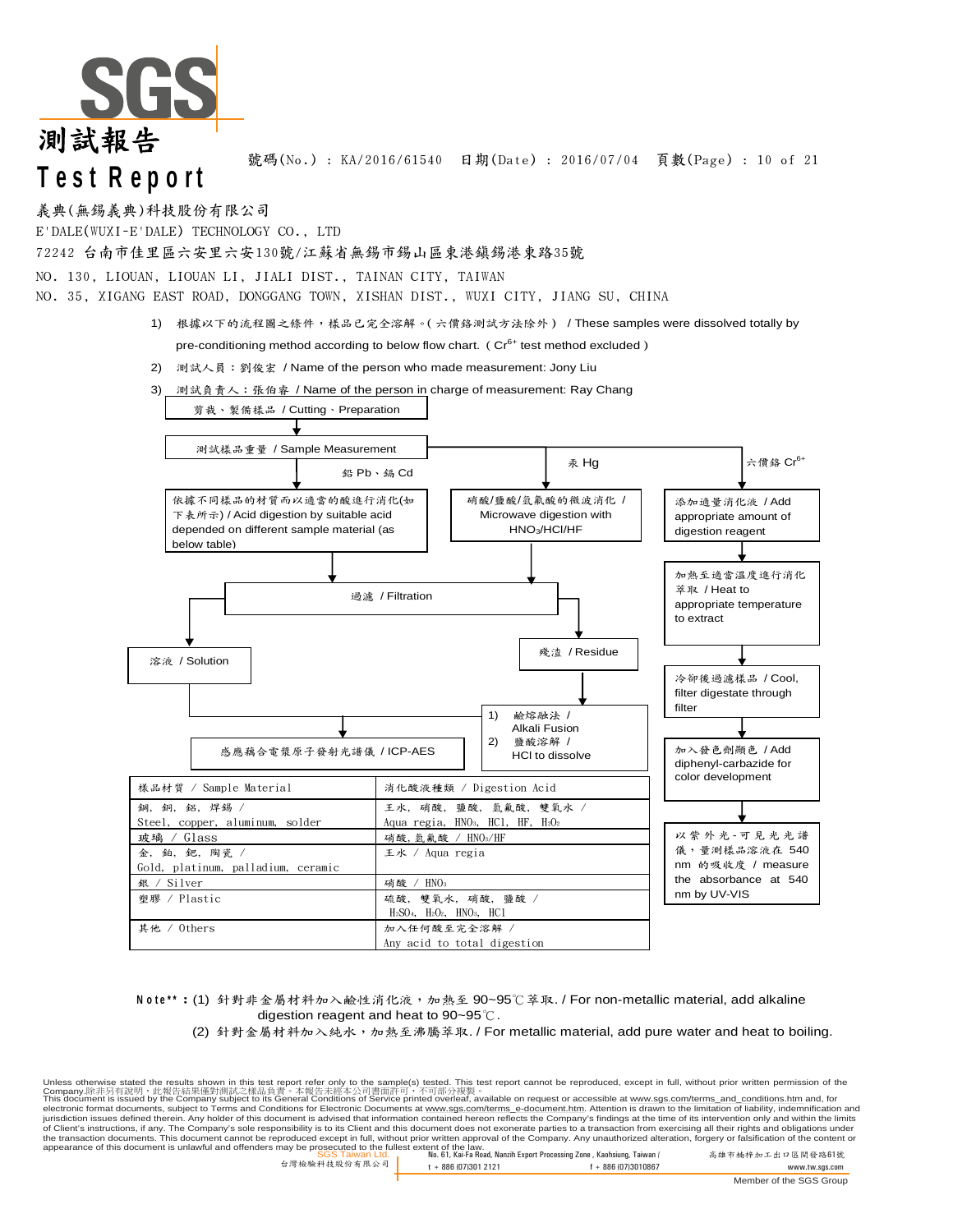# 測試報告

# Test Report

號碼(No.) : KA/2016/61540　日期(Date) : 2016/07/04

義典(無錫義典)科技股份有限公司

E'DALE(WUXI-E'DALE) TECHNOLOGY CO., LTD

72242 台南市佳里區六安里六安130號/江蘇省無錫市錫山區東港鎮錫港東路35號

NO. 130, LIOUAN, LIOUAN LI, JIALI DIST., TAINAN CITY, TAIWAN

NO. 35, XIGANG EAST ROAD, DONGGANG TOWN, XISHAN DIST., WUXI CITY, JIANG SU, CHINA

1) 根據以下的流程圖之條件，樣品已完全溶解。( 六價鉻測試方法除外 ) / These samples were dissolved totally by pre-conditioning method according to below flow chart. ( $Cr^{6+}$ test method excluded )
2) 測試人員：劉俊宏 / Name of the person who made measurement: Jony Liu
3) 測試負責人：張伯睿 / Name of the person in charge of measurement: Ray Chang

剪裁、製備樣品 / Cutting、Preparation

測試樣品重量 / Sample Measurement

鉛 Pb、鎘 Cd → 依據不同樣品的材質而以適當的酸進行消化(如下表所示) / Acid digestion by suitable acid depended on different sample material (as below table) → 過濾 / Filtration → 溶液 / Solution → 感應耦合電漿原子發射光譜儀 / ICP-AES

汞 Hg → 硝酸/鹽酸/氫氟酸的微波消化 / Microwave digestion with $HNO_3$/HCl/HF → 過濾 / Filtration → 殘渣 / Residue → 1) 鹼熔融法 / Alkali Fusion 2) 鹽酸溶解 / HCl to dissolve → 感應耦合電漿原子發射光譜儀 / ICP-AES

六價鉻 $Cr^{6+}$ → 添加適量消化液 / Add appropriate amount of digestion reagent → 加熱至適當溫度進行消化萃取 / Heat to appropriate temperature to extract → 冷卻後過濾樣品 / Cool, filter digestate through filter → 加入發色劑顯色 / Add diphenyl-carbazide for color development → 以紫外光-可見光光譜儀，量測樣品溶液在 540 nm 的吸收度 / measure the absorbance at 540 nm by UV-VIS

| 樣品材質 / Sample Material | 消化酸液種類 / Digestion Acid |
|---|---|
| 鋼, 銅, 鋁, 焊錫 / Steel, copper, aluminum, solder | 王水, 硝酸, 鹽酸, 氫氟酸, 雙氧水 / Aqua regia, $HNO_3$, HCl, HF, $H_2O_2$ |
| 玻璃 / Glass | 硝酸, 氫氟酸 / $HNO_3$/HF |
| 金, 鉑, 鈀, 陶瓷 / Gold, platinum, palladium, ceramic | 王水 / Aqua regia |
| 銀 / Silver | 硝酸 / $HNO_3$ |
| 塑膠 / Plastic | 硫酸, 雙氧水, 硝酸, 鹽酸 / $H_2SO_4$, $H_2O_2$, $HNO_3$, HCl |
| 其他 / Others | 加入任何酸至完全溶解 / Any acid to total digestion |

**Note\*\*:** (1) 針對非金屬材料加入鹼性消化液，加熱至 90~95℃ 萃取. / For non-metallic material, add alkaline digestion reagent and heat to 90~95℃.
(2) 針對金屬材料加入純水，加熱至沸騰萃取. / For metallic material, add pure water and heat to boiling.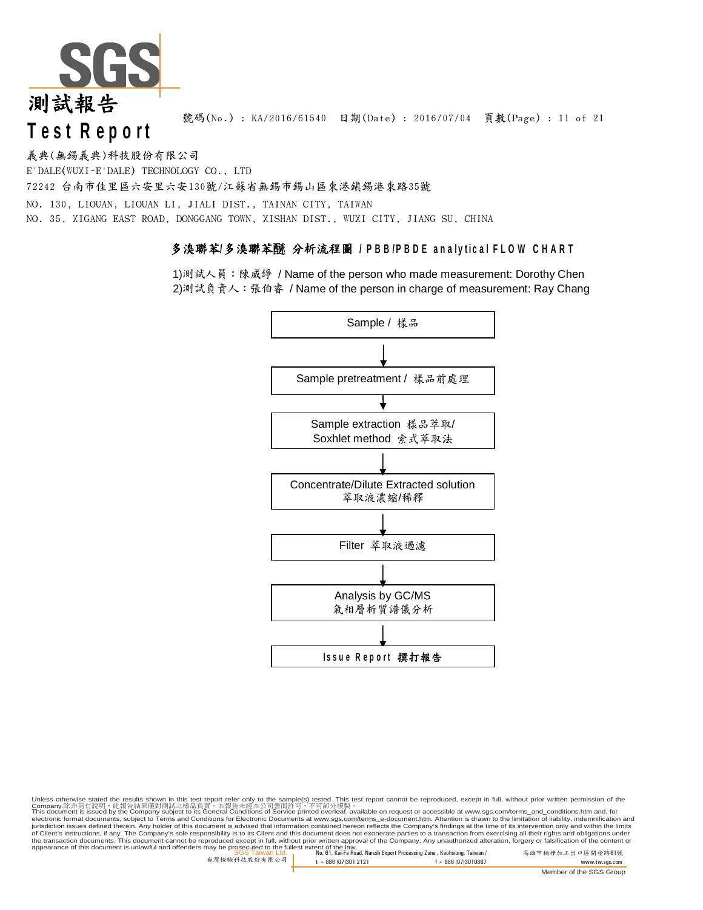# 測試報告

# Test Report

號碼(No.) : KA/2016/61540　日期(Date) : 2016/07/04

義典(無錫義典)科技股份有限公司

E'DALE(WUXI-E'DALE) TECHNOLOGY CO., LTD

72242 台南市佳里區六安里六安130號/江蘇省無錫市錫山區東港鎮錫港東路35號

NO. 130, LIOUAN, LIOUAN LI, JIALI DIST., TAINAN CITY, TAIWAN

NO. 35, XIGANG EAST ROAD, DONGGANG TOWN, XISHAN DIST., WUXI CITY, JIANG SU, CHINA

## 多溴聯苯/多溴聯苯醚 分析流程圖 / PBB/PBDE analytical FLOW CHART

1)測試人員：陳威錚 / Name of the person who made measurement: Dorothy Chen

2)測試負責人：張伯睿 / Name of the person in charge of measurement: Ray Chang

Sample / 樣品

↓

Sample pretreatment / 樣品前處理

↓

Sample extraction 樣品萃取/ Soxhlet method 索式萃取法

↓

Concentrate/Dilute Extracted solution 萃取液濃縮/稀釋

↓

Filter 萃取液過濾

↓

Analysis by GC/MS 氣相層析質譜儀分析

↓

**Issue Report 撰打報告**

Unless otherwise stated the results shown in this test report refer only to the sample(s) tested. This test report cannot be reproduced, except in full, without prior written permission of the Company.除非另有說明，此報告結果僅對測試之樣品負責。本報告未經本公司書面許可，不可部分複製。
This document is issued by the Company subject to its General Conditions of Service printed overleaf, available on request or accessible at www.sgs.com/terms_and_conditions.htm and, for electronic format documents, subject to Terms and Conditions for Electronic Documents at www.sgs.com/terms_e-document.htm. Attention is drawn to the limitation of liability, indemnification and jurisdiction issues defined therein. Any holder of this document is advised that information contained hereon reflects the Company's findings at the time of its intervention only and within the limits of Client's instructions, if any. The Company's sole responsibility is to its Client and this document does not exonerate parties to a transaction from exercising all their rights and obligations under the transaction documents. This document cannot be reproduced except in full, without prior written approval of the Company. Any unauthorized alteration, forgery or falsification of the content or appearance of this document is unlawful and offenders may be prosecuted to the fullest extent of the law.

SGS Taiwan Ltd. 台灣檢驗科技股份有限公司 | No. 61, Kai-Fa Road, Nanzih Export Processing Zone, Kaohsiung, Taiwan / 高雄市楠梓加工出口區開發路61號 | t + 886 (07)301 2121 | f + 886 (07)3010867 | www.tw.sgs.com

Member of the SGS Group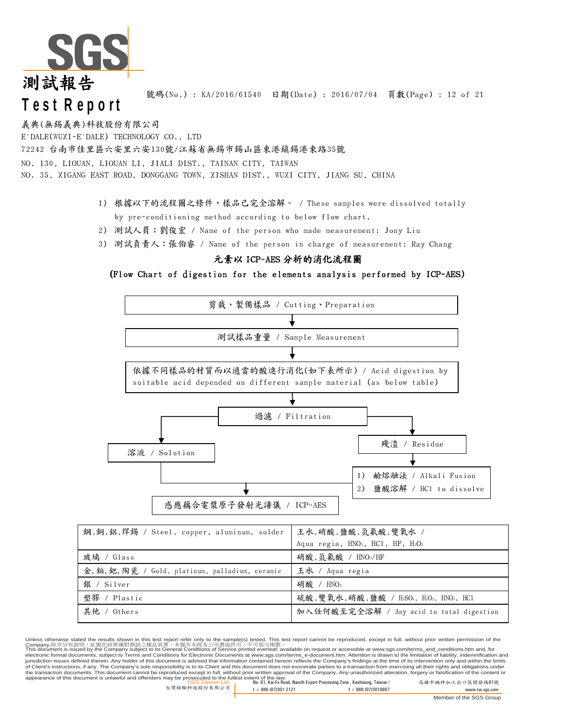# 測試報告
# Test Report

號碼(No.) : KA/2016/61540　日期(Date) : 2016/07/04

義典(無錫義典)科技股份有限公司
E'DALE(WUXI-E'DALE) TECHNOLOGY CO., LTD
72242 台南市佳里區六安里六安130號/江蘇省無錫市錫山區東港鎮錫港東路35號
NO. 130, LIOUAN, LIOUAN LI, JIALI DIST., TAINAN CITY, TAIWAN
NO. 35, XIGANG EAST ROAD, DONGGANG TOWN, XISHAN DIST., WUXI CITY, JIANG SU, CHINA

1) 根據以下的流程圖之條件，樣品已完全溶解。 / These samples were dissolved totally by pre-conditioning method according to below flow chart.
2) 測試人員：劉俊宏 / Name of the person who made measurement: Jony Liu
3) 測試負責人：張伯睿 / Name of the person in charge of measurement: Ray Chang

## 元素以 ICP-AES 分析的消化流程圖

**(Flow Chart of digestion for the elements analysis performed by ICP-AES)**

- 剪裁、製備樣品 / Cutting、Preparation
- ↓ 測試樣品重量 / Sample Measurement
- ↓ 依據不同樣品的材質而以適當的酸進行消化(如下表所示) / Acid digestion by suitable acid depended on different sample material (as below table)
- ↓ 過濾 / Filtration
  - → 溶液 / Solution → 感應耦合電漿原子發射光譜儀 / ICP-AES
  - → 殘渣 / Residue → 1) 鹼熔融法 / Alkali Fusion　2) 鹽酸溶解 / HCl to dissolve → 感應耦合電漿原子發射光譜儀 / ICP-AES

| 材質 | 酸 |
|---|---|
| 鋼,銅,鋁,焊錫 / Steel, copper, aluminum, solder | 王水,硝酸,鹽酸,氫氟酸,雙氧水 / Aqua regia, $HNO_3$, HCl, HF, $H_2O_2$ |
| 玻璃 / Glass | 硝酸,氫氟酸 / $HNO_3$/HF |
| 金,鉑,鈀,陶瓷 / Gold, platinum, palladium, ceramic | 王水 / Aqua regia |
| 銀 / Silver | 硝酸 / $HNO_3$ |
| 塑膠 / Plastic | 硫酸,雙氧水,硝酸,鹽酸 / $H_2SO_4$, $H_2O_2$, $HNO_3$, HCl |
| 其他 / Others | 加入任何酸至完全溶解 / Any acid to total digestion |

Unless otherwise stated the results shown in this test report refer only to the sample(s) tested. This test report cannot be reproduced, except in full, without prior written permission of the Company.除非另有說明，此報告結果僅對測試之樣品負責。本報告未經本公司書面許可，不可部分複製。
This document is issued by the Company subject to its General Conditions of Service printed overleaf, available on request or accessible at www.sgs.com/terms_and_conditions.htm and, for electronic format documents, subject to Terms and Conditions for Electronic Documents at www.sgs.com/terms_e-document.htm. Attention is drawn to the limitation of liability, indemnification and jurisdiction issues defined therein. Any holder of this document is advised that information contained hereon reflects the Company's findings at the time of its intervention only and within the limits of Client's instructions, if any. The Company's sole responsibility is to its Client and this document does not exonerate parties to a transaction from exercising all their rights and obligations under the transaction documents. This document cannot be reproduced except in full, without prior written approval of the Company. Any unauthorized alteration, forgery or falsification of the content or appearance of this document is unlawful and offenders may be prosecuted to the fullest extent of the law.

SGS Taiwan Ltd. 台灣檢驗科技股份有限公司 | No. 61, Kai-Fa Road, Nanzih Export Processing Zone, Kaohsiung, Taiwan / 高雄市楠梓加工出口區開發路61號 | t + 886 (07)301 2121 | f + 886 (07)3010867 | www.tw.sgs.com

Member of the SGS Group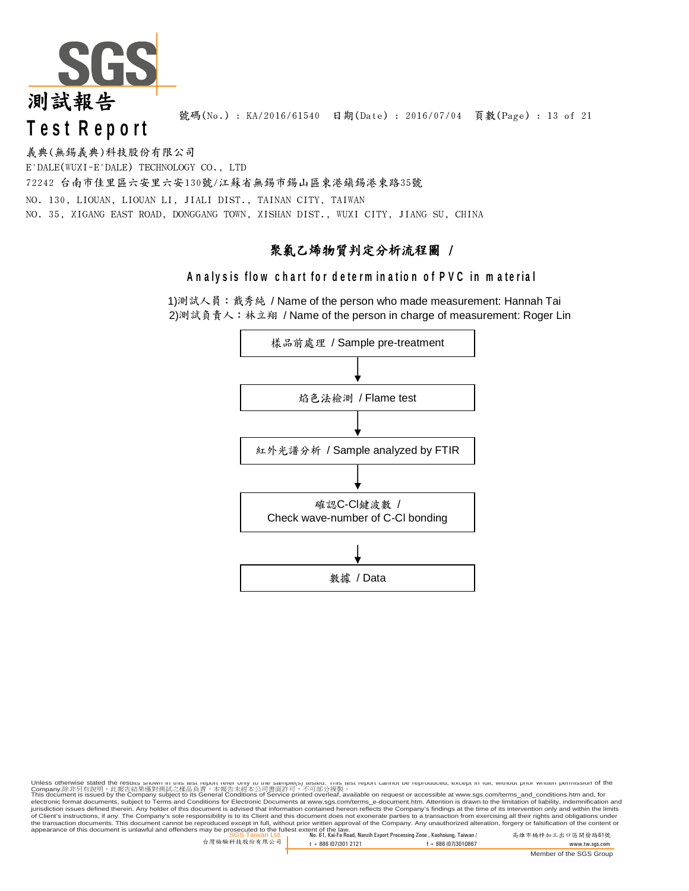號碼(No.) : KA/2016/61540　日期(Date) : 2016/07/04

義典(無錫義典)科技股份有限公司
E'DALE(WUXI-E'DALE) TECHNOLOGY CO., LTD
72242 台南市佳里區六安里六安130號/江蘇省無錫市錫山區東港鎮錫港東路35號
NO. 130, LIOUAN, LIOUAN LI, JIALI DIST., TAINAN CITY, TAIWAN
NO. 35, XIGANG EAST ROAD, DONGGANG TOWN, XISHAN DIST., WUXI CITY, JIANG SU, CHINA

## 聚氯乙烯物質判定分析流程圖 /

## Analysis flow chart for determination of PVC in material

1)測試人員：戴秀純 / Name of the person who made measurement: Hannah Tai
2)測試負責人：林立翔 / Name of the person in charge of measurement: Roger Lin

樣品前處理 / Sample pre-treatment

↓

焰色法檢測 / Flame test

↓

紅外光譜分析 / Sample analyzed by FTIR

↓

確認C-Cl鍵波數 / Check wave-number of C-Cl bonding

↓

數據 / Data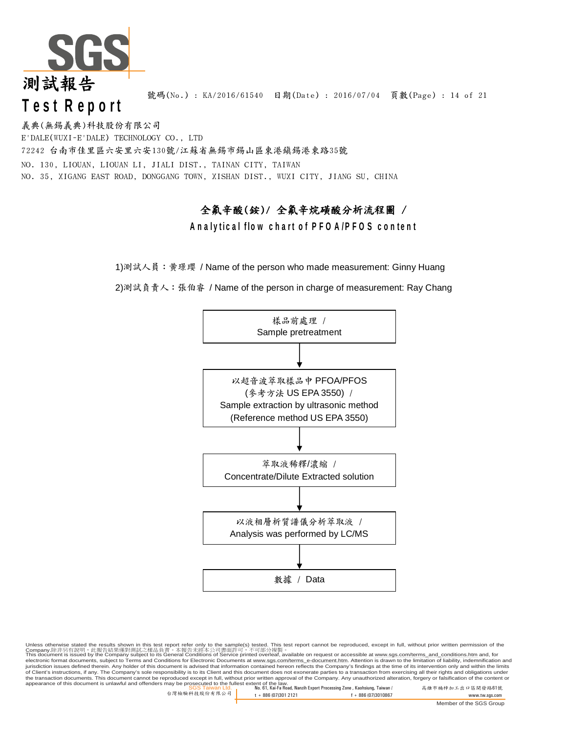# 測試報告
# Test Report

號碼(No.) : KA/2016/61540　日期(Date) : 2016/07/04

義典(無錫義典)科技股份有限公司
E'DALE(WUXI-E'DALE) TECHNOLOGY CO., LTD
72242 台南市佳里區六安里六安130號/江蘇省無錫市錫山區東港鎮錫港東路35號
NO. 130, LIOUAN, LIOUAN LI, JIALI DIST., TAINAN CITY, TAIWAN
NO. 35, XIGANG EAST ROAD, DONGGANG TOWN, XISHAN DIST., WUXI CITY, JIANG SU, CHINA

## 全氟辛酸(銨)/ 全氟辛烷磺酸分析流程圖 / Analytical flow chart of PFOA/PFOS content

1)測試人員：黃璟瓔 / Name of the person who made measurement: Ginny Huang

2)測試負責人：張伯睿 / Name of the person in charge of measurement: Ray Chang

樣品前處理 / Sample pretreatment

↓

以超音波萃取樣品中 PFOA/PFOS (參考方法 US EPA 3550) / Sample extraction by ultrasonic method (Reference method US EPA 3550)

↓

萃取液稀釋/濃縮 / Concentrate/Dilute Extracted solution

↓

以液相層析質譜儀分析萃取液 / Analysis was performed by LC/MS

↓

數據 / Data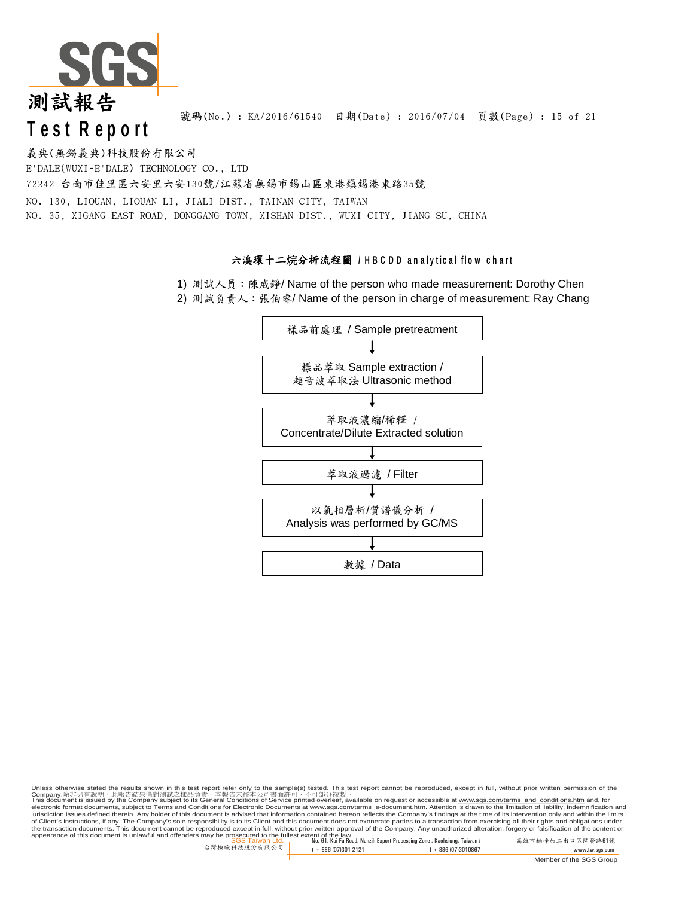義典(無錫義典)科技股份有限公司

E'DALE(WUXI-E'DALE) TECHNOLOGY CO., LTD

72242 台南市佳里區六安里六安130號/江蘇省無錫市錫山區東港鎮錫港東路35號

NO. 130, LIOUAN, LIOUAN LI, JIALI DIST., TAINAN CITY, TAIWAN

NO. 35, XIGANG EAST ROAD, DONGGANG TOWN, XISHAN DIST., WUXI CITY, JIANG SU, CHINA

## 六溴環十二烷分析流程圖 / HBCDD analytical flow chart

1) 測試人員：陳威錚/ Name of the person who made measurement: Dorothy Chen
2) 測試負責人：張伯睿/ Name of the person in charge of measurement: Ray Chang

樣品前處理 / Sample pretreatment

↓

樣品萃取 Sample extraction / 超音波萃取法 Ultrasonic method

↓

萃取液濃縮/稀釋 / Concentrate/Dilute Extracted solution

↓

萃取液過濾 / Filter

↓

以氣相層析/質譜儀分析 / Analysis was performed by GC/MS

↓

數據 / Data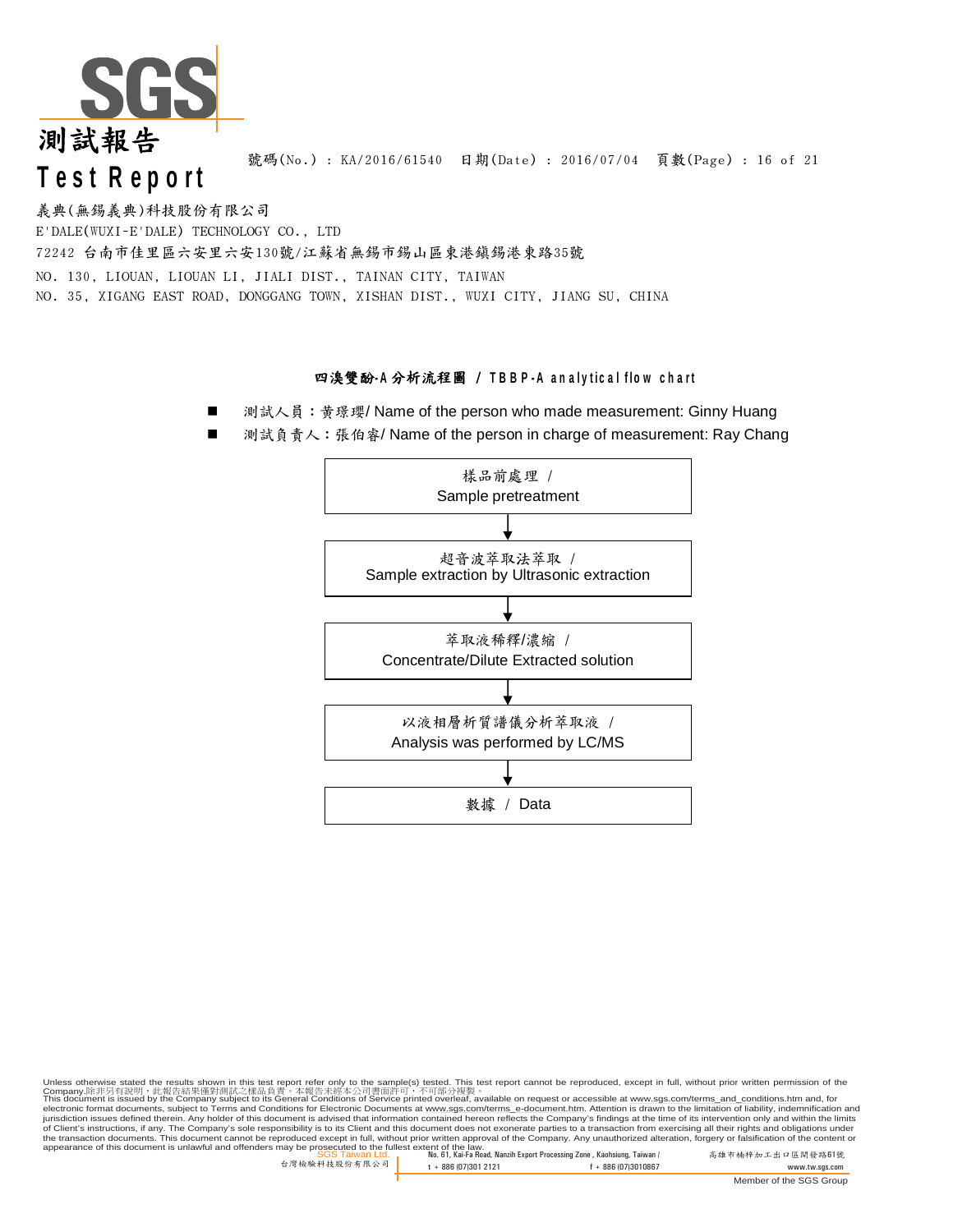測試報告
**Test Report**

號碼(No.) : KA/2016/61540　日期(Date) : 2016/07/04

義典(無錫義典)科技股份有限公司
E'DALE(WUXI-E'DALE) TECHNOLOGY CO., LTD
72242 台南市佳里區六安里六安130號/江蘇省無錫市錫山區東港鎮錫港東路35號
NO. 130, LIOUAN, LIOUAN LI, JIALI DIST., TAINAN CITY, TAIWAN
NO. 35, XIGANG EAST ROAD, DONGGANG TOWN, XISHAN DIST., WUXI CITY, JIANG SU, CHINA

## 四溴雙酚-A 分析流程圖 / TBBP-A analytical flow chart

- 測試人員：黃璟瓔/ Name of the person who made measurement: Ginny Huang
- 測試負責人：張伯睿/ Name of the person in charge of measurement: Ray Chang

樣品前處理 / Sample pretreatment

↓

超音波萃取法萃取 / Sample extraction by Ultrasonic extraction

↓

萃取液稀釋/濃縮 / Concentrate/Dilute Extracted solution

↓

以液相層析質譜儀分析萃取液 / Analysis was performed by LC/MS

↓

數據 / Data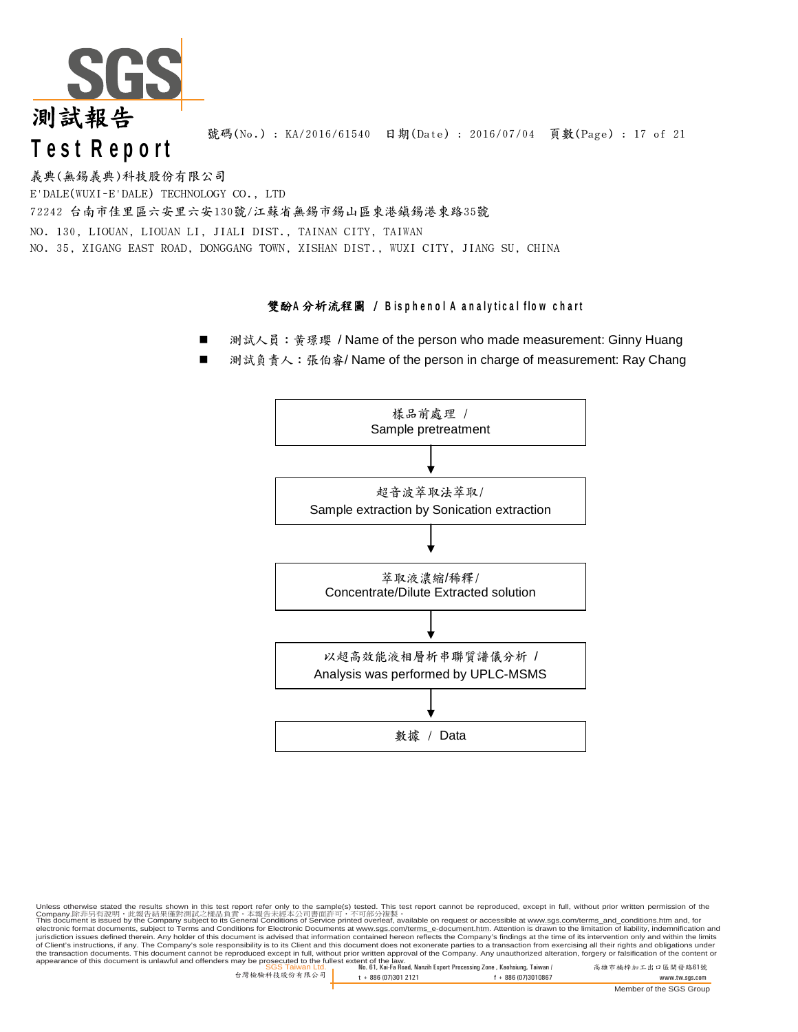# 測試報告
# Test Report

號碼(No.) : KA/2016/61540 日期(Date) : 2016/07/04

義典(無錫義典)科技股份有限公司
E'DALE(WUXI-E'DALE) TECHNOLOGY CO., LTD
72242 台南市佳里區六安里六安130號/江蘇省無錫市錫山區東港鎮錫港東路35號
NO. 130, LIOUAN, LIOUAN LI, JIALI DIST., TAINAN CITY, TAIWAN
NO. 35, XIGANG EAST ROAD, DONGGANG TOWN, XISHAN DIST., WUXI CITY, JIANG SU, CHINA

## 雙酚A分析流程圖 / Bisphenol A analytical flow chart

- 測試人員：黃璟瓔 / Name of the person who made measurement: Ginny Huang
- 測試負責人：張伯睿/ Name of the person in charge of measurement: Ray Chang

樣品前處理 / Sample pretreatment

↓

超音波萃取法萃取/ Sample extraction by Sonication extraction

↓

萃取液濃縮/稀釋/ Concentrate/Dilute Extracted solution

↓

以超高效能液相層析串聯質譜儀分析 / Analysis was performed by UPLC-MSMS

↓

數據 / Data

Unless otherwise stated the results shown in this test report refer only to the sample(s) tested. This test report cannot be reproduced, except in full, without prior written permission of the Company.除非另有說明，此報告結果僅對測試之樣品負責。本報告未經本公司書面許可，不可部分複製。
This document is issued by the Company subject to its General Conditions of Service printed overleaf, available on request or accessible at www.sgs.com/terms_and_conditions.htm and, for electronic format documents, subject to Terms and Conditions for Electronic Documents at www.sgs.com/terms_e-document.htm. Attention is drawn to the limitation of liability, indemnification and jurisdiction issues defined therein. Any holder of this document is advised that information contained hereon reflects the Company's findings at the time of its intervention only and within the limits of Client's instructions, if any. The Company's sole responsibility is to its Client and this document does not exonerate parties to a transaction from exercising all their rights and obligations under the transaction documents. This document cannot be reproduced except in full, without prior written approval of the Company. Any unauthorized alteration, forgery or falsification of the content or appearance of this document is unlawful and offenders may be prosecuted to the fullest extent of the law.

SGS Taiwan Ltd. 台灣檢驗科技股份有限公司 | No. 61, Kai-Fa Road, Nanzih Export Processing Zone, Kaohsiung, Taiwan / 高雄市楠梓加工出口區開發路61號 | t + 886 (07)301 2121 | f + 886 (07)3010867 | www.tw.sgs.com

Member of the SGS Group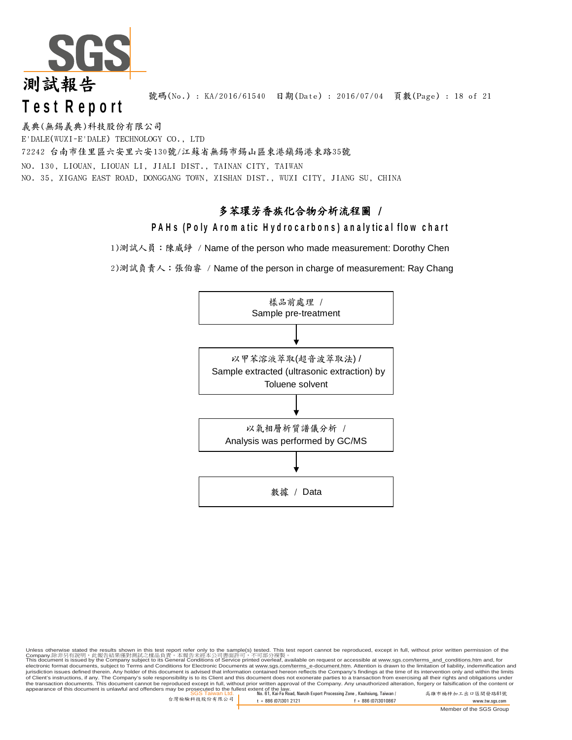義典(無錫義典)科技股份有限公司
E'DALE(WUXI-E'DALE) TECHNOLOGY CO., LTD
72242 台南市佳里區六安里六安130號/江蘇省無錫市錫山區東港鎮錫港東路35號
NO. 130, LIOUAN, LIOUAN LI, JIALI DIST., TAINAN CITY, TAIWAN
NO. 35, XIGANG EAST ROAD, DONGGANG TOWN, XISHAN DIST., WUXI CITY, JIANG SU, CHINA

號碼(No.) : KA/2016/61540 日期(Date) : 2016/07/04

## 多苯環芳香族化合物分析流程圖 / PAHs (Poly Aromatic Hydrocarbons) analytical flow chart

1)測試人員：陳威錚 / Name of the person who made measurement: Dorothy Chen

2)測試負責人：張伯睿 / Name of the person in charge of measurement: Ray Chang

樣品前處理 / Sample pre-treatment

↓

以甲苯溶液萃取(超音波萃取法) / Sample extracted (ultrasonic extraction) by Toluene solvent

↓

以氣相層析質譜儀分析 / Analysis was performed by GC/MS

↓

數據 / Data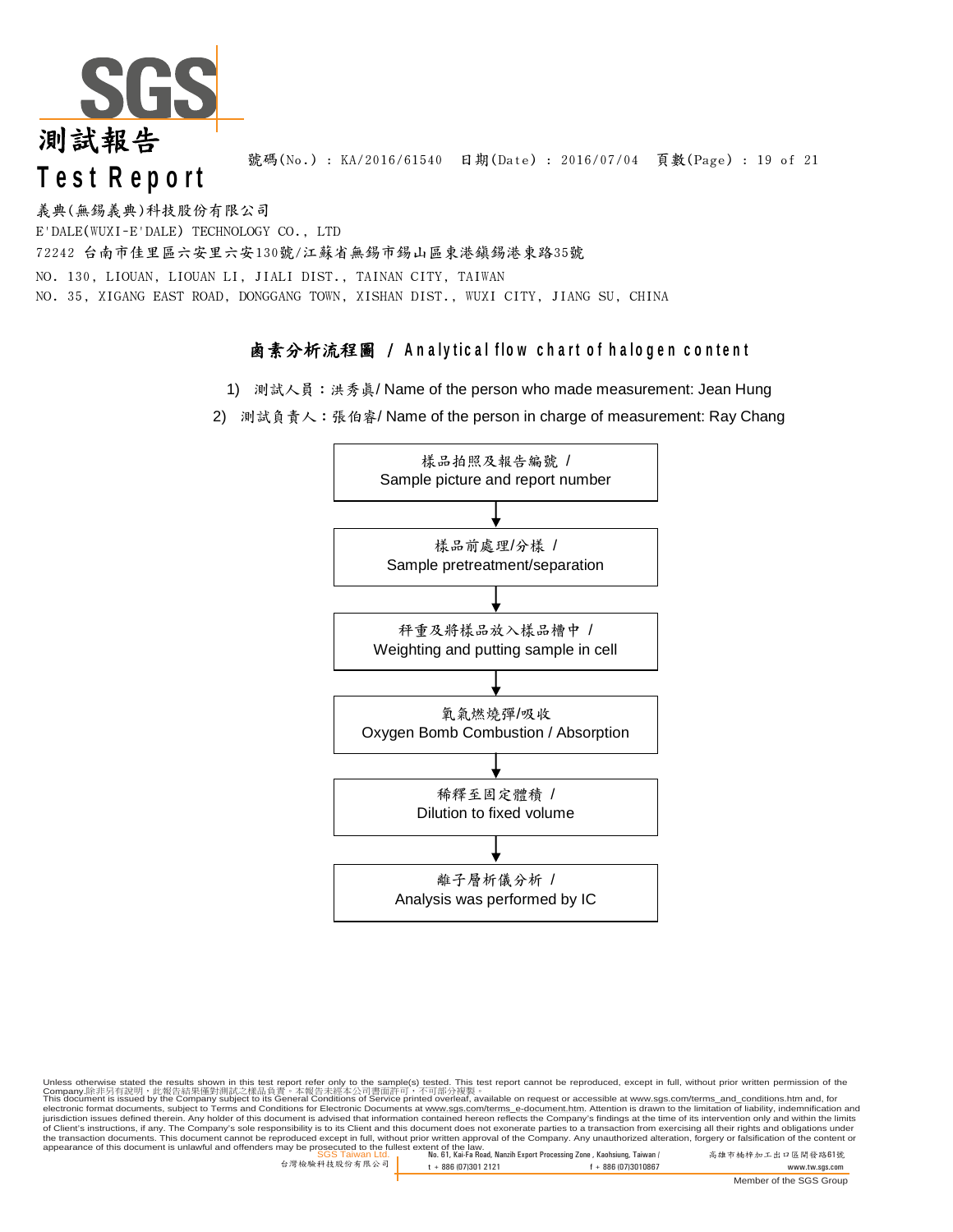# 測試報告
# Test Report

號碼(No.) : KA/2016/61540 日期(Date) : 2016/07/04

義典(無錫義典)科技股份有限公司
E'DALE(WUXI-E'DALE) TECHNOLOGY CO., LTD
72242 台南市佳里區六安里六安130號/江蘇省無錫市錫山區東港鎮錫港東路35號
NO. 130, LIOUAN, LIOUAN LI, JIALI DIST., TAINAN CITY, TAIWAN
NO. 35, XIGANG EAST ROAD, DONGGANG TOWN, XISHAN DIST., WUXI CITY, JIANG SU, CHINA

## 鹵素分析流程圖 / Analytical flow chart of halogen content

1) 測試人員：洪秀眞/ Name of the person who made measurement: Jean Hung
2) 測試負責人：張伯睿/ Name of the person in charge of measurement: Ray Chang

樣品拍照及報告編號 / Sample picture and report number

↓

樣品前處理/分樣 / Sample pretreatment/separation

↓

秤重及將樣品放入樣品槽中 / Weighting and putting sample in cell

↓

氧氣燃燒彈/吸收 Oxygen Bomb Combustion / Absorption

↓

稀釋至固定體積 / Dilution to fixed volume

↓

離子層析儀分析 / Analysis was performed by IC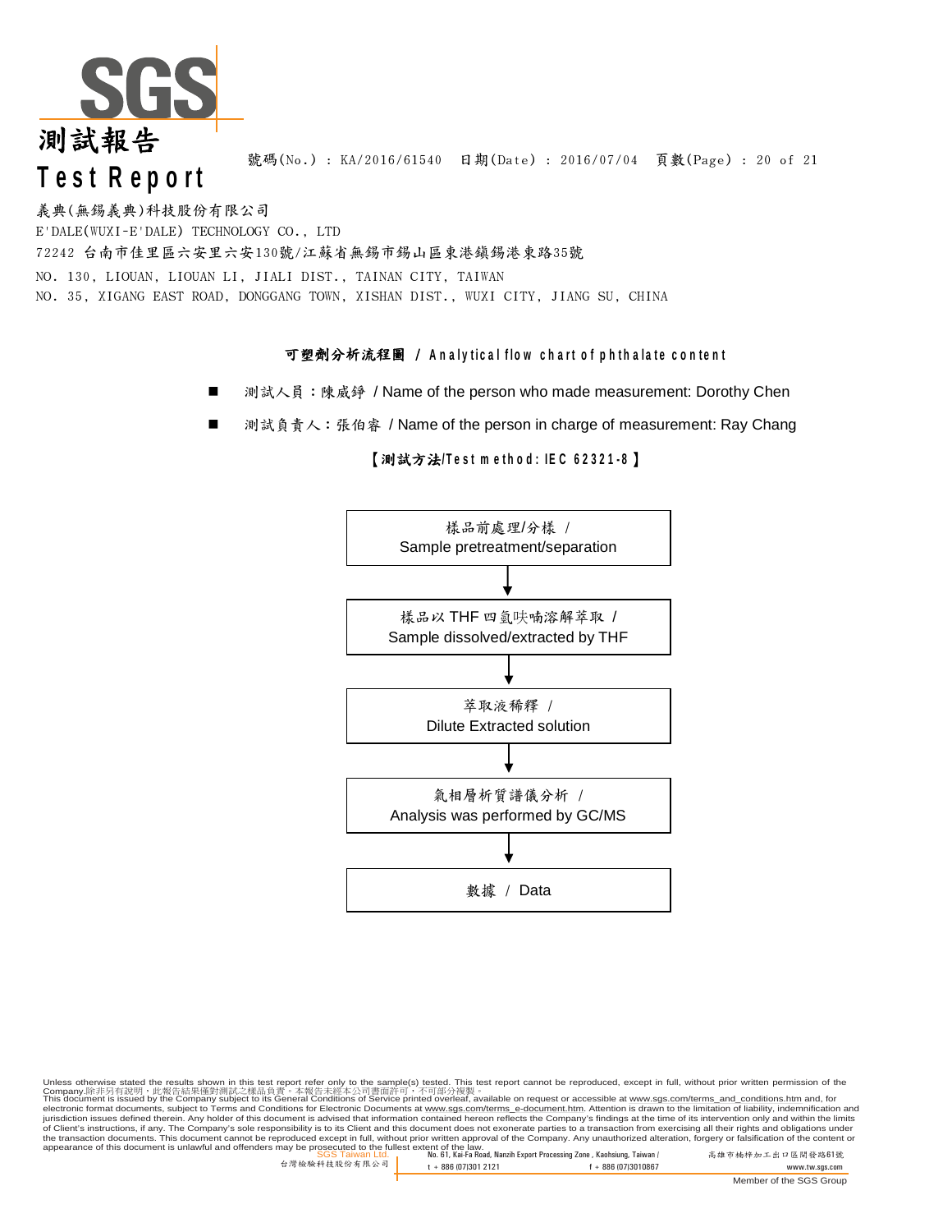# 測試報告
# Test Report

號碼(No.) : KA/2016/61540　日期(Date) : 2016/07/04

義典(無錫義典)科技股份有限公司
E'DALE(WUXI-E'DALE) TECHNOLOGY CO., LTD
72242 台南市佳里區六安里六安130號/江蘇省無錫市錫山區東港鎮錫港東路35號
NO. 130, LIOUAN, LIOUAN LI, JIALI DIST., TAINAN CITY, TAIWAN
NO. 35, XIGANG EAST ROAD, DONGGANG TOWN, XISHAN DIST., WUXI CITY, JIANG SU, CHINA

## 可塑劑分析流程圖 / Analytical flow chart of phthalate content

- 測試人員：陳威錚 / Name of the person who made measurement: Dorothy Chen
- 測試負責人：張伯睿 / Name of the person in charge of measurement: Ray Chang

【測試方法/Test method: IEC 62321-8】

樣品前處理/分樣 / Sample pretreatment/separation

↓

樣品以 THF 四氫呋喃溶解萃取 / Sample dissolved/extracted by THF

↓

萃取液稀釋 / Dilute Extracted solution

↓

氣相層析質譜儀分析 / Analysis was performed by GC/MS

↓

數據 / Data

Unless otherwise stated the results shown in this test report refer only to the sample(s) tested. This test report cannot be reproduced, except in full, without prior written permission of the Company.除非另有說明，此報告結果僅對測試之樣品負責。本報告未經本公司書面許可，不可部分複製。
This document is issued by the Company subject to its General Conditions of Service printed overleaf, available on request or accessible at www.sgs.com/terms_and_conditions.htm and, for electronic format documents, subject to Terms and Conditions for Electronic Documents at www.sgs.com/terms_e-document.htm. Attention is drawn to the limitation of liability, indemnification and jurisdiction issues defined therein. Any holder of this document is advised that information contained hereon reflects the Company's findings at the time of its intervention only and within the limits of Client's instructions, if any. The Company's sole responsibility is to its Client and this document does not exonerate parties to a transaction from exercising all their rights and obligations under the transaction documents. This document cannot be reproduced except in full, without prior written approval of the Company. Any unauthorized alteration, forgery or falsification of the content or appearance of this document is unlawful and offenders may be prosecuted to the fullest extent of the law.

SGS Taiwan Ltd. 台灣檢驗科技股份有限公司 | No. 61, Kai-Fa Road, Nanzih Export Processing Zone, Kaohsiung, Taiwan / 高雄市楠梓加工出口區開發路61號 | t + 886 (07)301 2121 | f + 886 (07)3010867 | www.tw.sgs.com

Member of the SGS Group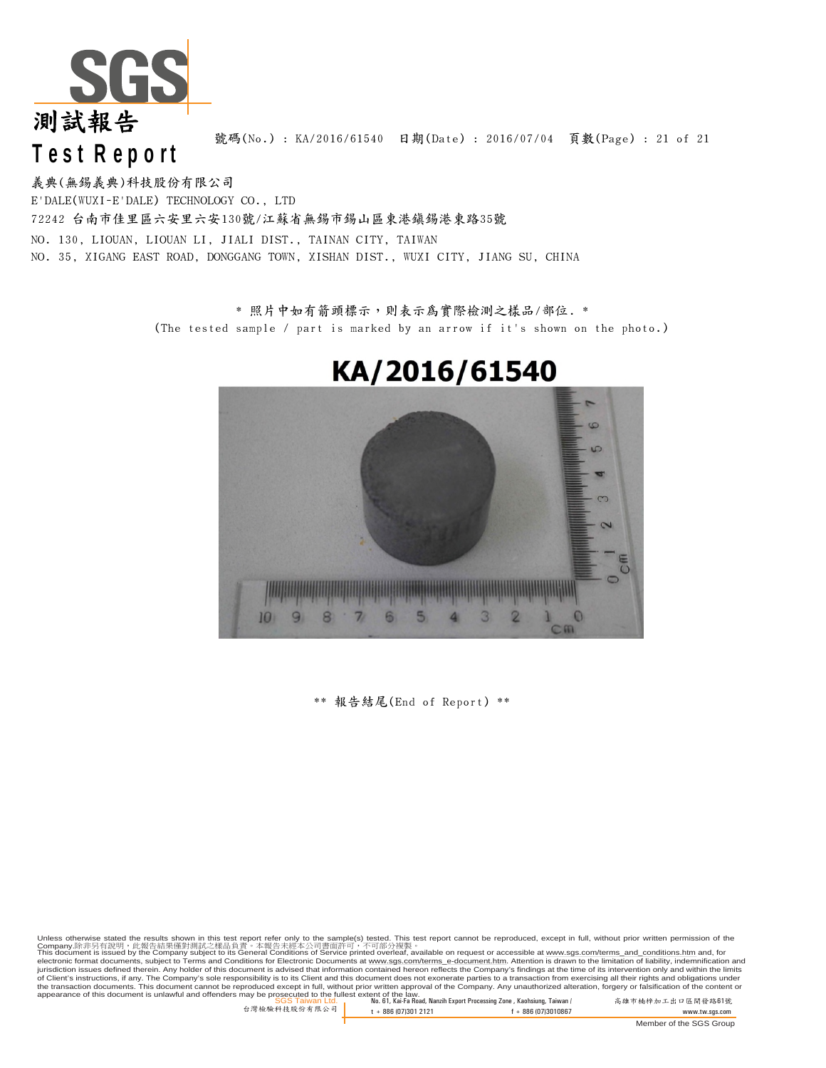# 測試報告
# Test Report

號碼(No.) : KA/2016/61540 日期(Date) : 2016/07/04

義典(無錫義典)科技股份有限公司

E'DALE(WUXI-E'DALE) TECHNOLOGY CO., LTD

72242 台南市佳里區六安里六安130號/江蘇省無錫市錫山區東港鎮錫港東路35號

NO. 130, LIOUAN, LIOUAN LI, JIALI DIST., TAINAN CITY, TAIWAN

NO. 35, XIGANG EAST ROAD, DONGGANG TOWN, XISHAN DIST., WUXI CITY, JIANG SU, CHINA

\* 照片中如有箭頭標示，則表示為實際檢測之樣品/部位. \*

(The tested sample / part is marked by an arrow if it's shown on the photo.)

KA/2016/61540

** 報告結尾(End of Report) **

Unless otherwise stated the results shown in this test report refer only to the sample(s) tested. This test report cannot be reproduced, except in full, without prior written permission of the Company.除非另有說明，此報告結果僅對測試之樣品負責。本報告未經本公司書面許可，不可部分複製。
This document is issued by the Company subject to its General Conditions of Service printed overleaf, available on request or accessible at www.sgs.com/terms_and_conditions.htm and, for electronic format documents, subject to Terms and Conditions for Electronic Documents at www.sgs.com/terms_e-document.htm. Attention is drawn to the limitation of liability, indemnification and jurisdiction issues defined therein. Any holder of this document is advised that information contained hereon reflects the Company's findings at the time of its intervention only and within the limits of Client's instructions, if any. The Company's sole responsibility is to its Client and this document does not exonerate parties to a transaction from exercising all their rights and obligations under the transaction documents. This document cannot be reproduced except in full, without prior written approval of the Company. Any unauthorized alteration, forgery or falsification of the content or appearance of this document is unlawful and offenders may be prosecuted to the fullest extent of the law.

SGS Taiwan Ltd. 台灣檢驗科技股份有限公司 | No. 61, Kai-Fa Road, Nanzih Export Processing Zone, Kaohsiung, Taiwan / 高雄市楠梓加工出口區開發路61號 | t + 886 (07)301 2121 | f + 886 (07)3010867 | www.tw.sgs.com

Member of the SGS Group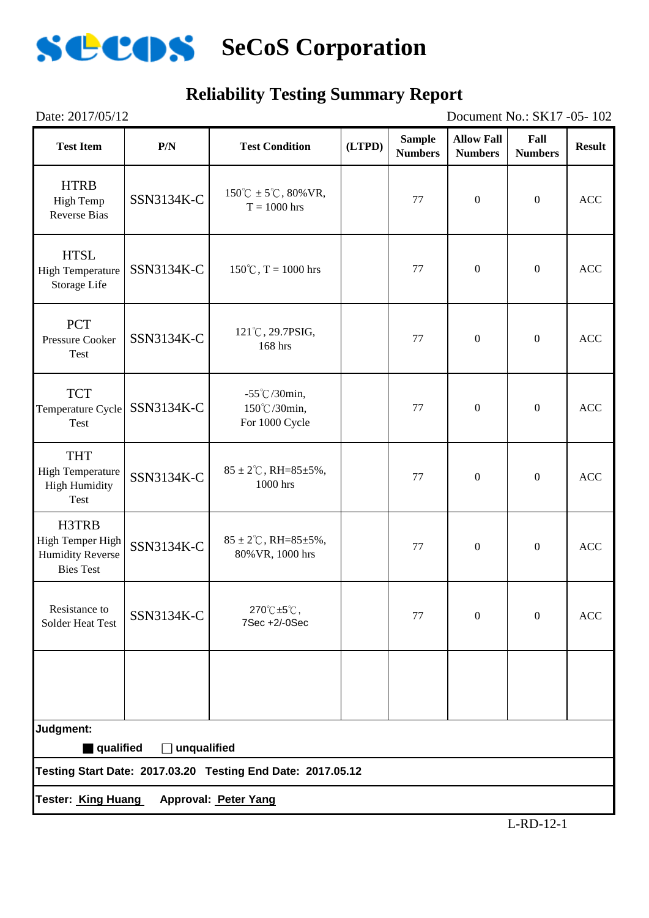# SeCoS Corporation

## Reliability Testing Summary Report

Date: 2017/05/12 Document No.: SK17 -05- 102

| Test Item | P/N | Test Condition | (LTPD) | Sample Numbers | Allow Fall Numbers | Fall Numbers | Result |
|---|---|---|---|---|---|---|---|
| HTRB High Temp Reverse Bias | SSN3134K-C | 150℃ ± 5℃, 80%VR, T = 1000 hrs | | 77 | 0 | 0 | ACC |
| HTSL High Temperature Storage Life | SSN3134K-C | 150℃, T = 1000 hrs | | 77 | 0 | 0 | ACC |
| PCT Pressure Cooker Test | SSN3134K-C | 121℃, 29.7PSIG, 168 hrs | | 77 | 0 | 0 | ACC |
| TCT Temperature Cycle Test | SSN3134K-C | -55℃/30min, 150℃/30min, For 1000 Cycle | | 77 | 0 | 0 | ACC |
| THT High Temperature High Humidity Test | SSN3134K-C | 85 ± 2℃, RH=85±5%, 1000 hrs | | 77 | 0 | 0 | ACC |
| H3TRB High Temper High Humidity Reverse Bies Test | SSN3134K-C | 85 ± 2℃, RH=85±5%, 80%VR, 1000 hrs | | 77 | 0 | 0 | ACC |
| Resistance to Solder Heat Test | SSN3134K-C | 270℃±5℃, 7Sec +2/-0Sec | | 77 | 0 | 0 | ACC |
| | | | | | | | |

**Judgment:**

■ **qualified** □ **unqualified**

**Testing Start Date: 2017.03.20 Testing End Date: 2017.05.12**

**Tester: King Huang Approval: Peter Yang**

L-RD-12-1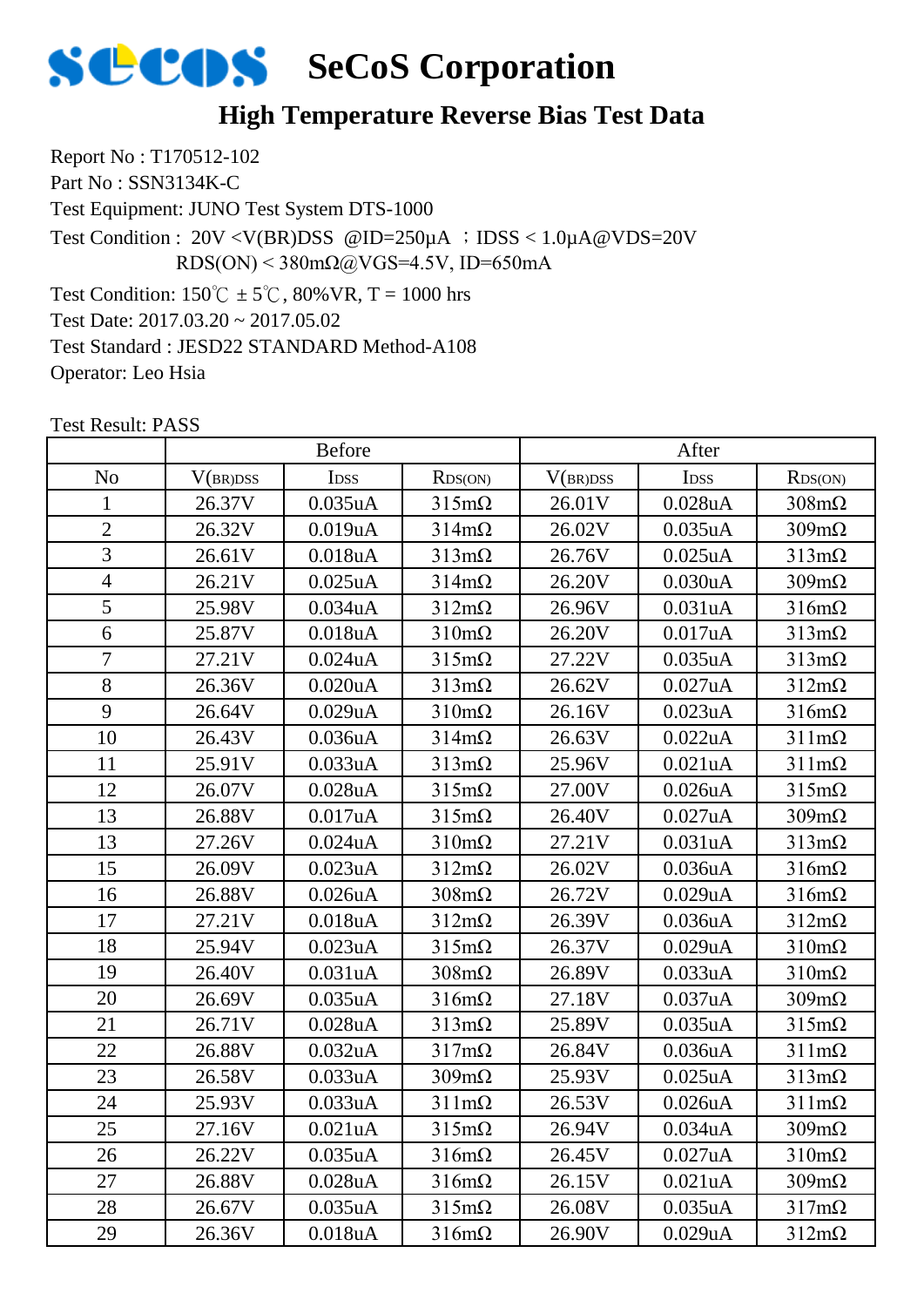# SeCoS Corporation

## High Temperature Reverse Bias Test Data

Report No : T170512-102

Part No : SSN3134K-C

Test Equipment: JUNO Test System DTS-1000

Test Condition : 20V <V(BR)DSS @ID=250μA ；IDSS < 1.0μA@VDS=20V
RDS(ON) < 380mΩ@VGS=4.5V, ID=650mA

Test Condition: 150℃ ± 5℃, 80%VR, T = 1000 hrs

Test Date: 2017.03.20 ~ 2017.05.02

Test Standard : JESD22 STANDARD Method-A108

Operator: Leo Hsia

Test Result: PASS

| | Before | | | After | | |
|---|---|---|---|---|---|---|
| No | $V_{(BR)DSS}$ | $I_{DSS}$ | $R_{DS(ON)}$ | $V_{(BR)DSS}$ | $I_{DSS}$ | $R_{DS(ON)}$ |
| 1 | 26.37V | 0.035uA | 315mΩ | 26.01V | 0.028uA | 308mΩ |
| 2 | 26.32V | 0.019uA | 314mΩ | 26.02V | 0.035uA | 309mΩ |
| 3 | 26.61V | 0.018uA | 313mΩ | 26.76V | 0.025uA | 313mΩ |
| 4 | 26.21V | 0.025uA | 314mΩ | 26.20V | 0.030uA | 309mΩ |
| 5 | 25.98V | 0.034uA | 312mΩ | 26.96V | 0.031uA | 316mΩ |
| 6 | 25.87V | 0.018uA | 310mΩ | 26.20V | 0.017uA | 313mΩ |
| 7 | 27.21V | 0.024uA | 315mΩ | 27.22V | 0.035uA | 313mΩ |
| 8 | 26.36V | 0.020uA | 313mΩ | 26.62V | 0.027uA | 312mΩ |
| 9 | 26.64V | 0.029uA | 310mΩ | 26.16V | 0.023uA | 316mΩ |
| 10 | 26.43V | 0.036uA | 314mΩ | 26.63V | 0.022uA | 311mΩ |
| 11 | 25.91V | 0.033uA | 313mΩ | 25.96V | 0.021uA | 311mΩ |
| 12 | 26.07V | 0.028uA | 315mΩ | 27.00V | 0.026uA | 315mΩ |
| 13 | 26.88V | 0.017uA | 315mΩ | 26.40V | 0.027uA | 309mΩ |
| 13 | 27.26V | 0.024uA | 310mΩ | 27.21V | 0.031uA | 313mΩ |
| 15 | 26.09V | 0.023uA | 312mΩ | 26.02V | 0.036uA | 316mΩ |
| 16 | 26.88V | 0.026uA | 308mΩ | 26.72V | 0.029uA | 316mΩ |
| 17 | 27.21V | 0.018uA | 312mΩ | 26.39V | 0.036uA | 312mΩ |
| 18 | 25.94V | 0.023uA | 315mΩ | 26.37V | 0.029uA | 310mΩ |
| 19 | 26.40V | 0.031uA | 308mΩ | 26.89V | 0.033uA | 310mΩ |
| 20 | 26.69V | 0.035uA | 316mΩ | 27.18V | 0.037uA | 309mΩ |
| 21 | 26.71V | 0.028uA | 313mΩ | 25.89V | 0.035uA | 315mΩ |
| 22 | 26.88V | 0.032uA | 317mΩ | 26.84V | 0.036uA | 311mΩ |
| 23 | 26.58V | 0.033uA | 309mΩ | 25.93V | 0.025uA | 313mΩ |
| 24 | 25.93V | 0.033uA | 311mΩ | 26.53V | 0.026uA | 311mΩ |
| 25 | 27.16V | 0.021uA | 315mΩ | 26.94V | 0.034uA | 309mΩ |
| 26 | 26.22V | 0.035uA | 316mΩ | 26.45V | 0.027uA | 310mΩ |
| 27 | 26.88V | 0.028uA | 316mΩ | 26.15V | 0.021uA | 309mΩ |
| 28 | 26.67V | 0.035uA | 315mΩ | 26.08V | 0.035uA | 317mΩ |
| 29 | 26.36V | 0.018uA | 316mΩ | 26.90V | 0.029uA | 312mΩ |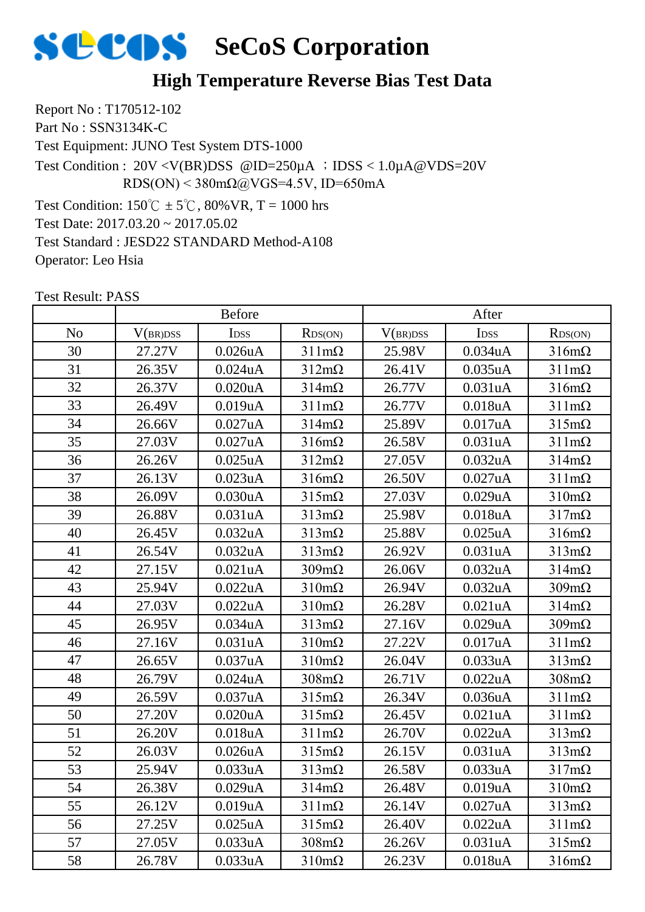# SeCoS Corporation

## High Temperature Reverse Bias Test Data

Report No : T170512-102
Part No : SSN3134K-C
Test Equipment: JUNO Test System DTS-1000
Test Condition : 20V <V(BR)DSS @ID=250μA ；IDSS < 1.0μA@VDS=20V
RDS(ON) < 380mΩ@VGS=4.5V, ID=650mA
Test Condition: 150℃ ± 5℃, 80%VR, T = 1000 hrs
Test Date: 2017.03.20 ~ 2017.05.02
Test Standard : JESD22 STANDARD Method-A108
Operator: Leo Hsia

Test Result: PASS

| | Before | | | After | | |
|---|---|---|---|---|---|---|
| No | $V_{(BR)DSS}$ | $I_{DSS}$ | $R_{DS(ON)}$ | $V_{(BR)DSS}$ | $I_{DSS}$ | $R_{DS(ON)}$ |
| 30 | 27.27V | 0.026uA | 311mΩ | 25.98V | 0.034uA | 316mΩ |
| 31 | 26.35V | 0.024uA | 312mΩ | 26.41V | 0.035uA | 311mΩ |
| 32 | 26.37V | 0.020uA | 314mΩ | 26.77V | 0.031uA | 316mΩ |
| 33 | 26.49V | 0.019uA | 311mΩ | 26.77V | 0.018uA | 311mΩ |
| 34 | 26.66V | 0.027uA | 314mΩ | 25.89V | 0.017uA | 315mΩ |
| 35 | 27.03V | 0.027uA | 316mΩ | 26.58V | 0.031uA | 311mΩ |
| 36 | 26.26V | 0.025uA | 312mΩ | 27.05V | 0.032uA | 314mΩ |
| 37 | 26.13V | 0.023uA | 316mΩ | 26.50V | 0.027uA | 311mΩ |
| 38 | 26.09V | 0.030uA | 315mΩ | 27.03V | 0.029uA | 310mΩ |
| 39 | 26.88V | 0.031uA | 313mΩ | 25.98V | 0.018uA | 317mΩ |
| 40 | 26.45V | 0.032uA | 313mΩ | 25.88V | 0.025uA | 316mΩ |
| 41 | 26.54V | 0.032uA | 313mΩ | 26.92V | 0.031uA | 313mΩ |
| 42 | 27.15V | 0.021uA | 309mΩ | 26.06V | 0.032uA | 314mΩ |
| 43 | 25.94V | 0.022uA | 310mΩ | 26.94V | 0.032uA | 309mΩ |
| 44 | 27.03V | 0.022uA | 310mΩ | 26.28V | 0.021uA | 314mΩ |
| 45 | 26.95V | 0.034uA | 313mΩ | 27.16V | 0.029uA | 309mΩ |
| 46 | 27.16V | 0.031uA | 310mΩ | 27.22V | 0.017uA | 311mΩ |
| 47 | 26.65V | 0.037uA | 310mΩ | 26.04V | 0.033uA | 313mΩ |
| 48 | 26.79V | 0.024uA | 308mΩ | 26.71V | 0.022uA | 308mΩ |
| 49 | 26.59V | 0.037uA | 315mΩ | 26.34V | 0.036uA | 311mΩ |
| 50 | 27.20V | 0.020uA | 315mΩ | 26.45V | 0.021uA | 311mΩ |
| 51 | 26.20V | 0.018uA | 311mΩ | 26.70V | 0.022uA | 313mΩ |
| 52 | 26.03V | 0.026uA | 315mΩ | 26.15V | 0.031uA | 313mΩ |
| 53 | 25.94V | 0.033uA | 313mΩ | 26.58V | 0.033uA | 317mΩ |
| 54 | 26.38V | 0.029uA | 314mΩ | 26.48V | 0.019uA | 310mΩ |
| 55 | 26.12V | 0.019uA | 311mΩ | 26.14V | 0.027uA | 313mΩ |
| 56 | 27.25V | 0.025uA | 315mΩ | 26.40V | 0.022uA | 311mΩ |
| 57 | 27.05V | 0.033uA | 308mΩ | 26.26V | 0.031uA | 315mΩ |
| 58 | 26.78V | 0.033uA | 310mΩ | 26.23V | 0.018uA | 316mΩ |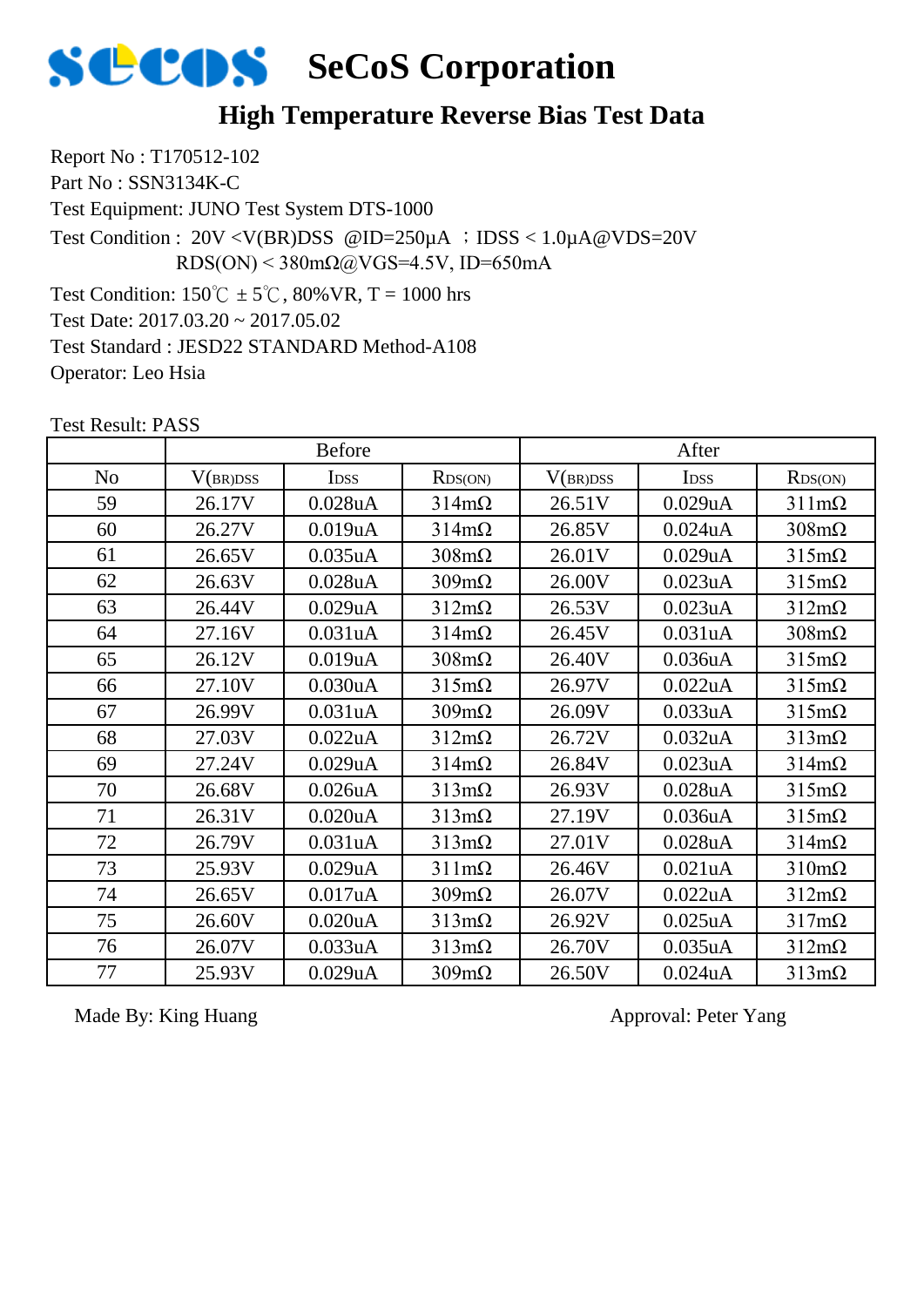# SeCoS Corporation

## High Temperature Reverse Bias Test Data

Report No : T170512-102

Part No : SSN3134K-C

Test Equipment: JUNO Test System DTS-1000

Test Condition : 20V <V(BR)DSS @ID=250μA ；IDSS < 1.0μA@VDS=20V

RDS(ON) < 380mΩ@VGS=4.5V, ID=650mA

Test Condition: 150℃ ± 5℃, 80%VR, T = 1000 hrs

Test Date: 2017.03.20 ~ 2017.05.02

Test Standard : JESD22 STANDARD Method-A108

Operator: Leo Hsia

Test Result: PASS

| | Before | | | After | | |
|---|---|---|---|---|---|---|
| No | $V_{(BR)DSS}$ | $I_{DSS}$ | $R_{DS(ON)}$ | $V_{(BR)DSS}$ | $I_{DSS}$ | $R_{DS(ON)}$ |
| 59 | 26.17V | 0.028uA | 314mΩ | 26.51V | 0.029uA | 311mΩ |
| 60 | 26.27V | 0.019uA | 314mΩ | 26.85V | 0.024uA | 308mΩ |
| 61 | 26.65V | 0.035uA | 308mΩ | 26.01V | 0.029uA | 315mΩ |
| 62 | 26.63V | 0.028uA | 309mΩ | 26.00V | 0.023uA | 315mΩ |
| 63 | 26.44V | 0.029uA | 312mΩ | 26.53V | 0.023uA | 312mΩ |
| 64 | 27.16V | 0.031uA | 314mΩ | 26.45V | 0.031uA | 308mΩ |
| 65 | 26.12V | 0.019uA | 308mΩ | 26.40V | 0.036uA | 315mΩ |
| 66 | 27.10V | 0.030uA | 315mΩ | 26.97V | 0.022uA | 315mΩ |
| 67 | 26.99V | 0.031uA | 309mΩ | 26.09V | 0.033uA | 315mΩ |
| 68 | 27.03V | 0.022uA | 312mΩ | 26.72V | 0.032uA | 313mΩ |
| 69 | 27.24V | 0.029uA | 314mΩ | 26.84V | 0.023uA | 314mΩ |
| 70 | 26.68V | 0.026uA | 313mΩ | 26.93V | 0.028uA | 315mΩ |
| 71 | 26.31V | 0.020uA | 313mΩ | 27.19V | 0.036uA | 315mΩ |
| 72 | 26.79V | 0.031uA | 313mΩ | 27.01V | 0.028uA | 314mΩ |
| 73 | 25.93V | 0.029uA | 311mΩ | 26.46V | 0.021uA | 310mΩ |
| 74 | 26.65V | 0.017uA | 309mΩ | 26.07V | 0.022uA | 312mΩ |
| 75 | 26.60V | 0.020uA | 313mΩ | 26.92V | 0.025uA | 317mΩ |
| 76 | 26.07V | 0.033uA | 313mΩ | 26.70V | 0.035uA | 312mΩ |
| 77 | 25.93V | 0.029uA | 309mΩ | 26.50V | 0.024uA | 313mΩ |

Made By: King Huang

Approval: Peter Yang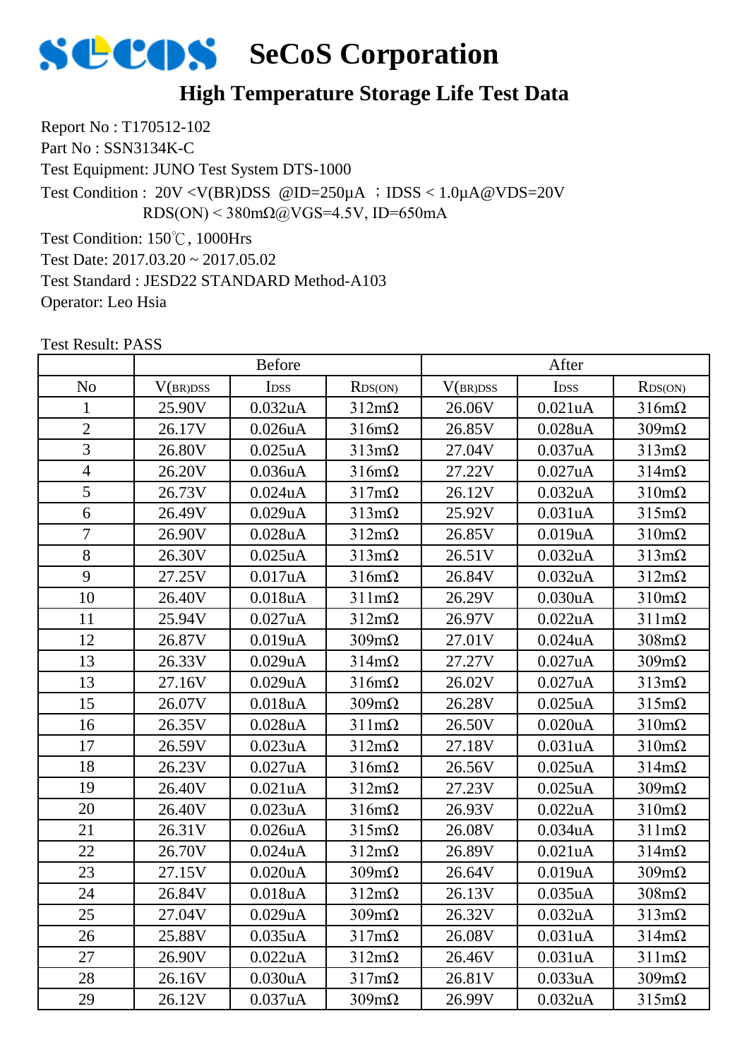# SeCoS Corporation

## High Temperature Storage Life Test Data

Report No : T170512-102
Part No : SSN3134K-C
Test Equipment: JUNO Test System DTS-1000
Test Condition : 20V < $V_{(BR)DSS}$ @ID=250μA ；IDSS < 1.0μA@VDS=20V
RDS(ON) < 380mΩ@VGS=4.5V, ID=650mA
Test Condition: 150℃, 1000Hrs
Test Date: 2017.03.20 ~ 2017.05.02
Test Standard : JESD22 STANDARD Method-A103
Operator: Leo Hsia

Test Result: PASS

| | Before | | | After | | |
|---|---|---|---|---|---|---|
| No | $V_{(BR)DSS}$ | $I_{DSS}$ | $R_{DS(ON)}$ | $V_{(BR)DSS}$ | $I_{DSS}$ | $R_{DS(ON)}$ |
| 1 | 25.90V | 0.032uA | 312mΩ | 26.06V | 0.021uA | 316mΩ |
| 2 | 26.17V | 0.026uA | 316mΩ | 26.85V | 0.028uA | 309mΩ |
| 3 | 26.80V | 0.025uA | 313mΩ | 27.04V | 0.037uA | 313mΩ |
| 4 | 26.20V | 0.036uA | 316mΩ | 27.22V | 0.027uA | 314mΩ |
| 5 | 26.73V | 0.024uA | 317mΩ | 26.12V | 0.032uA | 310mΩ |
| 6 | 26.49V | 0.029uA | 313mΩ | 25.92V | 0.031uA | 315mΩ |
| 7 | 26.90V | 0.028uA | 312mΩ | 26.85V | 0.019uA | 310mΩ |
| 8 | 26.30V | 0.025uA | 313mΩ | 26.51V | 0.032uA | 313mΩ |
| 9 | 27.25V | 0.017uA | 316mΩ | 26.84V | 0.032uA | 312mΩ |
| 10 | 26.40V | 0.018uA | 311mΩ | 26.29V | 0.030uA | 310mΩ |
| 11 | 25.94V | 0.027uA | 312mΩ | 26.97V | 0.022uA | 311mΩ |
| 12 | 26.87V | 0.019uA | 309mΩ | 27.01V | 0.024uA | 308mΩ |
| 13 | 26.33V | 0.029uA | 314mΩ | 27.27V | 0.027uA | 309mΩ |
| 13 | 27.16V | 0.029uA | 316mΩ | 26.02V | 0.027uA | 313mΩ |
| 15 | 26.07V | 0.018uA | 309mΩ | 26.28V | 0.025uA | 315mΩ |
| 16 | 26.35V | 0.028uA | 311mΩ | 26.50V | 0.020uA | 310mΩ |
| 17 | 26.59V | 0.023uA | 312mΩ | 27.18V | 0.031uA | 310mΩ |
| 18 | 26.23V | 0.027uA | 316mΩ | 26.56V | 0.025uA | 314mΩ |
| 19 | 26.40V | 0.021uA | 312mΩ | 27.23V | 0.025uA | 309mΩ |
| 20 | 26.40V | 0.023uA | 316mΩ | 26.93V | 0.022uA | 310mΩ |
| 21 | 26.31V | 0.026uA | 315mΩ | 26.08V | 0.034uA | 311mΩ |
| 22 | 26.70V | 0.024uA | 312mΩ | 26.89V | 0.021uA | 314mΩ |
| 23 | 27.15V | 0.020uA | 309mΩ | 26.64V | 0.019uA | 309mΩ |
| 24 | 26.84V | 0.018uA | 312mΩ | 26.13V | 0.035uA | 308mΩ |
| 25 | 27.04V | 0.029uA | 309mΩ | 26.32V | 0.032uA | 313mΩ |
| 26 | 25.88V | 0.035uA | 317mΩ | 26.08V | 0.031uA | 314mΩ |
| 27 | 26.90V | 0.022uA | 312mΩ | 26.46V | 0.031uA | 311mΩ |
| 28 | 26.16V | 0.030uA | 317mΩ | 26.81V | 0.033uA | 309mΩ |
| 29 | 26.12V | 0.037uA | 309mΩ | 26.99V | 0.032uA | 315mΩ |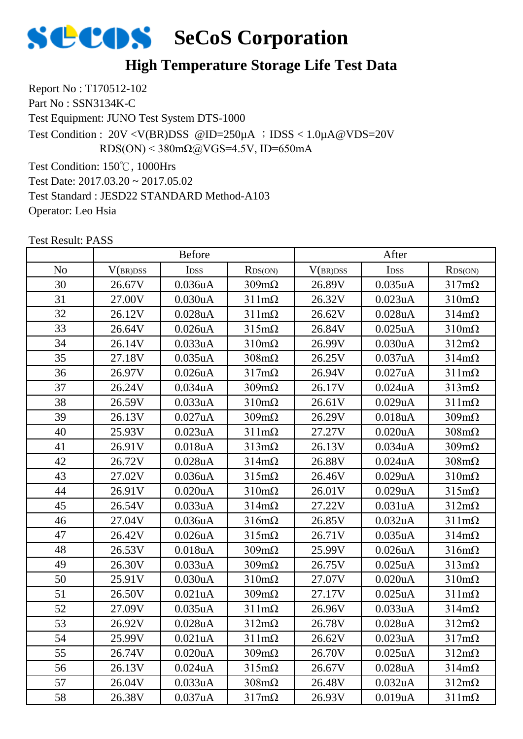# SeCoS Corporation

## High Temperature Storage Life Test Data

Report No : T170512-102

Part No : SSN3134K-C

Test Equipment: JUNO Test System DTS-1000

Test Condition : 20V <V(BR)DSS @ID=250μA ；IDSS < 1.0μA@VDS=20V
RDS(ON) < 380mΩ@VGS=4.5V, ID=650mA

Test Condition: 150℃, 1000Hrs

Test Date: 2017.03.20 ~ 2017.05.02

Test Standard : JESD22 STANDARD Method-A103

Operator: Leo Hsia

Test Result: PASS

| | Before | | | After | | |
|---|---|---|---|---|---|---|
| No | $V_{(BR)DSS}$ | $I_{DSS}$ | $R_{DS(ON)}$ | $V_{(BR)DSS}$ | $I_{DSS}$ | $R_{DS(ON)}$ |
| 30 | 26.67V | 0.036uA | 309mΩ | 26.89V | 0.035uA | 317mΩ |
| 31 | 27.00V | 0.030uA | 311mΩ | 26.32V | 0.023uA | 310mΩ |
| 32 | 26.12V | 0.028uA | 311mΩ | 26.62V | 0.028uA | 314mΩ |
| 33 | 26.64V | 0.026uA | 315mΩ | 26.84V | 0.025uA | 310mΩ |
| 34 | 26.14V | 0.033uA | 310mΩ | 26.99V | 0.030uA | 312mΩ |
| 35 | 27.18V | 0.035uA | 308mΩ | 26.25V | 0.037uA | 314mΩ |
| 36 | 26.97V | 0.026uA | 317mΩ | 26.94V | 0.027uA | 311mΩ |
| 37 | 26.24V | 0.034uA | 309mΩ | 26.17V | 0.024uA | 313mΩ |
| 38 | 26.59V | 0.033uA | 310mΩ | 26.61V | 0.029uA | 311mΩ |
| 39 | 26.13V | 0.027uA | 309mΩ | 26.29V | 0.018uA | 309mΩ |
| 40 | 25.93V | 0.023uA | 311mΩ | 27.27V | 0.020uA | 308mΩ |
| 41 | 26.91V | 0.018uA | 313mΩ | 26.13V | 0.034uA | 309mΩ |
| 42 | 26.72V | 0.028uA | 314mΩ | 26.88V | 0.024uA | 308mΩ |
| 43 | 27.02V | 0.036uA | 315mΩ | 26.46V | 0.029uA | 310mΩ |
| 44 | 26.91V | 0.020uA | 310mΩ | 26.01V | 0.029uA | 315mΩ |
| 45 | 26.54V | 0.033uA | 314mΩ | 27.22V | 0.031uA | 312mΩ |
| 46 | 27.04V | 0.036uA | 316mΩ | 26.85V | 0.032uA | 311mΩ |
| 47 | 26.42V | 0.026uA | 315mΩ | 26.71V | 0.035uA | 314mΩ |
| 48 | 26.53V | 0.018uA | 309mΩ | 25.99V | 0.026uA | 316mΩ |
| 49 | 26.30V | 0.033uA | 309mΩ | 26.75V | 0.025uA | 313mΩ |
| 50 | 25.91V | 0.030uA | 310mΩ | 27.07V | 0.020uA | 310mΩ |
| 51 | 26.50V | 0.021uA | 309mΩ | 27.17V | 0.025uA | 311mΩ |
| 52 | 27.09V | 0.035uA | 311mΩ | 26.96V | 0.033uA | 314mΩ |
| 53 | 26.92V | 0.028uA | 312mΩ | 26.78V | 0.028uA | 312mΩ |
| 54 | 25.99V | 0.021uA | 311mΩ | 26.62V | 0.023uA | 317mΩ |
| 55 | 26.74V | 0.020uA | 309mΩ | 26.70V | 0.025uA | 312mΩ |
| 56 | 26.13V | 0.024uA | 315mΩ | 26.67V | 0.028uA | 314mΩ |
| 57 | 26.04V | 0.033uA | 308mΩ | 26.48V | 0.032uA | 312mΩ |
| 58 | 26.38V | 0.037uA | 317mΩ | 26.93V | 0.019uA | 311mΩ |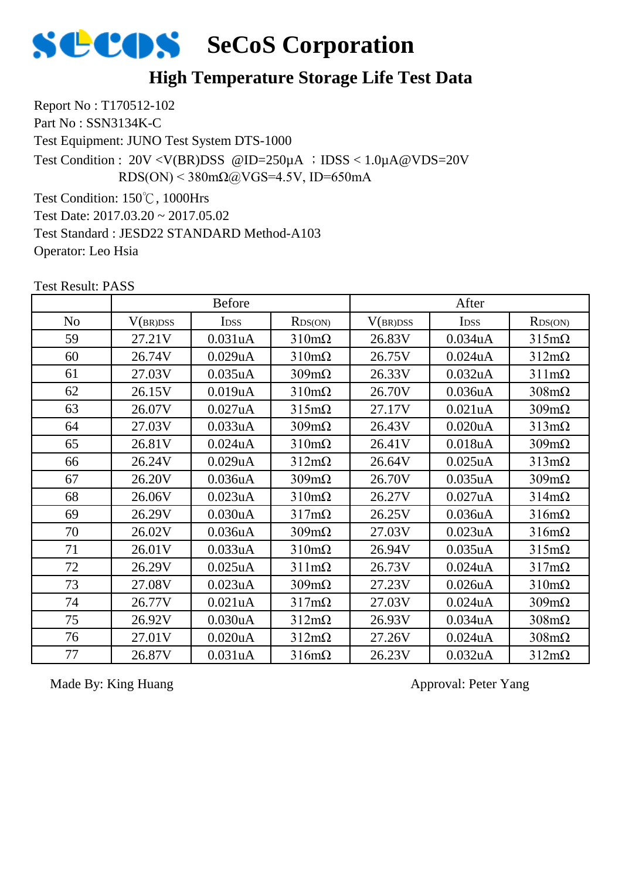# SeCoS Corporation

## High Temperature Storage Life Test Data

Report No : T170512-102
Part No : SSN3134K-C
Test Equipment: JUNO Test System DTS-1000
Test Condition : 20V <V(BR)DSS @ID=250μA ；IDSS < 1.0μA@VDS=20V
RDS(ON) < 380mΩ@VGS=4.5V, ID=650mA
Test Condition: 150℃, 1000Hrs
Test Date: 2017.03.20 ~ 2017.05.02
Test Standard : JESD22 STANDARD Method-A103
Operator: Leo Hsia

Test Result: PASS

| | Before | | | After | | |
|---|---|---|---|---|---|---|
| No | $V_{(BR)DSS}$ | $I_{DSS}$ | $R_{DS(ON)}$ | $V_{(BR)DSS}$ | $I_{DSS}$ | $R_{DS(ON)}$ |
| 59 | 27.21V | 0.031uA | 310mΩ | 26.83V | 0.034uA | 315mΩ |
| 60 | 26.74V | 0.029uA | 310mΩ | 26.75V | 0.024uA | 312mΩ |
| 61 | 27.03V | 0.035uA | 309mΩ | 26.33V | 0.032uA | 311mΩ |
| 62 | 26.15V | 0.019uA | 310mΩ | 26.70V | 0.036uA | 308mΩ |
| 63 | 26.07V | 0.027uA | 315mΩ | 27.17V | 0.021uA | 309mΩ |
| 64 | 27.03V | 0.033uA | 309mΩ | 26.43V | 0.020uA | 313mΩ |
| 65 | 26.81V | 0.024uA | 310mΩ | 26.41V | 0.018uA | 309mΩ |
| 66 | 26.24V | 0.029uA | 312mΩ | 26.64V | 0.025uA | 313mΩ |
| 67 | 26.20V | 0.036uA | 309mΩ | 26.70V | 0.035uA | 309mΩ |
| 68 | 26.06V | 0.023uA | 310mΩ | 26.27V | 0.027uA | 314mΩ |
| 69 | 26.29V | 0.030uA | 317mΩ | 26.25V | 0.036uA | 316mΩ |
| 70 | 26.02V | 0.036uA | 309mΩ | 27.03V | 0.023uA | 316mΩ |
| 71 | 26.01V | 0.033uA | 310mΩ | 26.94V | 0.035uA | 315mΩ |
| 72 | 26.29V | 0.025uA | 311mΩ | 26.73V | 0.024uA | 317mΩ |
| 73 | 27.08V | 0.023uA | 309mΩ | 27.23V | 0.026uA | 310mΩ |
| 74 | 26.77V | 0.021uA | 317mΩ | 27.03V | 0.024uA | 309mΩ |
| 75 | 26.92V | 0.030uA | 312mΩ | 26.93V | 0.034uA | 308mΩ |
| 76 | 27.01V | 0.020uA | 312mΩ | 27.26V | 0.024uA | 308mΩ |
| 77 | 26.87V | 0.031uA | 316mΩ | 26.23V | 0.032uA | 312mΩ |

Made By: King Huang　　　　　　　　　　Approval: Peter Yang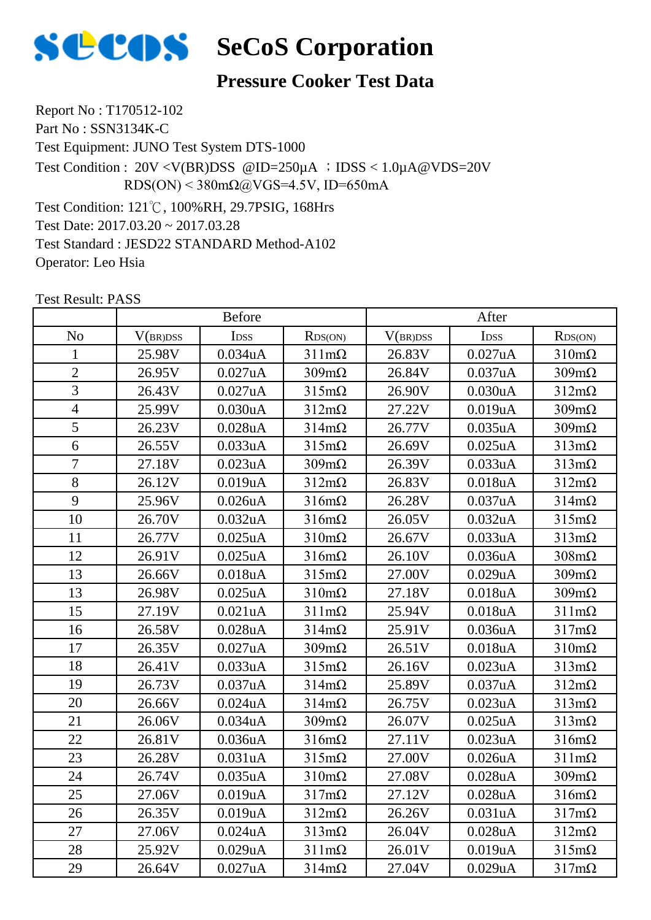# SeCoS Corporation

## Pressure Cooker Test Data

Report No : T170512-102

Part No : SSN3134K-C

Test Equipment: JUNO Test System DTS-1000

Test Condition : 20V <V(BR)DSS @ID=250μA ；IDSS < 1.0μA@VDS=20V
RDS(ON) < 380mΩ@VGS=4.5V, ID=650mA

Test Condition: 121℃, 100%RH, 29.7PSIG, 168Hrs

Test Date: 2017.03.20 ~ 2017.03.28

Test Standard : JESD22 STANDARD Method-A102

Operator: Leo Hsia

Test Result: PASS

| | Before | | | After | | |
|---|---|---|---|---|---|---|
| No | $V_{(BR)DSS}$ | $I_{DSS}$ | $R_{DS(ON)}$ | $V_{(BR)DSS}$ | $I_{DSS}$ | $R_{DS(ON)}$ |
| 1 | 25.98V | 0.034uA | 311mΩ | 26.83V | 0.027uA | 310mΩ |
| 2 | 26.95V | 0.027uA | 309mΩ | 26.84V | 0.037uA | 309mΩ |
| 3 | 26.43V | 0.027uA | 315mΩ | 26.90V | 0.030uA | 312mΩ |
| 4 | 25.99V | 0.030uA | 312mΩ | 27.22V | 0.019uA | 309mΩ |
| 5 | 26.23V | 0.028uA | 314mΩ | 26.77V | 0.035uA | 309mΩ |
| 6 | 26.55V | 0.033uA | 315mΩ | 26.69V | 0.025uA | 313mΩ |
| 7 | 27.18V | 0.023uA | 309mΩ | 26.39V | 0.033uA | 313mΩ |
| 8 | 26.12V | 0.019uA | 312mΩ | 26.83V | 0.018uA | 312mΩ |
| 9 | 25.96V | 0.026uA | 316mΩ | 26.28V | 0.037uA | 314mΩ |
| 10 | 26.70V | 0.032uA | 316mΩ | 26.05V | 0.032uA | 315mΩ |
| 11 | 26.77V | 0.025uA | 310mΩ | 26.67V | 0.033uA | 313mΩ |
| 12 | 26.91V | 0.025uA | 316mΩ | 26.10V | 0.036uA | 308mΩ |
| 13 | 26.66V | 0.018uA | 315mΩ | 27.00V | 0.029uA | 309mΩ |
| 13 | 26.98V | 0.025uA | 310mΩ | 27.18V | 0.018uA | 309mΩ |
| 15 | 27.19V | 0.021uA | 311mΩ | 25.94V | 0.018uA | 311mΩ |
| 16 | 26.58V | 0.028uA | 314mΩ | 25.91V | 0.036uA | 317mΩ |
| 17 | 26.35V | 0.027uA | 309mΩ | 26.51V | 0.018uA | 310mΩ |
| 18 | 26.41V | 0.033uA | 315mΩ | 26.16V | 0.023uA | 313mΩ |
| 19 | 26.73V | 0.037uA | 314mΩ | 25.89V | 0.037uA | 312mΩ |
| 20 | 26.66V | 0.024uA | 314mΩ | 26.75V | 0.023uA | 313mΩ |
| 21 | 26.06V | 0.034uA | 309mΩ | 26.07V | 0.025uA | 313mΩ |
| 22 | 26.81V | 0.036uA | 316mΩ | 27.11V | 0.023uA | 316mΩ |
| 23 | 26.28V | 0.031uA | 315mΩ | 27.00V | 0.026uA | 311mΩ |
| 24 | 26.74V | 0.035uA | 310mΩ | 27.08V | 0.028uA | 309mΩ |
| 25 | 27.06V | 0.019uA | 317mΩ | 27.12V | 0.028uA | 316mΩ |
| 26 | 26.35V | 0.019uA | 312mΩ | 26.26V | 0.031uA | 317mΩ |
| 27 | 27.06V | 0.024uA | 313mΩ | 26.04V | 0.028uA | 312mΩ |
| 28 | 25.92V | 0.029uA | 311mΩ | 26.01V | 0.019uA | 315mΩ |
| 29 | 26.64V | 0.027uA | 314mΩ | 27.04V | 0.029uA | 317mΩ |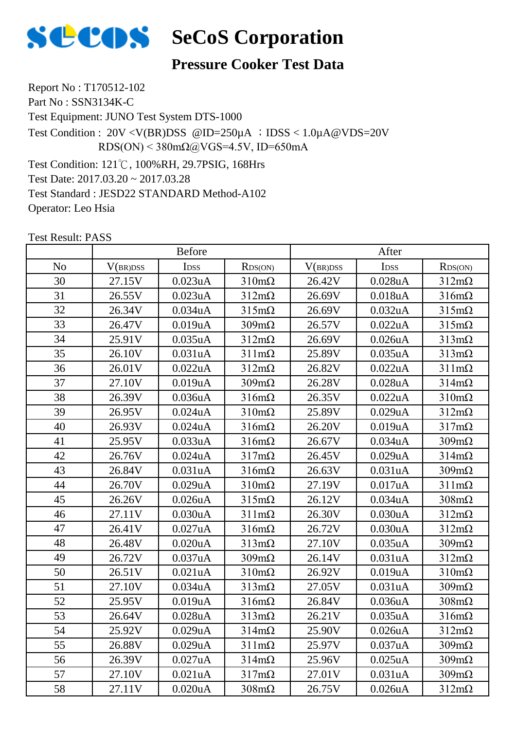# SeCoS Corporation

## Pressure Cooker Test Data

Report No : T170512-102
Part No : SSN3134K-C
Test Equipment: JUNO Test System DTS-1000
Test Condition : 20V <V(BR)DSS @ID=250μA ；IDSS < 1.0μA@VDS=20V
RDS(ON) < 380mΩ@VGS=4.5V, ID=650mA
Test Condition: 121℃, 100%RH, 29.7PSIG, 168Hrs
Test Date: 2017.03.20 ~ 2017.03.28
Test Standard : JESD22 STANDARD Method-A102
Operator: Leo Hsia

Test Result: PASS

| | Before | | | After | | |
|---|---|---|---|---|---|---|
| No | $V_{(BR)DSS}$ | $I_{DSS}$ | $R_{DS(ON)}$ | $V_{(BR)DSS}$ | $I_{DSS}$ | $R_{DS(ON)}$ |
| 30 | 27.15V | 0.023uA | 310mΩ | 26.42V | 0.028uA | 312mΩ |
| 31 | 26.55V | 0.023uA | 312mΩ | 26.69V | 0.018uA | 316mΩ |
| 32 | 26.34V | 0.034uA | 315mΩ | 26.69V | 0.032uA | 315mΩ |
| 33 | 26.47V | 0.019uA | 309mΩ | 26.57V | 0.022uA | 315mΩ |
| 34 | 25.91V | 0.035uA | 312mΩ | 26.69V | 0.026uA | 313mΩ |
| 35 | 26.10V | 0.031uA | 311mΩ | 25.89V | 0.035uA | 313mΩ |
| 36 | 26.01V | 0.022uA | 312mΩ | 26.82V | 0.022uA | 311mΩ |
| 37 | 27.10V | 0.019uA | 309mΩ | 26.28V | 0.028uA | 314mΩ |
| 38 | 26.39V | 0.036uA | 316mΩ | 26.35V | 0.022uA | 310mΩ |
| 39 | 26.95V | 0.024uA | 310mΩ | 25.89V | 0.029uA | 312mΩ |
| 40 | 26.93V | 0.024uA | 316mΩ | 26.20V | 0.019uA | 317mΩ |
| 41 | 25.95V | 0.033uA | 316mΩ | 26.67V | 0.034uA | 309mΩ |
| 42 | 26.76V | 0.024uA | 317mΩ | 26.45V | 0.029uA | 314mΩ |
| 43 | 26.84V | 0.031uA | 316mΩ | 26.63V | 0.031uA | 309mΩ |
| 44 | 26.70V | 0.029uA | 310mΩ | 27.19V | 0.017uA | 311mΩ |
| 45 | 26.26V | 0.026uA | 315mΩ | 26.12V | 0.034uA | 308mΩ |
| 46 | 27.11V | 0.030uA | 311mΩ | 26.30V | 0.030uA | 312mΩ |
| 47 | 26.41V | 0.027uA | 316mΩ | 26.72V | 0.030uA | 312mΩ |
| 48 | 26.48V | 0.020uA | 313mΩ | 27.10V | 0.035uA | 309mΩ |
| 49 | 26.72V | 0.037uA | 309mΩ | 26.14V | 0.031uA | 312mΩ |
| 50 | 26.51V | 0.021uA | 310mΩ | 26.92V | 0.019uA | 310mΩ |
| 51 | 27.10V | 0.034uA | 313mΩ | 27.05V | 0.031uA | 309mΩ |
| 52 | 25.95V | 0.019uA | 316mΩ | 26.84V | 0.036uA | 308mΩ |
| 53 | 26.64V | 0.028uA | 313mΩ | 26.21V | 0.035uA | 316mΩ |
| 54 | 25.92V | 0.029uA | 314mΩ | 25.90V | 0.026uA | 312mΩ |
| 55 | 26.88V | 0.029uA | 311mΩ | 25.97V | 0.037uA | 309mΩ |
| 56 | 26.39V | 0.027uA | 314mΩ | 25.96V | 0.025uA | 309mΩ |
| 57 | 27.10V | 0.021uA | 317mΩ | 27.01V | 0.031uA | 309mΩ |
| 58 | 27.11V | 0.020uA | 308mΩ | 26.75V | 0.026uA | 312mΩ |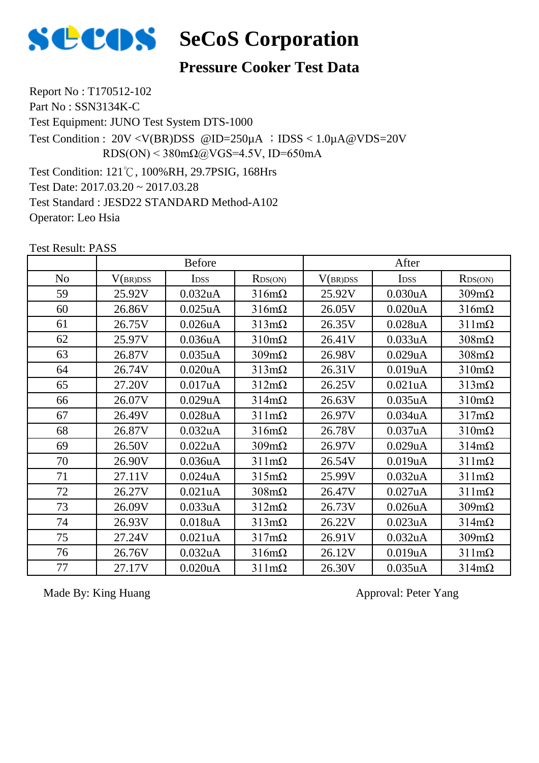# SeCoS Corporation

## Pressure Cooker Test Data

Report No : T170512-102

Part No : SSN3134K-C

Test Equipment: JUNO Test System DTS-1000

Test Condition : 20V <V(BR)DSS @ID=250μA ；IDSS < 1.0μA@VDS=20V
RDS(ON) < 380mΩ@VGS=4.5V, ID=650mA

Test Condition: 121℃, 100%RH, 29.7PSIG, 168Hrs

Test Date: 2017.03.20 ~ 2017.03.28

Test Standard : JESD22 STANDARD Method-A102

Operator: Leo Hsia

Test Result: PASS

| | Before | | | After | | |
|---|---|---|---|---|---|---|
| No | $V_{(BR)DSS}$ | $I_{DSS}$ | $R_{DS(ON)}$ | $V_{(BR)DSS}$ | $I_{DSS}$ | $R_{DS(ON)}$ |
| 59 | 25.92V | 0.032uA | 316mΩ | 25.92V | 0.030uA | 309mΩ |
| 60 | 26.86V | 0.025uA | 316mΩ | 26.05V | 0.020uA | 316mΩ |
| 61 | 26.75V | 0.026uA | 313mΩ | 26.35V | 0.028uA | 311mΩ |
| 62 | 25.97V | 0.036uA | 310mΩ | 26.41V | 0.033uA | 308mΩ |
| 63 | 26.87V | 0.035uA | 309mΩ | 26.98V | 0.029uA | 308mΩ |
| 64 | 26.74V | 0.020uA | 313mΩ | 26.31V | 0.019uA | 310mΩ |
| 65 | 27.20V | 0.017uA | 312mΩ | 26.25V | 0.021uA | 313mΩ |
| 66 | 26.07V | 0.029uA | 314mΩ | 26.63V | 0.035uA | 310mΩ |
| 67 | 26.49V | 0.028uA | 311mΩ | 26.97V | 0.034uA | 317mΩ |
| 68 | 26.87V | 0.032uA | 316mΩ | 26.78V | 0.037uA | 310mΩ |
| 69 | 26.50V | 0.022uA | 309mΩ | 26.97V | 0.029uA | 314mΩ |
| 70 | 26.90V | 0.036uA | 311mΩ | 26.54V | 0.019uA | 311mΩ |
| 71 | 27.11V | 0.024uA | 315mΩ | 25.99V | 0.032uA | 311mΩ |
| 72 | 26.27V | 0.021uA | 308mΩ | 26.47V | 0.027uA | 311mΩ |
| 73 | 26.09V | 0.033uA | 312mΩ | 26.73V | 0.026uA | 309mΩ |
| 74 | 26.93V | 0.018uA | 313mΩ | 26.22V | 0.023uA | 314mΩ |
| 75 | 27.24V | 0.021uA | 317mΩ | 26.91V | 0.032uA | 309mΩ |
| 76 | 26.76V | 0.032uA | 316mΩ | 26.12V | 0.019uA | 311mΩ |
| 77 | 27.17V | 0.020uA | 311mΩ | 26.30V | 0.035uA | 314mΩ |

Made By: King Huang

Approval: Peter Yang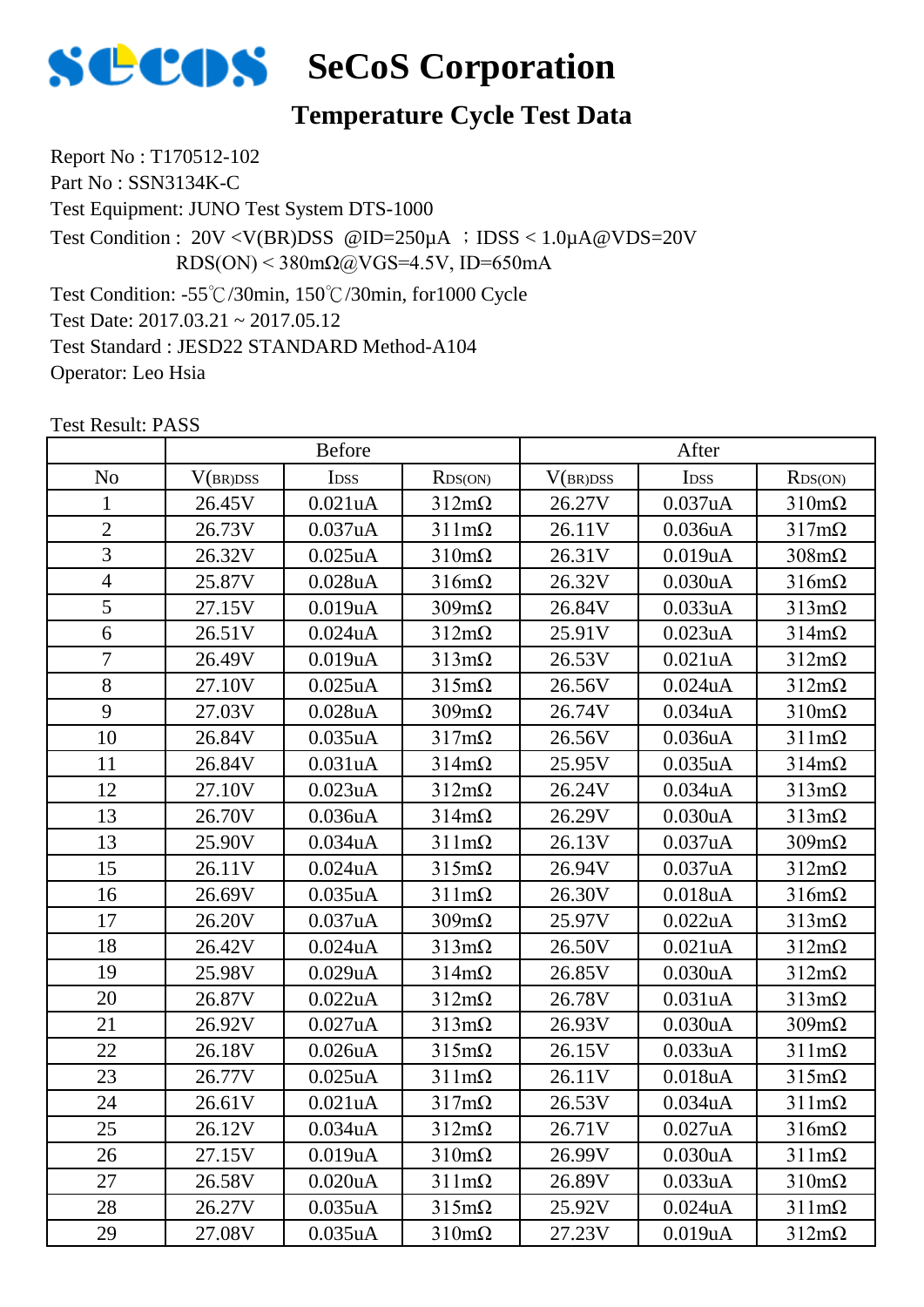# SeCoS Corporation

## Temperature Cycle Test Data

Report No : T170512-102

Part No : SSN3134K-C

Test Equipment: JUNO Test System DTS-1000

Test Condition : 20V <V(BR)DSS @ID=250μA ；IDSS < 1.0μA@VDS=20V
RDS(ON) < 380mΩ@VGS=4.5V, ID=650mA

Test Condition: -55℃/30min, 150℃/30min, for1000 Cycle

Test Date: 2017.03.21 ~ 2017.05.12

Test Standard : JESD22 STANDARD Method-A104

Operator: Leo Hsia

Test Result: PASS

| | Before | | | After | | |
|---|---|---|---|---|---|---|
| No | $V_{(BR)DSS}$ | $I_{DSS}$ | $R_{DS(ON)}$ | $V_{(BR)DSS}$ | $I_{DSS}$ | $R_{DS(ON)}$ |
| 1 | 26.45V | 0.021uA | 312mΩ | 26.27V | 0.037uA | 310mΩ |
| 2 | 26.73V | 0.037uA | 311mΩ | 26.11V | 0.036uA | 317mΩ |
| 3 | 26.32V | 0.025uA | 310mΩ | 26.31V | 0.019uA | 308mΩ |
| 4 | 25.87V | 0.028uA | 316mΩ | 26.32V | 0.030uA | 316mΩ |
| 5 | 27.15V | 0.019uA | 309mΩ | 26.84V | 0.033uA | 313mΩ |
| 6 | 26.51V | 0.024uA | 312mΩ | 25.91V | 0.023uA | 314mΩ |
| 7 | 26.49V | 0.019uA | 313mΩ | 26.53V | 0.021uA | 312mΩ |
| 8 | 27.10V | 0.025uA | 315mΩ | 26.56V | 0.024uA | 312mΩ |
| 9 | 27.03V | 0.028uA | 309mΩ | 26.74V | 0.034uA | 310mΩ |
| 10 | 26.84V | 0.035uA | 317mΩ | 26.56V | 0.036uA | 311mΩ |
| 11 | 26.84V | 0.031uA | 314mΩ | 25.95V | 0.035uA | 314mΩ |
| 12 | 27.10V | 0.023uA | 312mΩ | 26.24V | 0.034uA | 313mΩ |
| 13 | 26.70V | 0.036uA | 314mΩ | 26.29V | 0.030uA | 313mΩ |
| 13 | 25.90V | 0.034uA | 311mΩ | 26.13V | 0.037uA | 309mΩ |
| 15 | 26.11V | 0.024uA | 315mΩ | 26.94V | 0.037uA | 312mΩ |
| 16 | 26.69V | 0.035uA | 311mΩ | 26.30V | 0.018uA | 316mΩ |
| 17 | 26.20V | 0.037uA | 309mΩ | 25.97V | 0.022uA | 313mΩ |
| 18 | 26.42V | 0.024uA | 313mΩ | 26.50V | 0.021uA | 312mΩ |
| 19 | 25.98V | 0.029uA | 314mΩ | 26.85V | 0.030uA | 312mΩ |
| 20 | 26.87V | 0.022uA | 312mΩ | 26.78V | 0.031uA | 313mΩ |
| 21 | 26.92V | 0.027uA | 313mΩ | 26.93V | 0.030uA | 309mΩ |
| 22 | 26.18V | 0.026uA | 315mΩ | 26.15V | 0.033uA | 311mΩ |
| 23 | 26.77V | 0.025uA | 311mΩ | 26.11V | 0.018uA | 315mΩ |
| 24 | 26.61V | 0.021uA | 317mΩ | 26.53V | 0.034uA | 311mΩ |
| 25 | 26.12V | 0.034uA | 312mΩ | 26.71V | 0.027uA | 316mΩ |
| 26 | 27.15V | 0.019uA | 310mΩ | 26.99V | 0.030uA | 311mΩ |
| 27 | 26.58V | 0.020uA | 311mΩ | 26.89V | 0.033uA | 310mΩ |
| 28 | 26.27V | 0.035uA | 315mΩ | 25.92V | 0.024uA | 311mΩ |
| 29 | 27.08V | 0.035uA | 310mΩ | 27.23V | 0.019uA | 312mΩ |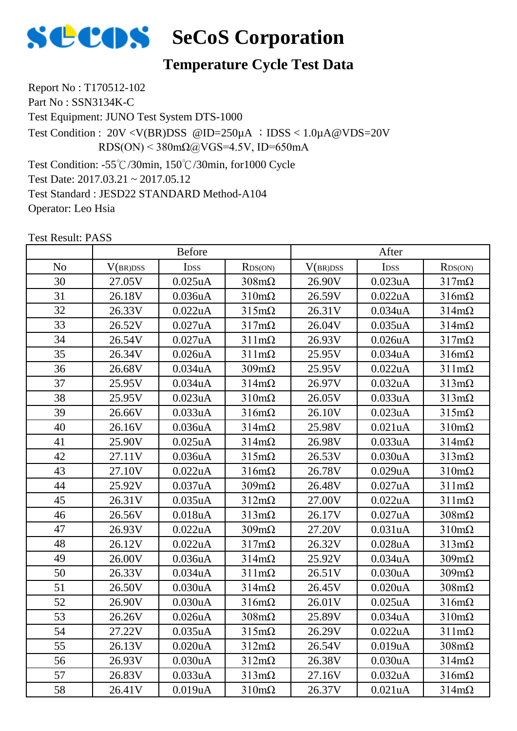# SeCoS Corporation

## Temperature Cycle Test Data

Report No : T170512-102
Part No : SSN3134K-C
Test Equipment: JUNO Test System DTS-1000
Test Condition : 20V <V(BR)DSS @ID=250μA ；IDSS < 1.0μA@VDS=20V
RDS(ON) < 380mΩ@VGS=4.5V, ID=650mA
Test Condition: -55℃/30min, 150℃/30min, for1000 Cycle
Test Date: 2017.03.21 ~ 2017.05.12
Test Standard : JESD22 STANDARD Method-A104
Operator: Leo Hsia

Test Result: PASS

| | Before | | | After | | |
|---|---|---|---|---|---|---|
| No | V(BR)DSS | IDSS | RDS(ON) | V(BR)DSS | IDSS | RDS(ON) |
| 30 | 27.05V | 0.025uA | 308mΩ | 26.90V | 0.023uA | 317mΩ |
| 31 | 26.18V | 0.036uA | 310mΩ | 26.59V | 0.022uA | 316mΩ |
| 32 | 26.33V | 0.022uA | 315mΩ | 26.31V | 0.034uA | 314mΩ |
| 33 | 26.52V | 0.027uA | 317mΩ | 26.04V | 0.035uA | 314mΩ |
| 34 | 26.54V | 0.027uA | 311mΩ | 26.93V | 0.026uA | 317mΩ |
| 35 | 26.34V | 0.026uA | 311mΩ | 25.95V | 0.034uA | 316mΩ |
| 36 | 26.68V | 0.034uA | 309mΩ | 25.95V | 0.022uA | 311mΩ |
| 37 | 25.95V | 0.034uA | 314mΩ | 26.97V | 0.032uA | 313mΩ |
| 38 | 25.95V | 0.023uA | 310mΩ | 26.05V | 0.033uA | 313mΩ |
| 39 | 26.66V | 0.033uA | 316mΩ | 26.10V | 0.023uA | 315mΩ |
| 40 | 26.16V | 0.036uA | 314mΩ | 25.98V | 0.021uA | 310mΩ |
| 41 | 25.90V | 0.025uA | 314mΩ | 26.98V | 0.033uA | 314mΩ |
| 42 | 27.11V | 0.036uA | 315mΩ | 26.53V | 0.030uA | 313mΩ |
| 43 | 27.10V | 0.022uA | 316mΩ | 26.78V | 0.029uA | 310mΩ |
| 44 | 25.92V | 0.037uA | 309mΩ | 26.48V | 0.027uA | 311mΩ |
| 45 | 26.31V | 0.035uA | 312mΩ | 27.00V | 0.022uA | 311mΩ |
| 46 | 26.56V | 0.018uA | 313mΩ | 26.17V | 0.027uA | 308mΩ |
| 47 | 26.93V | 0.022uA | 309mΩ | 27.20V | 0.031uA | 310mΩ |
| 48 | 26.12V | 0.022uA | 317mΩ | 26.32V | 0.028uA | 313mΩ |
| 49 | 26.00V | 0.036uA | 314mΩ | 25.92V | 0.034uA | 309mΩ |
| 50 | 26.33V | 0.034uA | 311mΩ | 26.51V | 0.030uA | 309mΩ |
| 51 | 26.50V | 0.030uA | 314mΩ | 26.45V | 0.020uA | 308mΩ |
| 52 | 26.90V | 0.030uA | 316mΩ | 26.01V | 0.025uA | 316mΩ |
| 53 | 26.26V | 0.026uA | 308mΩ | 25.89V | 0.034uA | 310mΩ |
| 54 | 27.22V | 0.035uA | 315mΩ | 26.29V | 0.022uA | 311mΩ |
| 55 | 26.13V | 0.020uA | 312mΩ | 26.54V | 0.019uA | 308mΩ |
| 56 | 26.93V | 0.030uA | 312mΩ | 26.38V | 0.030uA | 314mΩ |
| 57 | 26.83V | 0.033uA | 313mΩ | 27.16V | 0.032uA | 316mΩ |
| 58 | 26.41V | 0.019uA | 310mΩ | 26.37V | 0.021uA | 314mΩ |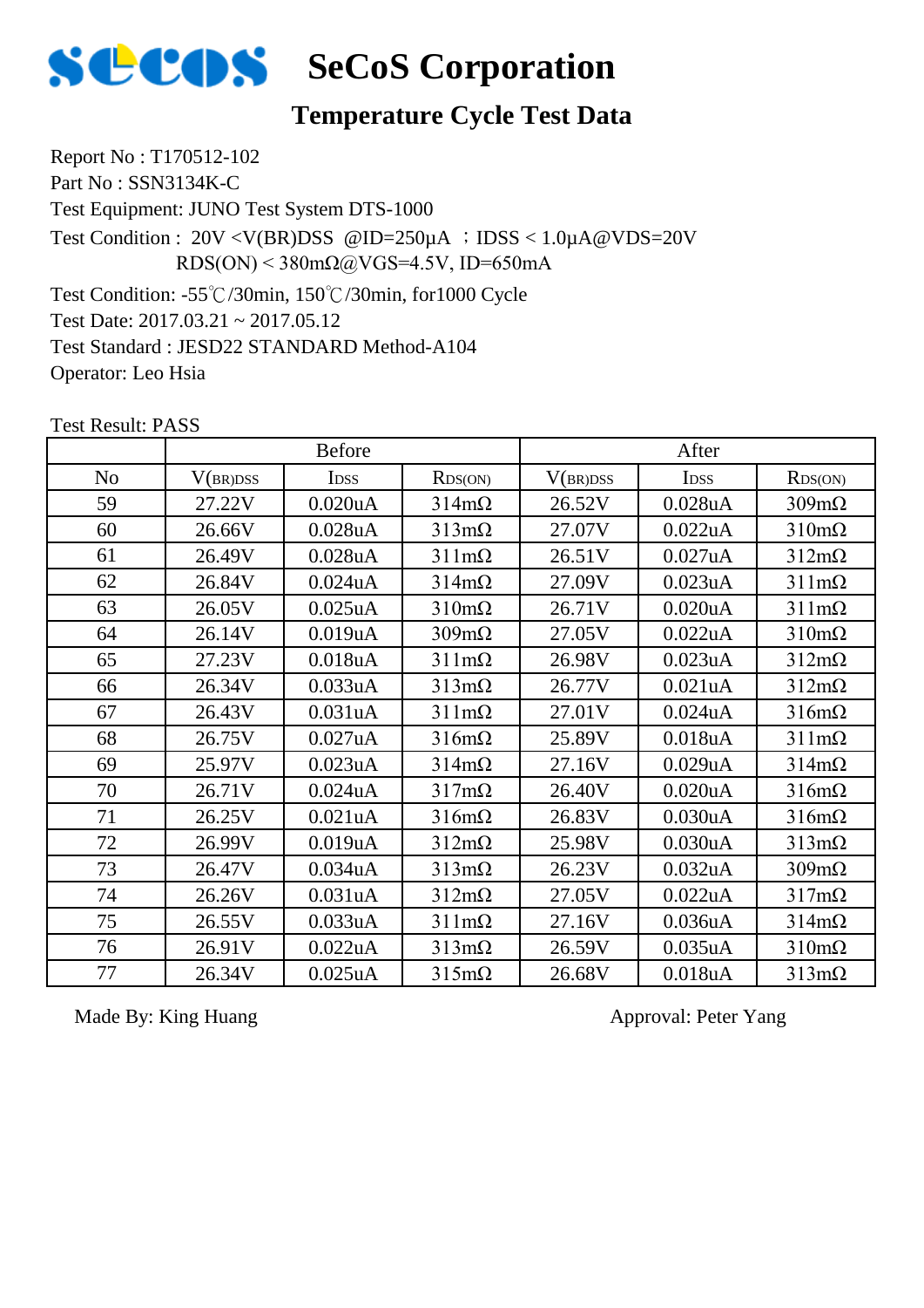# SeCoS Corporation

## Temperature Cycle Test Data

Report No : T170512-102
Part No : SSN3134K-C
Test Equipment: JUNO Test System DTS-1000
Test Condition : 20V <V(BR)DSS @ID=250μA ；IDSS < 1.0μA@VDS=20V
RDS(ON) < 380mΩ@VGS=4.5V, ID=650mA
Test Condition: -55℃/30min, 150℃/30min, for1000 Cycle
Test Date: 2017.03.21 ~ 2017.05.12
Test Standard : JESD22 STANDARD Method-A104
Operator: Leo Hsia

Test Result: PASS

| | Before | | | After | | |
|---|---|---|---|---|---|---|
| No | $V_{(BR)DSS}$ | $I_{DSS}$ | $R_{DS(ON)}$ | $V_{(BR)DSS}$ | $I_{DSS}$ | $R_{DS(ON)}$ |
| 59 | 27.22V | 0.020uA | 314mΩ | 26.52V | 0.028uA | 309mΩ |
| 60 | 26.66V | 0.028uA | 313mΩ | 27.07V | 0.022uA | 310mΩ |
| 61 | 26.49V | 0.028uA | 311mΩ | 26.51V | 0.027uA | 312mΩ |
| 62 | 26.84V | 0.024uA | 314mΩ | 27.09V | 0.023uA | 311mΩ |
| 63 | 26.05V | 0.025uA | 310mΩ | 26.71V | 0.020uA | 311mΩ |
| 64 | 26.14V | 0.019uA | 309mΩ | 27.05V | 0.022uA | 310mΩ |
| 65 | 27.23V | 0.018uA | 311mΩ | 26.98V | 0.023uA | 312mΩ |
| 66 | 26.34V | 0.033uA | 313mΩ | 26.77V | 0.021uA | 312mΩ |
| 67 | 26.43V | 0.031uA | 311mΩ | 27.01V | 0.024uA | 316mΩ |
| 68 | 26.75V | 0.027uA | 316mΩ | 25.89V | 0.018uA | 311mΩ |
| 69 | 25.97V | 0.023uA | 314mΩ | 27.16V | 0.029uA | 314mΩ |
| 70 | 26.71V | 0.024uA | 317mΩ | 26.40V | 0.020uA | 316mΩ |
| 71 | 26.25V | 0.021uA | 316mΩ | 26.83V | 0.030uA | 316mΩ |
| 72 | 26.99V | 0.019uA | 312mΩ | 25.98V | 0.030uA | 313mΩ |
| 73 | 26.47V | 0.034uA | 313mΩ | 26.23V | 0.032uA | 309mΩ |
| 74 | 26.26V | 0.031uA | 312mΩ | 27.05V | 0.022uA | 317mΩ |
| 75 | 26.55V | 0.033uA | 311mΩ | 27.16V | 0.036uA | 314mΩ |
| 76 | 26.91V | 0.022uA | 313mΩ | 26.59V | 0.035uA | 310mΩ |
| 77 | 26.34V | 0.025uA | 315mΩ | 26.68V | 0.018uA | 313mΩ |

Made By: King Huang

Approval: Peter Yang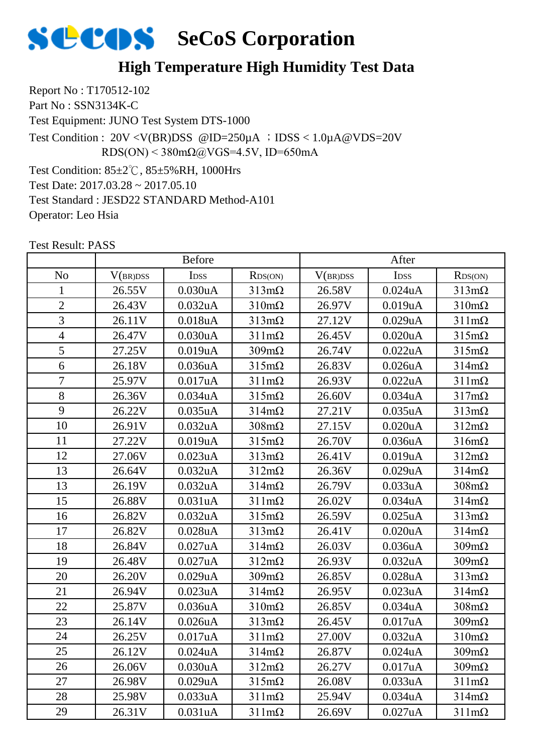# SeCoS Corporation

## High Temperature High Humidity Test Data

Report No : T170512-102

Part No : SSN3134K-C

Test Equipment: JUNO Test System DTS-1000

Test Condition : 20V <V(BR)DSS @ID=250μA ；IDSS < 1.0μA@VDS=20V
RDS(ON) < 380mΩ@VGS=4.5V, ID=650mA

Test Condition: 85±2℃, 85±5%RH, 1000Hrs

Test Date: 2017.03.28 ~ 2017.05.10

Test Standard : JESD22 STANDARD Method-A101

Operator: Leo Hsia

Test Result: PASS

| | Before | | | After | | |
|---|---|---|---|---|---|---|
| No | $V_{(BR)DSS}$ | $I_{DSS}$ | $R_{DS(ON)}$ | $V_{(BR)DSS}$ | $I_{DSS}$ | $R_{DS(ON)}$ |
| 1 | 26.55V | 0.030uA | 313mΩ | 26.58V | 0.024uA | 313mΩ |
| 2 | 26.43V | 0.032uA | 310mΩ | 26.97V | 0.019uA | 310mΩ |
| 3 | 26.11V | 0.018uA | 313mΩ | 27.12V | 0.029uA | 311mΩ |
| 4 | 26.47V | 0.030uA | 311mΩ | 26.45V | 0.020uA | 315mΩ |
| 5 | 27.25V | 0.019uA | 309mΩ | 26.74V | 0.022uA | 315mΩ |
| 6 | 26.18V | 0.036uA | 315mΩ | 26.83V | 0.026uA | 314mΩ |
| 7 | 25.97V | 0.017uA | 311mΩ | 26.93V | 0.022uA | 311mΩ |
| 8 | 26.36V | 0.034uA | 315mΩ | 26.60V | 0.034uA | 317mΩ |
| 9 | 26.22V | 0.035uA | 314mΩ | 27.21V | 0.035uA | 313mΩ |
| 10 | 26.91V | 0.032uA | 308mΩ | 27.15V | 0.020uA | 312mΩ |
| 11 | 27.22V | 0.019uA | 315mΩ | 26.70V | 0.036uA | 316mΩ |
| 12 | 27.06V | 0.023uA | 313mΩ | 26.41V | 0.019uA | 312mΩ |
| 13 | 26.64V | 0.032uA | 312mΩ | 26.36V | 0.029uA | 314mΩ |
| 13 | 26.19V | 0.032uA | 314mΩ | 26.79V | 0.033uA | 308mΩ |
| 15 | 26.88V | 0.031uA | 311mΩ | 26.02V | 0.034uA | 314mΩ |
| 16 | 26.82V | 0.032uA | 315mΩ | 26.59V | 0.025uA | 313mΩ |
| 17 | 26.82V | 0.028uA | 313mΩ | 26.41V | 0.020uA | 314mΩ |
| 18 | 26.84V | 0.027uA | 314mΩ | 26.03V | 0.036uA | 309mΩ |
| 19 | 26.48V | 0.027uA | 312mΩ | 26.93V | 0.032uA | 309mΩ |
| 20 | 26.20V | 0.029uA | 309mΩ | 26.85V | 0.028uA | 313mΩ |
| 21 | 26.94V | 0.023uA | 314mΩ | 26.95V | 0.023uA | 314mΩ |
| 22 | 25.87V | 0.036uA | 310mΩ | 26.85V | 0.034uA | 308mΩ |
| 23 | 26.14V | 0.026uA | 313mΩ | 26.45V | 0.017uA | 309mΩ |
| 24 | 26.25V | 0.017uA | 311mΩ | 27.00V | 0.032uA | 310mΩ |
| 25 | 26.12V | 0.024uA | 314mΩ | 26.87V | 0.024uA | 309mΩ |
| 26 | 26.06V | 0.030uA | 312mΩ | 26.27V | 0.017uA | 309mΩ |
| 27 | 26.98V | 0.029uA | 315mΩ | 26.08V | 0.033uA | 311mΩ |
| 28 | 25.98V | 0.033uA | 311mΩ | 25.94V | 0.034uA | 314mΩ |
| 29 | 26.31V | 0.031uA | 311mΩ | 26.69V | 0.027uA | 311mΩ |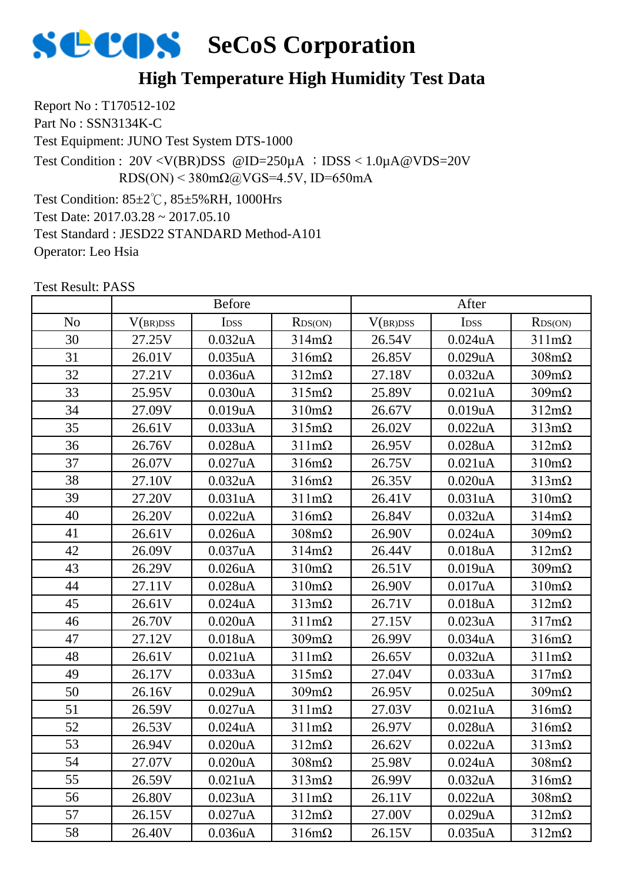# SeCoS Corporation

## High Temperature High Humidity Test Data

Report No : T170512-102
Part No : SSN3134K-C
Test Equipment: JUNO Test System DTS-1000
Test Condition : 20V <V(BR)DSS @ID=250μA ；IDSS < 1.0μA@VDS=20V
RDS(ON) < 380mΩ@VGS=4.5V, ID=650mA
Test Condition: 85±2℃, 85±5%RH, 1000Hrs
Test Date: 2017.03.28 ~ 2017.05.10
Test Standard : JESD22 STANDARD Method-A101
Operator: Leo Hsia

Test Result: PASS

| | Before | | | After | | |
|---|---|---|---|---|---|---|
| No | $V_{(BR)DSS}$ | $I_{DSS}$ | $R_{DS(ON)}$ | $V_{(BR)DSS}$ | $I_{DSS}$ | $R_{DS(ON)}$ |
| 30 | 27.25V | 0.032uA | 314mΩ | 26.54V | 0.024uA | 311mΩ |
| 31 | 26.01V | 0.035uA | 316mΩ | 26.85V | 0.029uA | 308mΩ |
| 32 | 27.21V | 0.036uA | 312mΩ | 27.18V | 0.032uA | 309mΩ |
| 33 | 25.95V | 0.030uA | 315mΩ | 25.89V | 0.021uA | 309mΩ |
| 34 | 27.09V | 0.019uA | 310mΩ | 26.67V | 0.019uA | 312mΩ |
| 35 | 26.61V | 0.033uA | 315mΩ | 26.02V | 0.022uA | 313mΩ |
| 36 | 26.76V | 0.028uA | 311mΩ | 26.95V | 0.028uA | 312mΩ |
| 37 | 26.07V | 0.027uA | 316mΩ | 26.75V | 0.021uA | 310mΩ |
| 38 | 27.10V | 0.032uA | 316mΩ | 26.35V | 0.020uA | 313mΩ |
| 39 | 27.20V | 0.031uA | 311mΩ | 26.41V | 0.031uA | 310mΩ |
| 40 | 26.20V | 0.022uA | 316mΩ | 26.84V | 0.032uA | 314mΩ |
| 41 | 26.61V | 0.026uA | 308mΩ | 26.90V | 0.024uA | 309mΩ |
| 42 | 26.09V | 0.037uA | 314mΩ | 26.44V | 0.018uA | 312mΩ |
| 43 | 26.29V | 0.026uA | 310mΩ | 26.51V | 0.019uA | 309mΩ |
| 44 | 27.11V | 0.028uA | 310mΩ | 26.90V | 0.017uA | 310mΩ |
| 45 | 26.61V | 0.024uA | 313mΩ | 26.71V | 0.018uA | 312mΩ |
| 46 | 26.70V | 0.020uA | 311mΩ | 27.15V | 0.023uA | 317mΩ |
| 47 | 27.12V | 0.018uA | 309mΩ | 26.99V | 0.034uA | 316mΩ |
| 48 | 26.61V | 0.021uA | 311mΩ | 26.65V | 0.032uA | 311mΩ |
| 49 | 26.17V | 0.033uA | 315mΩ | 27.04V | 0.033uA | 317mΩ |
| 50 | 26.16V | 0.029uA | 309mΩ | 26.95V | 0.025uA | 309mΩ |
| 51 | 26.59V | 0.027uA | 311mΩ | 27.03V | 0.021uA | 316mΩ |
| 52 | 26.53V | 0.024uA | 311mΩ | 26.97V | 0.028uA | 316mΩ |
| 53 | 26.94V | 0.020uA | 312mΩ | 26.62V | 0.022uA | 313mΩ |
| 54 | 27.07V | 0.020uA | 308mΩ | 25.98V | 0.024uA | 308mΩ |
| 55 | 26.59V | 0.021uA | 313mΩ | 26.99V | 0.032uA | 316mΩ |
| 56 | 26.80V | 0.023uA | 311mΩ | 26.11V | 0.022uA | 308mΩ |
| 57 | 26.15V | 0.027uA | 312mΩ | 27.00V | 0.029uA | 312mΩ |
| 58 | 26.40V | 0.036uA | 316mΩ | 26.15V | 0.035uA | 312mΩ |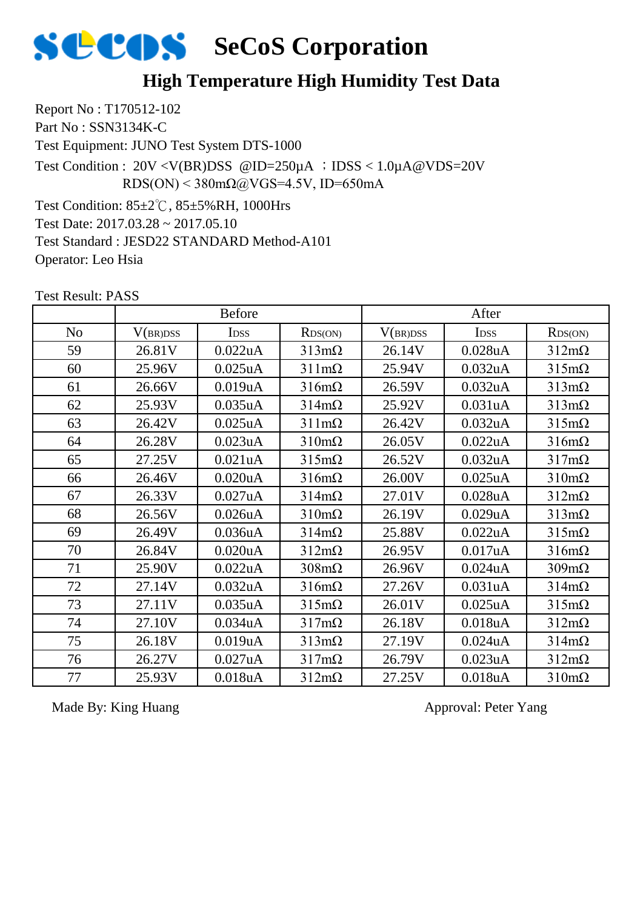# SeCoS Corporation

## High Temperature High Humidity Test Data

Report No : T170512-102
Part No : SSN3134K-C
Test Equipment: JUNO Test System DTS-1000
Test Condition : 20V <V(BR)DSS @ID=250μA ；IDSS < 1.0μA@VDS=20V
RDS(ON) < 380mΩ@VGS=4.5V, ID=650mA
Test Condition: 85±2℃, 85±5%RH, 1000Hrs
Test Date: 2017.03.28 ~ 2017.05.10
Test Standard : JESD22 STANDARD Method-A101
Operator: Leo Hsia

Test Result: PASS

| | Before | | | After | | |
|---|---|---|---|---|---|---|
| No | $V_{(BR)DSS}$ | $I_{DSS}$ | $R_{DS(ON)}$ | $V_{(BR)DSS}$ | $I_{DSS}$ | $R_{DS(ON)}$ |
| 59 | 26.81V | 0.022uA | 313mΩ | 26.14V | 0.028uA | 312mΩ |
| 60 | 25.96V | 0.025uA | 311mΩ | 25.94V | 0.032uA | 315mΩ |
| 61 | 26.66V | 0.019uA | 316mΩ | 26.59V | 0.032uA | 313mΩ |
| 62 | 25.93V | 0.035uA | 314mΩ | 25.92V | 0.031uA | 313mΩ |
| 63 | 26.42V | 0.025uA | 311mΩ | 26.42V | 0.032uA | 315mΩ |
| 64 | 26.28V | 0.023uA | 310mΩ | 26.05V | 0.022uA | 316mΩ |
| 65 | 27.25V | 0.021uA | 315mΩ | 26.52V | 0.032uA | 317mΩ |
| 66 | 26.46V | 0.020uA | 316mΩ | 26.00V | 0.025uA | 310mΩ |
| 67 | 26.33V | 0.027uA | 314mΩ | 27.01V | 0.028uA | 312mΩ |
| 68 | 26.56V | 0.026uA | 310mΩ | 26.19V | 0.029uA | 313mΩ |
| 69 | 26.49V | 0.036uA | 314mΩ | 25.88V | 0.022uA | 315mΩ |
| 70 | 26.84V | 0.020uA | 312mΩ | 26.95V | 0.017uA | 316mΩ |
| 71 | 25.90V | 0.022uA | 308mΩ | 26.96V | 0.024uA | 309mΩ |
| 72 | 27.14V | 0.032uA | 316mΩ | 27.26V | 0.031uA | 314mΩ |
| 73 | 27.11V | 0.035uA | 315mΩ | 26.01V | 0.025uA | 315mΩ |
| 74 | 27.10V | 0.034uA | 317mΩ | 26.18V | 0.018uA | 312mΩ |
| 75 | 26.18V | 0.019uA | 313mΩ | 27.19V | 0.024uA | 314mΩ |
| 76 | 26.27V | 0.027uA | 317mΩ | 26.79V | 0.023uA | 312mΩ |
| 77 | 25.93V | 0.018uA | 312mΩ | 27.25V | 0.018uA | 310mΩ |

Made By: King Huang

Approval: Peter Yang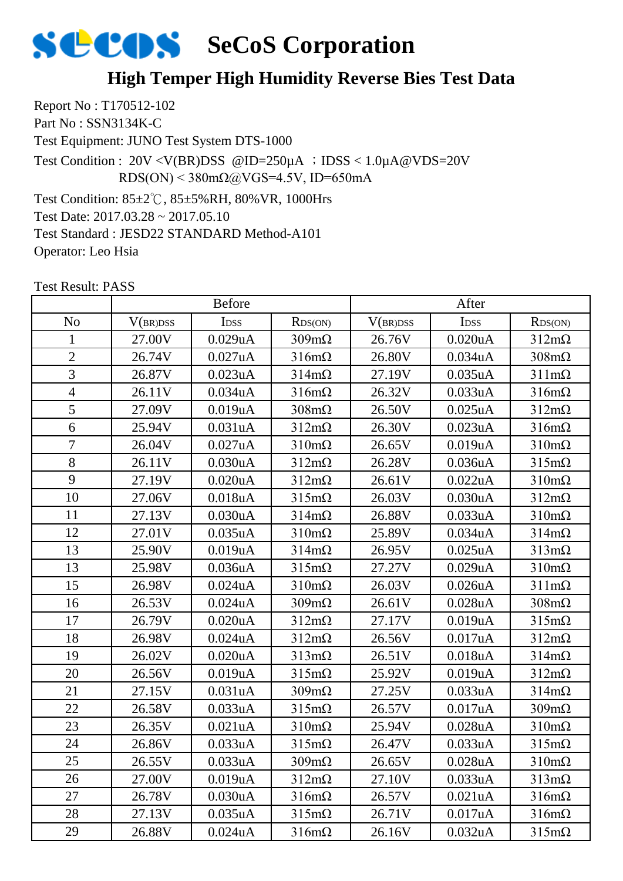# SeCoS Corporation

## High Temper High Humidity Reverse Bies Test Data

Report No : T170512-102
Part No : SSN3134K-C
Test Equipment: JUNO Test System DTS-1000
Test Condition : 20V <V(BR)DSS @ID=250μA ；IDSS < 1.0μA@VDS=20V
RDS(ON) < 380mΩ@VGS=4.5V, ID=650mA
Test Condition: 85±2℃, 85±5%RH, 80%VR, 1000Hrs
Test Date: 2017.03.28 ~ 2017.05.10
Test Standard : JESD22 STANDARD Method-A101
Operator: Leo Hsia

Test Result: PASS

| | Before | | | After | | |
|---|---|---|---|---|---|---|
| No | $V_{(BR)DSS}$ | $I_{DSS}$ | $R_{DS(ON)}$ | $V_{(BR)DSS}$ | $I_{DSS}$ | $R_{DS(ON)}$ |
| 1 | 27.00V | 0.029uA | 309mΩ | 26.76V | 0.020uA | 312mΩ |
| 2 | 26.74V | 0.027uA | 316mΩ | 26.80V | 0.034uA | 308mΩ |
| 3 | 26.87V | 0.023uA | 314mΩ | 27.19V | 0.035uA | 311mΩ |
| 4 | 26.11V | 0.034uA | 316mΩ | 26.32V | 0.033uA | 316mΩ |
| 5 | 27.09V | 0.019uA | 308mΩ | 26.50V | 0.025uA | 312mΩ |
| 6 | 25.94V | 0.031uA | 312mΩ | 26.30V | 0.023uA | 316mΩ |
| 7 | 26.04V | 0.027uA | 310mΩ | 26.65V | 0.019uA | 310mΩ |
| 8 | 26.11V | 0.030uA | 312mΩ | 26.28V | 0.036uA | 315mΩ |
| 9 | 27.19V | 0.020uA | 312mΩ | 26.61V | 0.022uA | 310mΩ |
| 10 | 27.06V | 0.018uA | 315mΩ | 26.03V | 0.030uA | 312mΩ |
| 11 | 27.13V | 0.030uA | 314mΩ | 26.88V | 0.033uA | 310mΩ |
| 12 | 27.01V | 0.035uA | 310mΩ | 25.89V | 0.034uA | 314mΩ |
| 13 | 25.90V | 0.019uA | 314mΩ | 26.95V | 0.025uA | 313mΩ |
| 13 | 25.98V | 0.036uA | 315mΩ | 27.27V | 0.029uA | 310mΩ |
| 15 | 26.98V | 0.024uA | 310mΩ | 26.03V | 0.026uA | 311mΩ |
| 16 | 26.53V | 0.024uA | 309mΩ | 26.61V | 0.028uA | 308mΩ |
| 17 | 26.79V | 0.020uA | 312mΩ | 27.17V | 0.019uA | 315mΩ |
| 18 | 26.98V | 0.024uA | 312mΩ | 26.56V | 0.017uA | 312mΩ |
| 19 | 26.02V | 0.020uA | 313mΩ | 26.51V | 0.018uA | 314mΩ |
| 20 | 26.56V | 0.019uA | 315mΩ | 25.92V | 0.019uA | 312mΩ |
| 21 | 27.15V | 0.031uA | 309mΩ | 27.25V | 0.033uA | 314mΩ |
| 22 | 26.58V | 0.033uA | 315mΩ | 26.57V | 0.017uA | 309mΩ |
| 23 | 26.35V | 0.021uA | 310mΩ | 25.94V | 0.028uA | 310mΩ |
| 24 | 26.86V | 0.033uA | 315mΩ | 26.47V | 0.033uA | 315mΩ |
| 25 | 26.55V | 0.033uA | 309mΩ | 26.65V | 0.028uA | 310mΩ |
| 26 | 27.00V | 0.019uA | 312mΩ | 27.10V | 0.033uA | 313mΩ |
| 27 | 26.78V | 0.030uA | 316mΩ | 26.57V | 0.021uA | 316mΩ |
| 28 | 27.13V | 0.035uA | 315mΩ | 26.71V | 0.017uA | 316mΩ |
| 29 | 26.88V | 0.024uA | 316mΩ | 26.16V | 0.032uA | 315mΩ |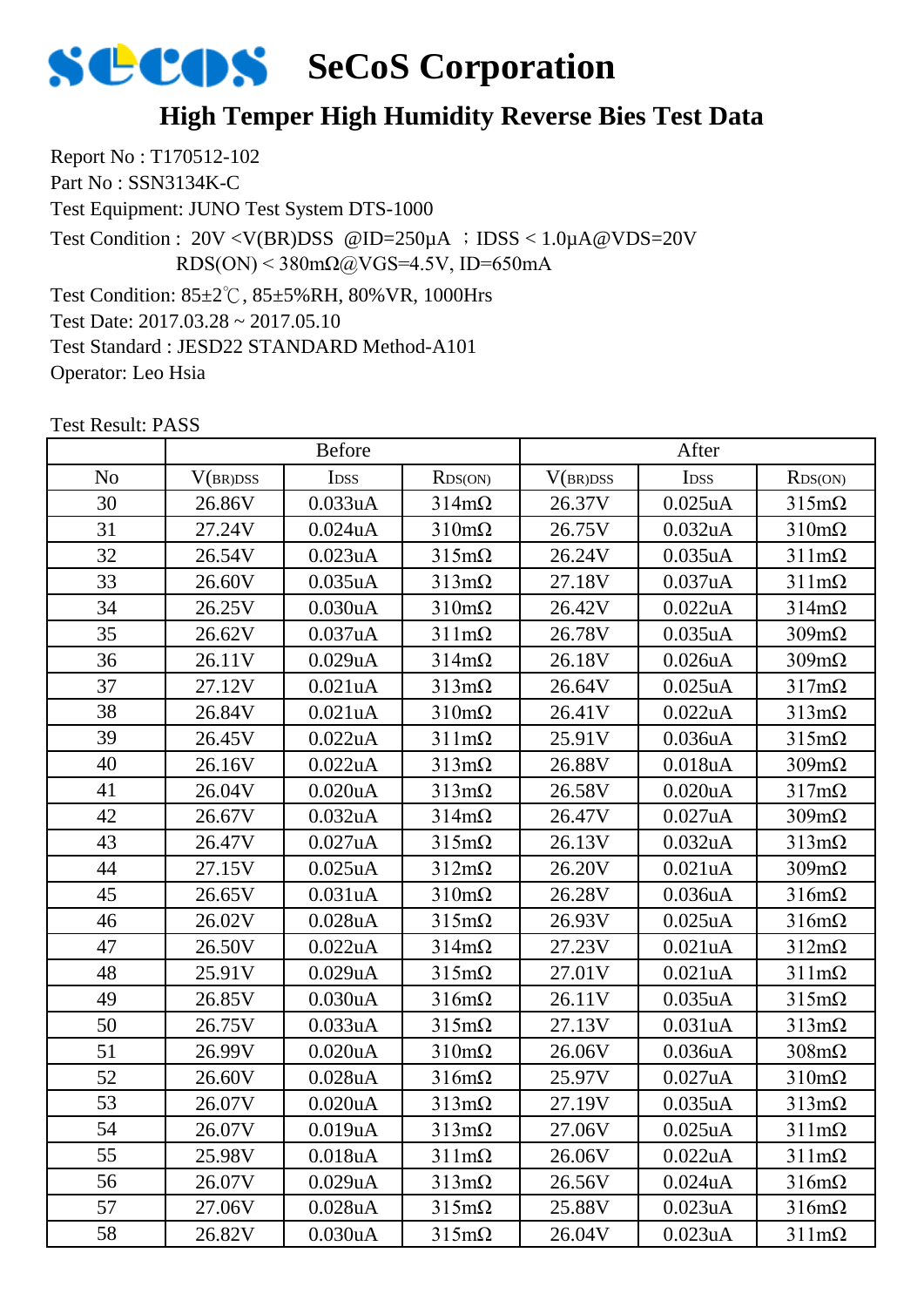# SeCoS Corporation

## High Temper High Humidity Reverse Bies Test Data

Report No : T170512-102
Part No : SSN3134K-C
Test Equipment: JUNO Test System DTS-1000
Test Condition : 20V <V(BR)DSS @ID=250μA ；IDSS < 1.0μA@VDS=20V
RDS(ON) < 380mΩ@VGS=4.5V, ID=650mA
Test Condition: 85±2℃, 85±5%RH, 80%VR, 1000Hrs
Test Date: 2017.03.28 ~ 2017.05.10
Test Standard : JESD22 STANDARD Method-A101
Operator: Leo Hsia

Test Result: PASS

| | Before | | | After | | |
|---|---|---|---|---|---|---|
| No | $V_{(BR)DSS}$ | $I_{DSS}$ | $R_{DS(ON)}$ | $V_{(BR)DSS}$ | $I_{DSS}$ | $R_{DS(ON)}$ |
| 30 | 26.86V | 0.033uA | 314mΩ | 26.37V | 0.025uA | 315mΩ |
| 31 | 27.24V | 0.024uA | 310mΩ | 26.75V | 0.032uA | 310mΩ |
| 32 | 26.54V | 0.023uA | 315mΩ | 26.24V | 0.035uA | 311mΩ |
| 33 | 26.60V | 0.035uA | 313mΩ | 27.18V | 0.037uA | 311mΩ |
| 34 | 26.25V | 0.030uA | 310mΩ | 26.42V | 0.022uA | 314mΩ |
| 35 | 26.62V | 0.037uA | 311mΩ | 26.78V | 0.035uA | 309mΩ |
| 36 | 26.11V | 0.029uA | 314mΩ | 26.18V | 0.026uA | 309mΩ |
| 37 | 27.12V | 0.021uA | 313mΩ | 26.64V | 0.025uA | 317mΩ |
| 38 | 26.84V | 0.021uA | 310mΩ | 26.41V | 0.022uA | 313mΩ |
| 39 | 26.45V | 0.022uA | 311mΩ | 25.91V | 0.036uA | 315mΩ |
| 40 | 26.16V | 0.022uA | 313mΩ | 26.88V | 0.018uA | 309mΩ |
| 41 | 26.04V | 0.020uA | 313mΩ | 26.58V | 0.020uA | 317mΩ |
| 42 | 26.67V | 0.032uA | 314mΩ | 26.47V | 0.027uA | 309mΩ |
| 43 | 26.47V | 0.027uA | 315mΩ | 26.13V | 0.032uA | 313mΩ |
| 44 | 27.15V | 0.025uA | 312mΩ | 26.20V | 0.021uA | 309mΩ |
| 45 | 26.65V | 0.031uA | 310mΩ | 26.28V | 0.036uA | 316mΩ |
| 46 | 26.02V | 0.028uA | 315mΩ | 26.93V | 0.025uA | 316mΩ |
| 47 | 26.50V | 0.022uA | 314mΩ | 27.23V | 0.021uA | 312mΩ |
| 48 | 25.91V | 0.029uA | 315mΩ | 27.01V | 0.021uA | 311mΩ |
| 49 | 26.85V | 0.030uA | 316mΩ | 26.11V | 0.035uA | 315mΩ |
| 50 | 26.75V | 0.033uA | 315mΩ | 27.13V | 0.031uA | 313mΩ |
| 51 | 26.99V | 0.020uA | 310mΩ | 26.06V | 0.036uA | 308mΩ |
| 52 | 26.60V | 0.028uA | 316mΩ | 25.97V | 0.027uA | 310mΩ |
| 53 | 26.07V | 0.020uA | 313mΩ | 27.19V | 0.035uA | 313mΩ |
| 54 | 26.07V | 0.019uA | 313mΩ | 27.06V | 0.025uA | 311mΩ |
| 55 | 25.98V | 0.018uA | 311mΩ | 26.06V | 0.022uA | 311mΩ |
| 56 | 26.07V | 0.029uA | 313mΩ | 26.56V | 0.024uA | 316mΩ |
| 57 | 27.06V | 0.028uA | 315mΩ | 25.88V | 0.023uA | 316mΩ |
| 58 | 26.82V | 0.030uA | 315mΩ | 26.04V | 0.023uA | 311mΩ |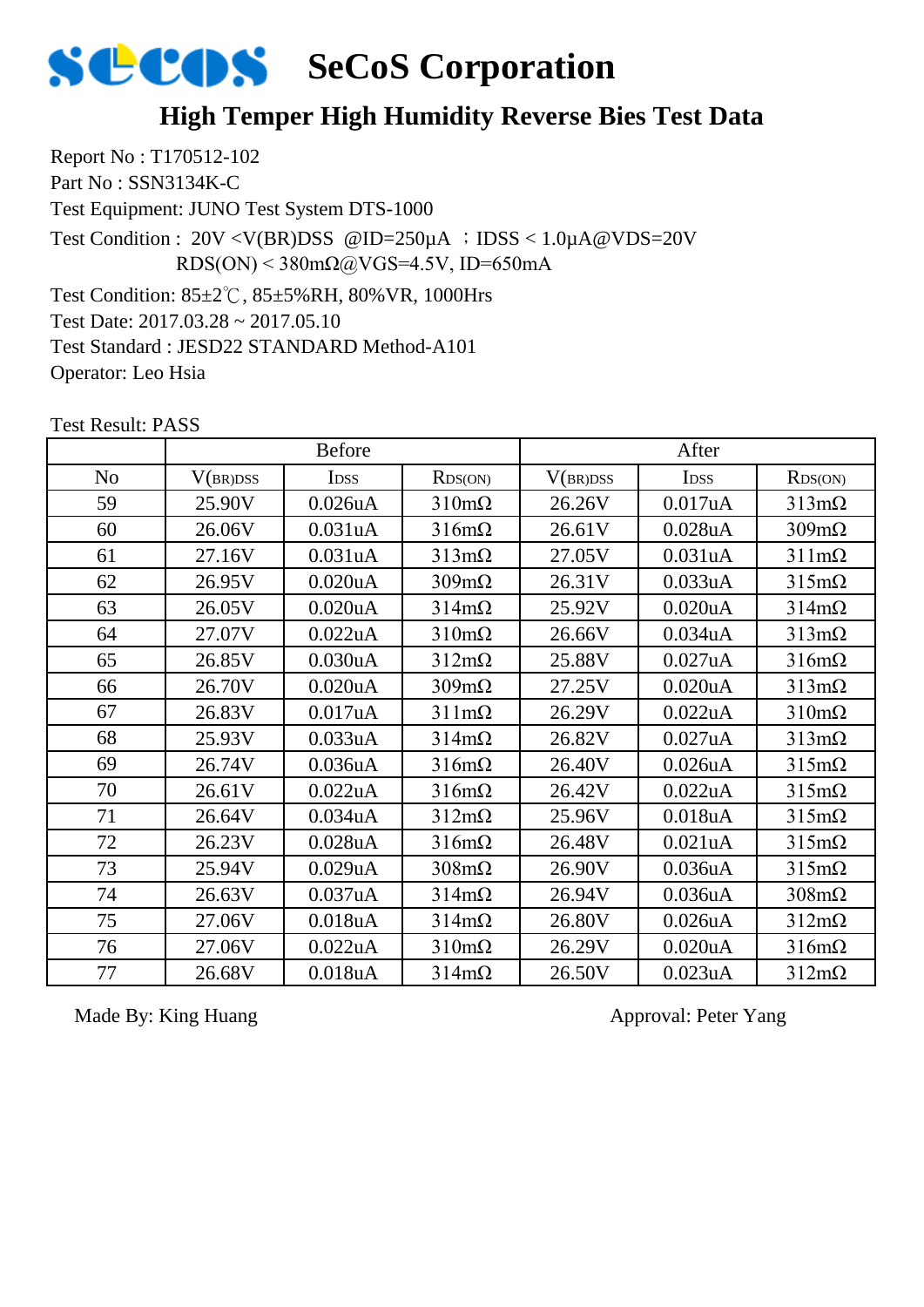# SeCoS Corporation

## High Temper High Humidity Reverse Bies Test Data

Report No : T170512-102
Part No : SSN3134K-C
Test Equipment: JUNO Test System DTS-1000
Test Condition : 20V <V(BR)DSS @ID=250μA ；IDSS < 1.0μA@VDS=20V
RDS(ON) < 380mΩ@VGS=4.5V, ID=650mA
Test Condition: 85±2℃, 85±5%RH, 80%VR, 1000Hrs
Test Date: 2017.03.28 ~ 2017.05.10
Test Standard : JESD22 STANDARD Method-A101
Operator: Leo Hsia

Test Result: PASS

| | Before | | | After | | |
|---|---|---|---|---|---|---|
| No | $V_{(BR)DSS}$ | $I_{DSS}$ | $R_{DS(ON)}$ | $V_{(BR)DSS}$ | $I_{DSS}$ | $R_{DS(ON)}$ |
| 59 | 25.90V | 0.026uA | 310mΩ | 26.26V | 0.017uA | 313mΩ |
| 60 | 26.06V | 0.031uA | 316mΩ | 26.61V | 0.028uA | 309mΩ |
| 61 | 27.16V | 0.031uA | 313mΩ | 27.05V | 0.031uA | 311mΩ |
| 62 | 26.95V | 0.020uA | 309mΩ | 26.31V | 0.033uA | 315mΩ |
| 63 | 26.05V | 0.020uA | 314mΩ | 25.92V | 0.020uA | 314mΩ |
| 64 | 27.07V | 0.022uA | 310mΩ | 26.66V | 0.034uA | 313mΩ |
| 65 | 26.85V | 0.030uA | 312mΩ | 25.88V | 0.027uA | 316mΩ |
| 66 | 26.70V | 0.020uA | 309mΩ | 27.25V | 0.020uA | 313mΩ |
| 67 | 26.83V | 0.017uA | 311mΩ | 26.29V | 0.022uA | 310mΩ |
| 68 | 25.93V | 0.033uA | 314mΩ | 26.82V | 0.027uA | 313mΩ |
| 69 | 26.74V | 0.036uA | 316mΩ | 26.40V | 0.026uA | 315mΩ |
| 70 | 26.61V | 0.022uA | 316mΩ | 26.42V | 0.022uA | 315mΩ |
| 71 | 26.64V | 0.034uA | 312mΩ | 25.96V | 0.018uA | 315mΩ |
| 72 | 26.23V | 0.028uA | 316mΩ | 26.48V | 0.021uA | 315mΩ |
| 73 | 25.94V | 0.029uA | 308mΩ | 26.90V | 0.036uA | 315mΩ |
| 74 | 26.63V | 0.037uA | 314mΩ | 26.94V | 0.036uA | 308mΩ |
| 75 | 27.06V | 0.018uA | 314mΩ | 26.80V | 0.026uA | 312mΩ |
| 76 | 27.06V | 0.022uA | 310mΩ | 26.29V | 0.020uA | 316mΩ |
| 77 | 26.68V | 0.018uA | 314mΩ | 26.50V | 0.023uA | 312mΩ |

Made By: King Huang

Approval: Peter Yang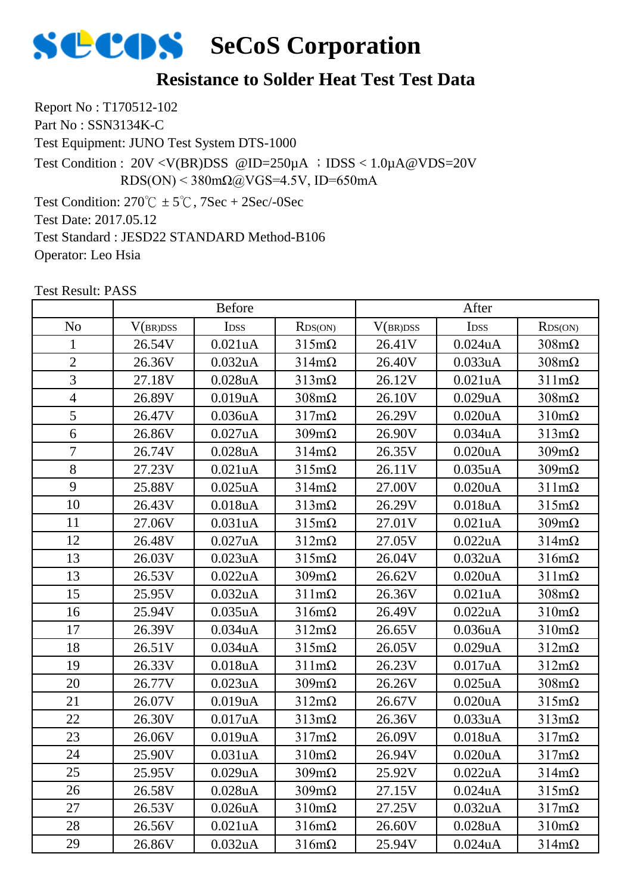# SeCoS Corporation

## Resistance to Solder Heat Test Test Data

Report No : T170512-102
Part No : SSN3134K-C
Test Equipment: JUNO Test System DTS-1000
Test Condition : 20V <V(BR)DSS @ID=250μA ；IDSS < 1.0μA@VDS=20V
RDS(ON) < 380mΩ@VGS=4.5V, ID=650mA
Test Condition: 270℃ ± 5℃, 7Sec + 2Sec/-0Sec
Test Date: 2017.05.12
Test Standard : JESD22 STANDARD Method-B106
Operator: Leo Hsia

Test Result: PASS

| | Before | | | After | | |
|---|---|---|---|---|---|---|
| No | $V_{(BR)DSS}$ | $I_{DSS}$ | $R_{DS(ON)}$ | $V_{(BR)DSS}$ | $I_{DSS}$ | $R_{DS(ON)}$ |
| 1 | 26.54V | 0.021uA | 315mΩ | 26.41V | 0.024uA | 308mΩ |
| 2 | 26.36V | 0.032uA | 314mΩ | 26.40V | 0.033uA | 308mΩ |
| 3 | 27.18V | 0.028uA | 313mΩ | 26.12V | 0.021uA | 311mΩ |
| 4 | 26.89V | 0.019uA | 308mΩ | 26.10V | 0.029uA | 308mΩ |
| 5 | 26.47V | 0.036uA | 317mΩ | 26.29V | 0.020uA | 310mΩ |
| 6 | 26.86V | 0.027uA | 309mΩ | 26.90V | 0.034uA | 313mΩ |
| 7 | 26.74V | 0.028uA | 314mΩ | 26.35V | 0.020uA | 309mΩ |
| 8 | 27.23V | 0.021uA | 315mΩ | 26.11V | 0.035uA | 309mΩ |
| 9 | 25.88V | 0.025uA | 314mΩ | 27.00V | 0.020uA | 311mΩ |
| 10 | 26.43V | 0.018uA | 313mΩ | 26.29V | 0.018uA | 315mΩ |
| 11 | 27.06V | 0.031uA | 315mΩ | 27.01V | 0.021uA | 309mΩ |
| 12 | 26.48V | 0.027uA | 312mΩ | 27.05V | 0.022uA | 314mΩ |
| 13 | 26.03V | 0.023uA | 315mΩ | 26.04V | 0.032uA | 316mΩ |
| 13 | 26.53V | 0.022uA | 309mΩ | 26.62V | 0.020uA | 311mΩ |
| 15 | 25.95V | 0.032uA | 311mΩ | 26.36V | 0.021uA | 308mΩ |
| 16 | 25.94V | 0.035uA | 316mΩ | 26.49V | 0.022uA | 310mΩ |
| 17 | 26.39V | 0.034uA | 312mΩ | 26.65V | 0.036uA | 310mΩ |
| 18 | 26.51V | 0.034uA | 315mΩ | 26.05V | 0.029uA | 312mΩ |
| 19 | 26.33V | 0.018uA | 311mΩ | 26.23V | 0.017uA | 312mΩ |
| 20 | 26.77V | 0.023uA | 309mΩ | 26.26V | 0.025uA | 308mΩ |
| 21 | 26.07V | 0.019uA | 312mΩ | 26.67V | 0.020uA | 315mΩ |
| 22 | 26.30V | 0.017uA | 313mΩ | 26.36V | 0.033uA | 313mΩ |
| 23 | 26.06V | 0.019uA | 317mΩ | 26.09V | 0.018uA | 317mΩ |
| 24 | 25.90V | 0.031uA | 310mΩ | 26.94V | 0.020uA | 317mΩ |
| 25 | 25.95V | 0.029uA | 309mΩ | 25.92V | 0.022uA | 314mΩ |
| 26 | 26.58V | 0.028uA | 309mΩ | 27.15V | 0.024uA | 315mΩ |
| 27 | 26.53V | 0.026uA | 310mΩ | 27.25V | 0.032uA | 317mΩ |
| 28 | 26.56V | 0.021uA | 316mΩ | 26.60V | 0.028uA | 310mΩ |
| 29 | 26.86V | 0.032uA | 316mΩ | 25.94V | 0.024uA | 314mΩ |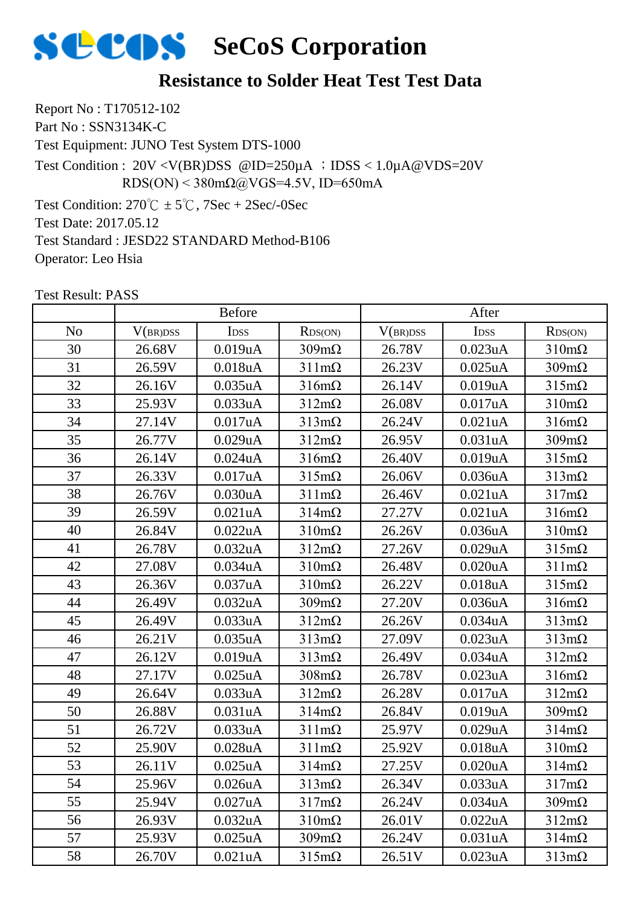# SeCoS Corporation

## Resistance to Solder Heat Test Test Data

Report No : T170512-102
Part No : SSN3134K-C
Test Equipment: JUNO Test System DTS-1000
Test Condition : 20V <V(BR)DSS @ID=250μA ；IDSS < 1.0μA@VDS=20V
RDS(ON) < 380mΩ@VGS=4.5V, ID=650mA
Test Condition: 270℃ ± 5℃, 7Sec + 2Sec/-0Sec
Test Date: 2017.05.12
Test Standard : JESD22 STANDARD Method-B106
Operator: Leo Hsia

Test Result: PASS

| | Before | | | After | | |
|---|---|---|---|---|---|---|
| No | $V_{(BR)DSS}$ | $I_{DSS}$ | $R_{DS(ON)}$ | $V_{(BR)DSS}$ | $I_{DSS}$ | $R_{DS(ON)}$ |
| 30 | 26.68V | 0.019uA | 309mΩ | 26.78V | 0.023uA | 310mΩ |
| 31 | 26.59V | 0.018uA | 311mΩ | 26.23V | 0.025uA | 309mΩ |
| 32 | 26.16V | 0.035uA | 316mΩ | 26.14V | 0.019uA | 315mΩ |
| 33 | 25.93V | 0.033uA | 312mΩ | 26.08V | 0.017uA | 310mΩ |
| 34 | 27.14V | 0.017uA | 313mΩ | 26.24V | 0.021uA | 316mΩ |
| 35 | 26.77V | 0.029uA | 312mΩ | 26.95V | 0.031uA | 309mΩ |
| 36 | 26.14V | 0.024uA | 316mΩ | 26.40V | 0.019uA | 315mΩ |
| 37 | 26.33V | 0.017uA | 315mΩ | 26.06V | 0.036uA | 313mΩ |
| 38 | 26.76V | 0.030uA | 311mΩ | 26.46V | 0.021uA | 317mΩ |
| 39 | 26.59V | 0.021uA | 314mΩ | 27.27V | 0.021uA | 316mΩ |
| 40 | 26.84V | 0.022uA | 310mΩ | 26.26V | 0.036uA | 310mΩ |
| 41 | 26.78V | 0.032uA | 312mΩ | 27.26V | 0.029uA | 315mΩ |
| 42 | 27.08V | 0.034uA | 310mΩ | 26.48V | 0.020uA | 311mΩ |
| 43 | 26.36V | 0.037uA | 310mΩ | 26.22V | 0.018uA | 315mΩ |
| 44 | 26.49V | 0.032uA | 309mΩ | 27.20V | 0.036uA | 316mΩ |
| 45 | 26.49V | 0.033uA | 312mΩ | 26.26V | 0.034uA | 313mΩ |
| 46 | 26.21V | 0.035uA | 313mΩ | 27.09V | 0.023uA | 313mΩ |
| 47 | 26.12V | 0.019uA | 313mΩ | 26.49V | 0.034uA | 312mΩ |
| 48 | 27.17V | 0.025uA | 308mΩ | 26.78V | 0.023uA | 316mΩ |
| 49 | 26.64V | 0.033uA | 312mΩ | 26.28V | 0.017uA | 312mΩ |
| 50 | 26.88V | 0.031uA | 314mΩ | 26.84V | 0.019uA | 309mΩ |
| 51 | 26.72V | 0.033uA | 311mΩ | 25.97V | 0.029uA | 314mΩ |
| 52 | 25.90V | 0.028uA | 311mΩ | 25.92V | 0.018uA | 310mΩ |
| 53 | 26.11V | 0.025uA | 314mΩ | 27.25V | 0.020uA | 314mΩ |
| 54 | 25.96V | 0.026uA | 313mΩ | 26.34V | 0.033uA | 317mΩ |
| 55 | 25.94V | 0.027uA | 317mΩ | 26.24V | 0.034uA | 309mΩ |
| 56 | 26.93V | 0.032uA | 310mΩ | 26.01V | 0.022uA | 312mΩ |
| 57 | 25.93V | 0.025uA | 309mΩ | 26.24V | 0.031uA | 314mΩ |
| 58 | 26.70V | 0.021uA | 315mΩ | 26.51V | 0.023uA | 313mΩ |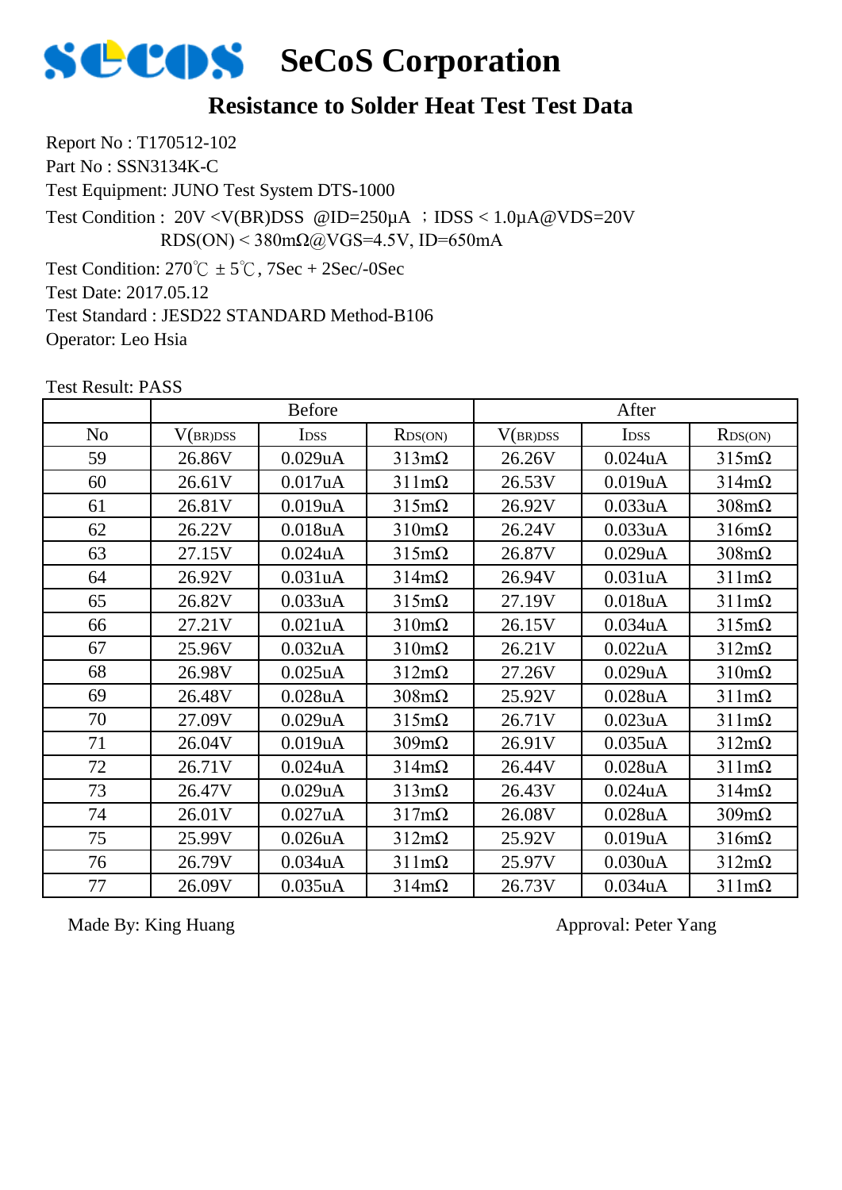# SeCoS Corporation

## Resistance to Solder Heat Test Test Data

Report No : T170512-102
Part No : SSN3134K-C
Test Equipment: JUNO Test System DTS-1000
Test Condition : 20V <V(BR)DSS @ID=250μA ；IDSS < 1.0μA@VDS=20V
RDS(ON) < 380mΩ@VGS=4.5V, ID=650mA
Test Condition: 270℃ ± 5℃, 7Sec + 2Sec/-0Sec
Test Date: 2017.05.12
Test Standard : JESD22 STANDARD Method-B106
Operator: Leo Hsia

Test Result: PASS

| | Before | | | After | | |
|---|---|---|---|---|---|---|
| No | $V_{(BR)DSS}$ | $I_{DSS}$ | $R_{DS(ON)}$ | $V_{(BR)DSS}$ | $I_{DSS}$ | $R_{DS(ON)}$ |
| 59 | 26.86V | 0.029uA | 313mΩ | 26.26V | 0.024uA | 315mΩ |
| 60 | 26.61V | 0.017uA | 311mΩ | 26.53V | 0.019uA | 314mΩ |
| 61 | 26.81V | 0.019uA | 315mΩ | 26.92V | 0.033uA | 308mΩ |
| 62 | 26.22V | 0.018uA | 310mΩ | 26.24V | 0.033uA | 316mΩ |
| 63 | 27.15V | 0.024uA | 315mΩ | 26.87V | 0.029uA | 308mΩ |
| 64 | 26.92V | 0.031uA | 314mΩ | 26.94V | 0.031uA | 311mΩ |
| 65 | 26.82V | 0.033uA | 315mΩ | 27.19V | 0.018uA | 311mΩ |
| 66 | 27.21V | 0.021uA | 310mΩ | 26.15V | 0.034uA | 315mΩ |
| 67 | 25.96V | 0.032uA | 310mΩ | 26.21V | 0.022uA | 312mΩ |
| 68 | 26.98V | 0.025uA | 312mΩ | 27.26V | 0.029uA | 310mΩ |
| 69 | 26.48V | 0.028uA | 308mΩ | 25.92V | 0.028uA | 311mΩ |
| 70 | 27.09V | 0.029uA | 315mΩ | 26.71V | 0.023uA | 311mΩ |
| 71 | 26.04V | 0.019uA | 309mΩ | 26.91V | 0.035uA | 312mΩ |
| 72 | 26.71V | 0.024uA | 314mΩ | 26.44V | 0.028uA | 311mΩ |
| 73 | 26.47V | 0.029uA | 313mΩ | 26.43V | 0.024uA | 314mΩ |
| 74 | 26.01V | 0.027uA | 317mΩ | 26.08V | 0.028uA | 309mΩ |
| 75 | 25.99V | 0.026uA | 312mΩ | 25.92V | 0.019uA | 316mΩ |
| 76 | 26.79V | 0.034uA | 311mΩ | 25.97V | 0.030uA | 312mΩ |
| 77 | 26.09V | 0.035uA | 314mΩ | 26.73V | 0.034uA | 311mΩ |

Made By: King Huang

Approval: Peter Yang